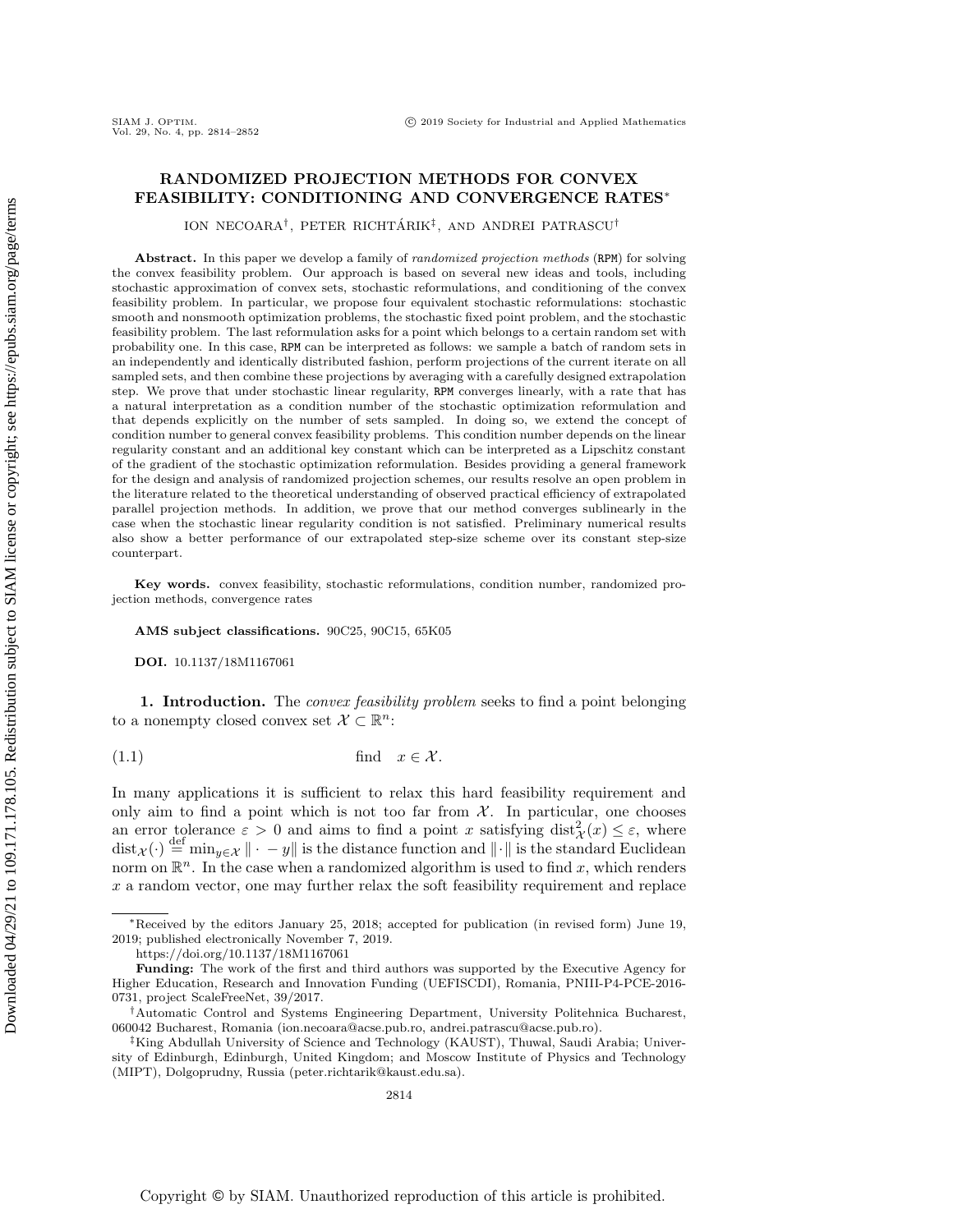# RANDOMIZED PROJECTION METHODS FOR CONVEX FEASIBILITY: CONDITIONING AND CONVERGENCE RATES*

ION NECOARA[†], PETER RICHTÁRIK[‡], AND ANDREI PATRASCU[†]

**Abstract.** In this paper we develop a family of *randomized projection methods* (RPM) for solving the convex feasibility problem. Our approach is based on several new ideas and tools, including stochastic approximation of convex sets, stochastic reformulations, and conditioning of the convex feasibility problem. In particular, we propose four equivalent stochastic reformulations: stochastic smooth and nonsmooth optimization problems, the stochastic fixed point problem, and the stochastic feasibility problem. The last reformulation asks for a point which belongs to a certain random set with probability one. In this case, RPM can be interpreted as follows: we sample a batch of random sets in an independently and identically distributed fashion, perform projections of the current iterate on all sampled sets, and then combine these projections by averaging with a carefully designed extrapolation step. We prove that under stochastic linear regularity, RPM converges linearly, with a rate that has a natural interpretation as a condition number of the stochastic optimization reformulation and that depends explicitly on the number of sets sampled. In doing so, we extend the concept of condition number to general convex feasibility problems. This condition number depends on the linear regularity constant and an additional key constant which can be interpreted as a Lipschitz constant of the gradient of the stochastic optimization reformulation. Besides providing a general framework for the design and analysis of randomized projection schemes, our results resolve an open problem in the literature related to the theoretical understanding of observed practical efficiency of extrapolated parallel projection methods. In addition, we prove that our method converges sublinearly in the case when the stochastic linear regularity condition is not satisfied. Preliminary numerical results also show a better performance of our extrapolated step-size scheme over its constant step-size counterpart.

**Key words.** convex feasibility, stochastic reformulations, condition number, randomized projection methods, convergence rates

**AMS subject classifications.** 90C25, 90C15, 65K05

**DOI.** 10.1137/18M1167061

**1. Introduction.** The *convex feasibility problem* seeks to find a point belonging to a nonempty closed convex set $\mathcal{X} \subset \mathbb{R}^n$:

$$\text{find} \quad x \in \mathcal{X}. \tag{1.1}$$

In many applications it is sufficient to relax this hard feasibility requirement and only aim to find a point which is not too far from $\mathcal{X}$. In particular, one chooses an error tolerance $\varepsilon > 0$ and aims to find a point $x$ satisfying $\text{dist}^2_{\mathcal{X}}(x) \leq \varepsilon$, where $\text{dist}_{\mathcal{X}}(\cdot) \overset{\text{def}}{=} \min_{y \in \mathcal{X}} \|\cdot - y\|$ is the distance function and $\|\cdot\|$ is the standard Euclidean norm on $\mathbb{R}^n$. In the case when a randomized algorithm is used to find $x$, which renders $x$ a random vector, one may further relax the soft feasibility requirement and replace

---

*Received by the editors January 25, 2018; accepted for publication (in revised form) June 19, 2019; published electronically November 7, 2019.
https://doi.org/10.1137/18M1167061

**Funding:** The work of the first and third authors was supported by the Executive Agency for Higher Education, Research and Innovation Funding (UEFISCDI), Romania, PNIII-P4-PCE-2016-0731, project ScaleFreeNet, 39/2017.

[†]Automatic Control and Systems Engineering Department, University Politehnica Bucharest, 060042 Bucharest, Romania (ion.necoara@acse.pub.ro, andrei.patrascu@acse.pub.ro).

[‡]King Abdullah University of Science and Technology (KAUST), Thuwal, Saudi Arabia; University of Edinburgh, Edinburgh, United Kingdom; and Moscow Institute of Physics and Technology (MIPT), Dolgoprudny, Russia (peter.richtarik@kaust.edu.sa).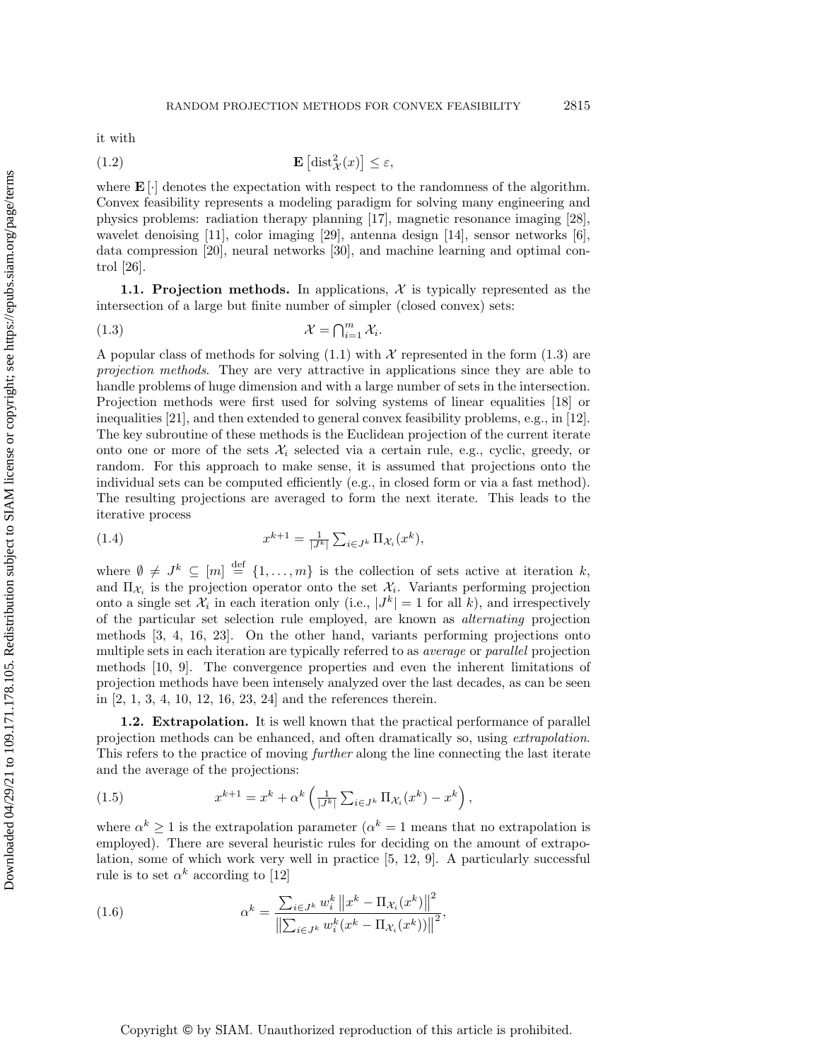it with

$$\mathbf{E}\left[\mathrm{dist}^2_{\mathcal{X}}(x)\right] \le \varepsilon, \tag{1.2}$$

where $\mathbf{E}[\cdot]$ denotes the expectation with respect to the randomness of the algorithm. Convex feasibility represents a modeling paradigm for solving many engineering and physics problems: radiation therapy planning [17], magnetic resonance imaging [28], wavelet denoising [11], color imaging [29], antenna design [14], sensor networks [6], data compression [20], neural networks [30], and machine learning and optimal control [26].

### 1.1. Projection methods.

In applications, $\mathcal{X}$ is typically represented as the intersection of a large but finite number of simpler (closed convex) sets:

$$\mathcal{X} = \textstyle\bigcap_{i=1}^m \mathcal{X}_i. \tag{1.3}$$

A popular class of methods for solving (1.1) with $\mathcal{X}$ represented in the form (1.3) are *projection methods*. They are very attractive in applications since they are able to handle problems of huge dimension and with a large number of sets in the intersection. Projection methods were first used for solving systems of linear equalities [18] or inequalities [21], and then extended to general convex feasibility problems, e.g., in [12]. The key subroutine of these methods is the Euclidean projection of the current iterate onto one or more of the sets $\mathcal{X}_i$ selected via a certain rule, e.g., cyclic, greedy, or random. For this approach to make sense, it is assumed that projections onto the individual sets can be computed efficiently (e.g., in closed form or via a fast method). The resulting projections are averaged to form the next iterate. This leads to the iterative process

$$x^{k+1} = \tfrac{1}{|J^k|} \textstyle\sum_{i \in J^k} \Pi_{\mathcal{X}_i}(x^k), \tag{1.4}$$

where $\emptyset \neq J^k \subseteq [m] \overset{\text{def}}{=} \{1, \dots, m\}$ is the collection of sets active at iteration $k$, and $\Pi_{\mathcal{X}_i}$ is the projection operator onto the set $\mathcal{X}_i$. Variants performing projection onto a single set $\mathcal{X}_i$ in each iteration only (i.e., $|J^k| = 1$ for all $k$), and irrespectively of the particular set selection rule employed, are known as *alternating* projection methods [3, 4, 16, 23]. On the other hand, variants performing projections onto multiple sets in each iteration are typically referred to as *average* or *parallel* projection methods [10, 9]. The convergence properties and even the inherent limitations of projection methods have been intensely analyzed over the last decades, as can be seen in [2, 1, 3, 4, 10, 12, 16, 23, 24] and the references therein.

### 1.2. Extrapolation.

It is well known that the practical performance of parallel projection methods can be enhanced, and often dramatically so, using *extrapolation*. This refers to the practice of moving *further* along the line connecting the last iterate and the average of the projections:

$$x^{k+1} = x^k + \alpha^k \left( \tfrac{1}{|J^k|} \textstyle\sum_{i \in J^k} \Pi_{\mathcal{X}_i}(x^k) - x^k \right), \tag{1.5}$$

where $\alpha^k \ge 1$ is the extrapolation parameter ($\alpha^k = 1$ means that no extrapolation is employed). There are several heuristic rules for deciding on the amount of extrapolation, some of which work very well in practice [5, 12, 9]. A particularly successful rule is to set $\alpha^k$ according to [12]

$$\alpha^k = \frac{\sum_{i \in J^k} w_i^k \left\| x^k - \Pi_{\mathcal{X}_i}(x^k) \right\|^2}{\left\| \sum_{i \in J^k} w_i^k (x^k - \Pi_{\mathcal{X}_i}(x^k)) \right\|^2}, \tag{1.6}$$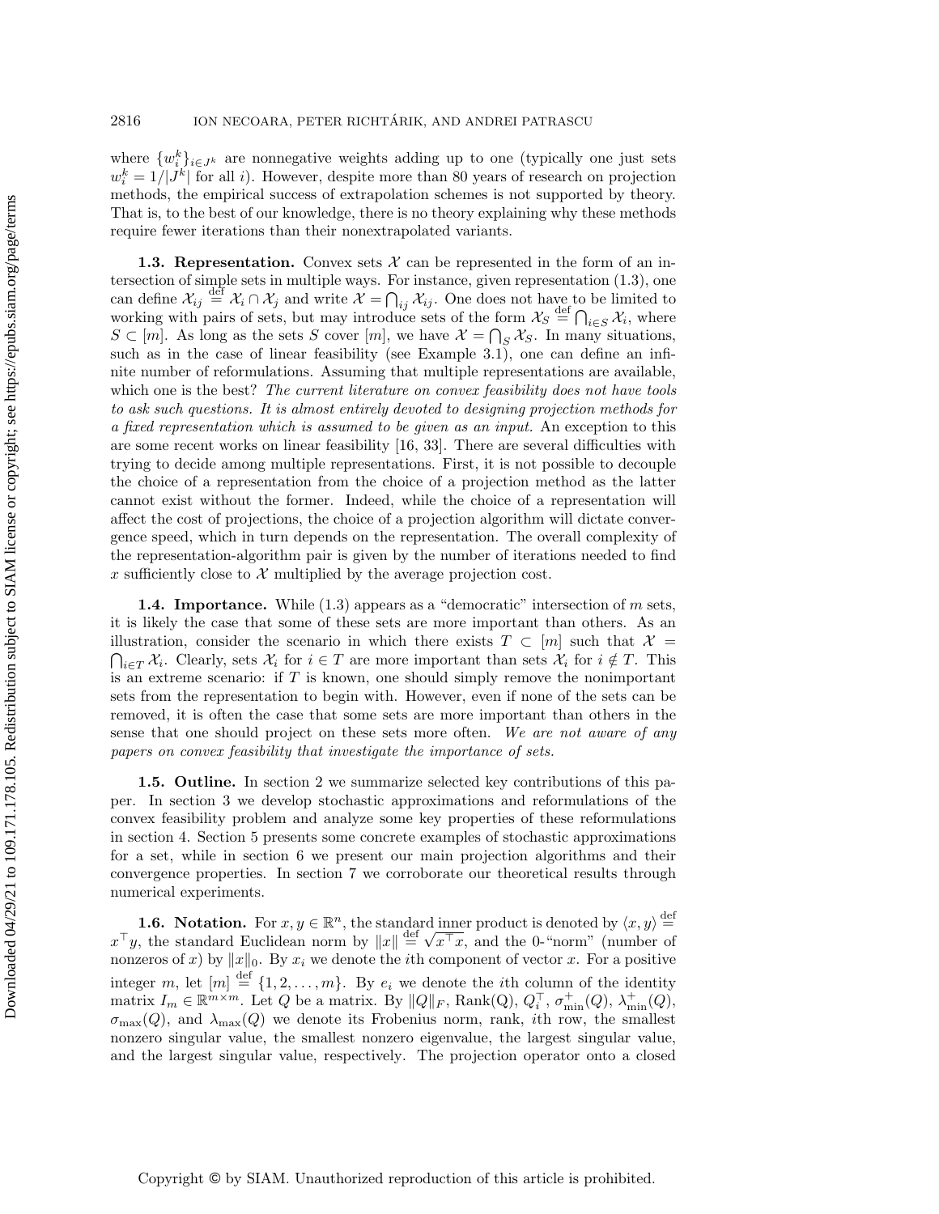where $\{w_i^k\}_{i \in J^k}$ are nonnegative weights adding up to one (typically one just sets $w_i^k = 1/|J^k|$ for all $i$). However, despite more than 80 years of research on projection methods, the empirical success of extrapolation schemes is not supported by theory. That is, to the best of our knowledge, there is no theory explaining why these methods require fewer iterations than their nonextrapolated variants.

**1.3. Representation.** Convex sets $\mathcal{X}$ can be represented in the form of an intersection of simple sets in multiple ways. For instance, given representation (1.3), one can define $\mathcal{X}_{ij} \overset{\text{def}}{=} \mathcal{X}_i \cap \mathcal{X}_j$ and write $\mathcal{X} = \bigcap_{ij} \mathcal{X}_{ij}$. One does not have to be limited to working with pairs of sets, but may introduce sets of the form $\mathcal{X}_S \overset{\text{def}}{=} \bigcap_{i \in S} \mathcal{X}_i$, where $S \subset [m]$. As long as the sets $S$ cover $[m]$, we have $\mathcal{X} = \bigcap_S \mathcal{X}_S$. In many situations, such as in the case of linear feasibility (see Example 3.1), one can define an infinite number of reformulations. Assuming that multiple representations are available, which one is the best? *The current literature on convex feasibility does not have tools to ask such questions. It is almost entirely devoted to designing projection methods for a fixed representation which is assumed to be given as an input.* An exception to this are some recent works on linear feasibility [16, 33]. There are several difficulties with trying to decide among multiple representations. First, it is not possible to decouple the choice of a representation from the choice of a projection method as the latter cannot exist without the former. Indeed, while the choice of a representation will affect the cost of projections, the choice of a projection algorithm will dictate convergence speed, which in turn depends on the representation. The overall complexity of the representation-algorithm pair is given by the number of iterations needed to find $x$ sufficiently close to $\mathcal{X}$ multiplied by the average projection cost.

**1.4. Importance.** While (1.3) appears as a "democratic" intersection of $m$ sets, it is likely the case that some of these sets are more important than others. As an illustration, consider the scenario in which there exists $T \subset [m]$ such that $\mathcal{X} = \bigcap_{i \in T} \mathcal{X}_i$. Clearly, sets $\mathcal{X}_i$ for $i \in T$ are more important than sets $\mathcal{X}_i$ for $i \notin T$. This is an extreme scenario: if $T$ is known, one should simply remove the nonimportant sets from the representation to begin with. However, even if none of the sets can be removed, it is often the case that some sets are more important than others in the sense that one should project on these sets more often. *We are not aware of any papers on convex feasibility that investigate the importance of sets.*

**1.5. Outline.** In section 2 we summarize selected key contributions of this paper. In section 3 we develop stochastic approximations and reformulations of the convex feasibility problem and analyze some key properties of these reformulations in section 4. Section 5 presents some concrete examples of stochastic approximations for a set, while in section 6 we present our main projection algorithms and their convergence properties. In section 7 we corroborate our theoretical results through numerical experiments.

**1.6. Notation.** For $x, y \in \mathbb{R}^n$, the standard inner product is denoted by $\langle x, y \rangle \overset{\text{def}}{=} x^\top y$, the standard Euclidean norm by $\|x\| \overset{\text{def}}{=} \sqrt{x^\top x}$, and the 0-"norm" (number of nonzeros of $x$) by $\|x\|_0$. By $x_i$ we denote the $i$th component of vector $x$. For a positive integer $m$, let $[m] \overset{\text{def}}{=} \{1, 2, \ldots, m\}$. By $e_i$ we denote the $i$th column of the identity matrix $I_m \in \mathbb{R}^{m \times m}$. Let $Q$ be a matrix. By $\|Q\|_F$, Rank(Q), $Q_i^\top$, $\sigma_{\min}^+(Q)$, $\lambda_{\min}^+(Q)$, $\sigma_{\max}(Q)$, and $\lambda_{\max}(Q)$ we denote its Frobenius norm, rank, $i$th row, the smallest nonzero singular value, the smallest nonzero eigenvalue, the largest singular value, and the largest singular value, respectively. The projection operator onto a closed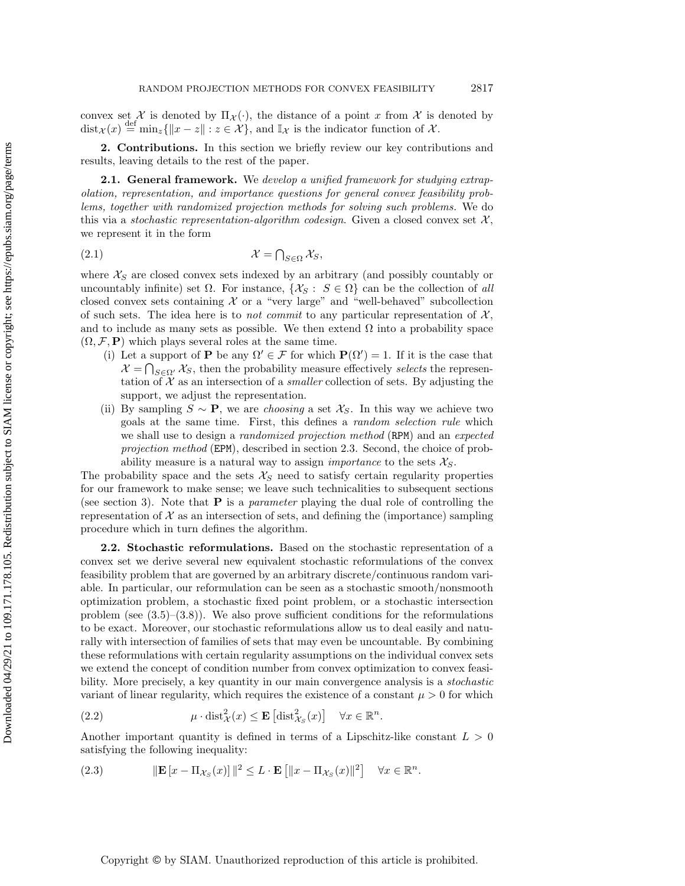convex set $\mathcal{X}$ is denoted by $\Pi_{\mathcal{X}}(\cdot)$, the distance of a point $x$ from $\mathcal{X}$ is denoted by $\mathrm{dist}_{\mathcal{X}}(x) \stackrel{\mathrm{def}}{=} \min_z\{\|x - z\| : z \in \mathcal{X}\}$, and $\mathbb{I}_{\mathcal{X}}$ is the indicator function of $\mathcal{X}$.

## 2. Contributions.

In this section we briefly review our key contributions and results, leaving details to the rest of the paper.

### 2.1. General framework.

We *develop a unified framework for studying extrapolation, representation, and importance questions for general convex feasibility problems, together with randomized projection methods for solving such problems.* We do this via a *stochastic representation-algorithm codesign*. Given a closed convex set $\mathcal{X}$, we represent it in the form

$$\mathcal{X} = \bigcap_{S\in\Omega} \mathcal{X}_S, \tag{2.1}$$

where $\mathcal{X}_S$ are closed convex sets indexed by an arbitrary (and possibly countably or uncountably infinite) set $\Omega$. For instance, $\{\mathcal{X}_S : S \in \Omega\}$ can be the collection of *all* closed convex sets containing $\mathcal{X}$ or a "very large" and "well-behaved" subcollection of such sets. The idea here is to *not commit* to any particular representation of $\mathcal{X}$, and to include as many sets as possible. We then extend $\Omega$ into a probability space $(\Omega, \mathcal{F}, \mathbf{P})$ which plays several roles at the same time.

- (i) Let a support of $\mathbf{P}$ be any $\Omega' \in \mathcal{F}$ for which $\mathbf{P}(\Omega') = 1$. If it is the case that $\mathcal{X} = \bigcap_{S\in\Omega'} \mathcal{X}_S$, then the probability measure effectively *selects* the representation of $\mathcal{X}$ as an intersection of a *smaller* collection of sets. By adjusting the support, we adjust the representation.
- (ii) By sampling $S \sim \mathbf{P}$, we are *choosing* a set $\mathcal{X}_S$. In this way we achieve two goals at the same time. First, this defines a *random selection rule* which we shall use to design a *randomized projection method* (`RPM`) and an *expected projection method* (`EPM`), described in section 2.3. Second, the choice of probability measure is a natural way to assign *importance* to the sets $\mathcal{X}_S$.

The probability space and the sets $\mathcal{X}_S$ need to satisfy certain regularity properties for our framework to make sense; we leave such technicalities to subsequent sections (see section 3). Note that $\mathbf{P}$ is a *parameter* playing the dual role of controlling the representation of $\mathcal{X}$ as an intersection of sets, and defining the (importance) sampling procedure which in turn defines the algorithm.

### 2.2. Stochastic reformulations.

Based on the stochastic representation of a convex set we derive several new equivalent stochastic reformulations of the convex feasibility problem that are governed by an arbitrary discrete/continuous random variable. In particular, our reformulation can be seen as a stochastic smooth/nonsmooth optimization problem, a stochastic fixed point problem, or a stochastic intersection problem (see (3.5)–(3.8)). We also prove sufficient conditions for the reformulations to be exact. Moreover, our stochastic reformulations allow us to deal easily and naturally with intersection of families of sets that may even be uncountable. By combining these reformulations with certain regularity assumptions on the individual convex sets we extend the concept of condition number from convex optimization to convex feasibility. More precisely, a key quantity in our main convergence analysis is a *stochastic* variant of linear regularity, which requires the existence of a constant $\mu > 0$ for which

$$\mu \cdot \mathrm{dist}^2_{\mathcal{X}}(x) \le \mathbf{E}\left[\mathrm{dist}^2_{\mathcal{X}_S}(x)\right] \quad \forall x \in \mathbb{R}^n. \tag{2.2}$$

Another important quantity is defined in terms of a Lipschitz-like constant $L > 0$ satisfying the following inequality:

$$\|\mathbf{E}\left[x - \Pi_{\mathcal{X}_S}(x)\right]\|^2 \le L \cdot \mathbf{E}\left[\|x - \Pi_{\mathcal{X}_S}(x)\|^2\right] \quad \forall x \in \mathbb{R}^n. \tag{2.3}$$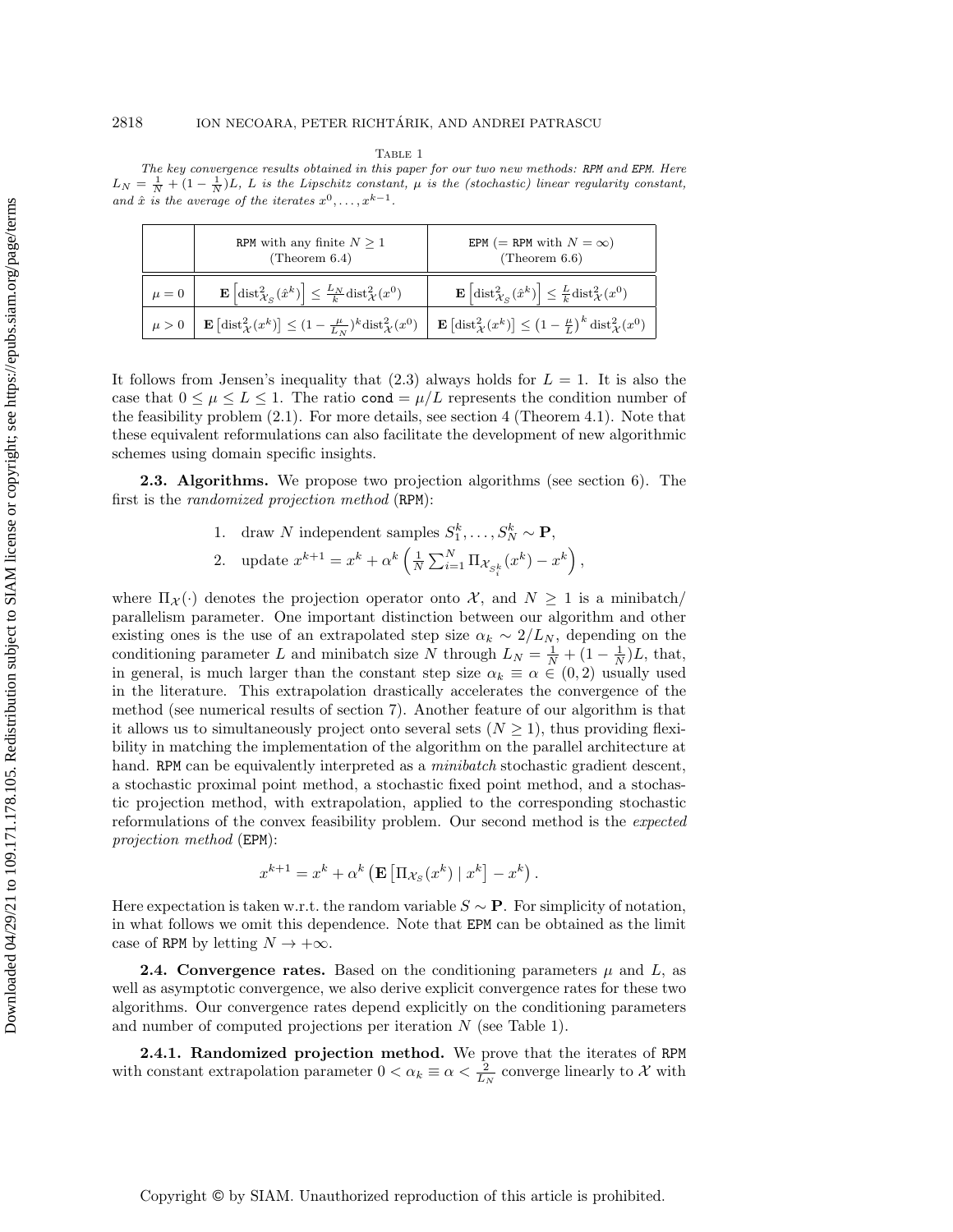Table 1

*The key convergence results obtained in this paper for our two new methods: RPM and EPM. Here $L_N = \frac{1}{N} + (1 - \frac{1}{N})L$, $L$ is the Lipschitz constant, $\mu$ is the (stochastic) linear regularity constant, and $\hat{x}$ is the average of the iterates $x^0, \ldots, x^{k-1}$.*

| | RPM with any finite $N \geq 1$ (Theorem 6.4) | EPM (= RPM with $N = \infty$) (Theorem 6.6) |
|---|---|---|
| $\mu = 0$ | $\mathbf{E}\left[\text{dist}^2_{\mathcal{X}_S}(\hat{x}^k)\right] \leq \frac{L_N}{k}\text{dist}^2_{\mathcal{X}}(x^0)$ | $\mathbf{E}\left[\text{dist}^2_{\mathcal{X}_S}(\hat{x}^k)\right] \leq \frac{L}{k}\text{dist}^2_{\mathcal{X}}(x^0)$ |
| $\mu > 0$ | $\mathbf{E}\left[\text{dist}^2_{\mathcal{X}}(x^k)\right] \leq (1 - \frac{\mu}{L_N})^k \text{dist}^2_{\mathcal{X}}(x^0)$ | $\mathbf{E}\left[\text{dist}^2_{\mathcal{X}}(x^k)\right] \leq \left(1 - \frac{\mu}{L}\right)^k \text{dist}^2_{\mathcal{X}}(x^0)$ |

It follows from Jensen's inequality that (2.3) always holds for $L = 1$. It is also the case that $0 \leq \mu \leq L \leq 1$. The ratio $\texttt{cond} = \mu/L$ represents the condition number of the feasibility problem (2.1). For more details, see section 4 (Theorem 4.1). Note that these equivalent reformulations can also facilitate the development of new algorithmic schemes using domain specific insights.

**2.3. Algorithms.** We propose two projection algorithms (see section 6). The first is the *randomized projection method* (RPM):

1. draw $N$ independent samples $S_1^k, \ldots, S_N^k \sim \mathbf{P}$,
2. update $x^{k+1} = x^k + \alpha^k \left( \frac{1}{N} \sum_{i=1}^N \Pi_{\mathcal{X}_{S_i^k}}(x^k) - x^k \right)$,

where $\Pi_{\mathcal{X}}(\cdot)$ denotes the projection operator onto $\mathcal{X}$, and $N \geq 1$ is a minibatch/parallelism parameter. One important distinction between our algorithm and other existing ones is the use of an extrapolated step size $\alpha_k \sim 2/L_N$, depending on the conditioning parameter $L$ and minibatch size $N$ through $L_N = \frac{1}{N} + (1 - \frac{1}{N})L$, that, in general, is much larger than the constant step size $\alpha_k \equiv \alpha \in (0, 2)$ usually used in the literature. This extrapolation drastically accelerates the convergence of the method (see numerical results of section 7). Another feature of our algorithm is that it allows us to simultaneously project onto several sets ($N \geq 1$), thus providing flexibility in matching the implementation of the algorithm on the parallel architecture at hand. RPM can be equivalently interpreted as a *minibatch* stochastic gradient descent, a stochastic proximal point method, a stochastic fixed point method, and a stochastic projection method, with extrapolation, applied to the corresponding stochastic reformulations of the convex feasibility problem. Our second method is the *expected projection method* (EPM):

$$x^{k+1} = x^k + \alpha^k \left( \mathbf{E}\left[\Pi_{\mathcal{X}_S}(x^k) \mid x^k\right] - x^k \right).$$

Here expectation is taken w.r.t. the random variable $S \sim \mathbf{P}$. For simplicity of notation, in what follows we omit this dependence. Note that EPM can be obtained as the limit case of RPM by letting $N \to +\infty$.

**2.4. Convergence rates.** Based on the conditioning parameters $\mu$ and $L$, as well as asymptotic convergence, we also derive explicit convergence rates for these two algorithms. Our convergence rates depend explicitly on the conditioning parameters and number of computed projections per iteration $N$ (see Table 1).

**2.4.1. Randomized projection method.** We prove that the iterates of RPM with constant extrapolation parameter $0 < \alpha_k \equiv \alpha < \frac{2}{L_N}$ converge linearly to $\mathcal{X}$ with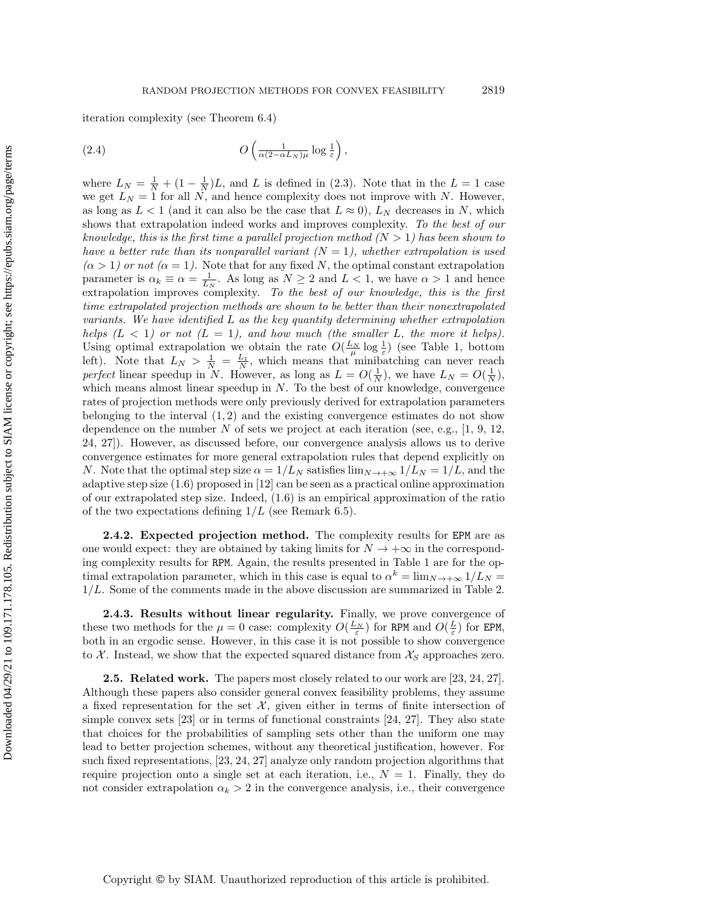iteration complexity (see Theorem 6.4)

$$O\left(\tfrac{1}{\alpha(2-\alpha L_N)\mu}\log\tfrac{1}{\varepsilon}\right), \tag{2.4}$$

where $L_N = \frac{1}{N} + (1-\frac{1}{N})L$, and $L$ is defined in (2.3). Note that in the $L=1$ case we get $L_N = 1$ for all $N$, and hence complexity does not improve with $N$. However, as long as $L<1$ (and it can also be the case that $L\approx 0$), $L_N$ decreases in $N$, which shows that extrapolation indeed works and improves complexity. *To the best of our knowledge, this is the first time a parallel projection method ($N>1$) has been shown to have a better rate than its nonparallel variant ($N=1$), whether extrapolation is used ($\alpha>1$) or not ($\alpha=1$).* Note that for any fixed $N$, the optimal constant extrapolation parameter is $\alpha_k\equiv\alpha=\frac{1}{L_N}$. As long as $N\geq 2$ and $L<1$, we have $\alpha>1$ and hence extrapolation improves complexity. *To the best of our knowledge, this is the first time extrapolated projection methods are shown to be better than their nonextrapolated variants. We have identified $L$ as the key quantity determining whether extrapolation helps ($L<1$) or not ($L=1$), and how much (the smaller $L$, the more it helps).* Using optimal extrapolation we obtain the rate $O(\frac{L_N}{\mu}\log\frac{1}{\varepsilon})$ (see Table 1, bottom left). Note that $L_N > \frac{1}{N} = \frac{L_1}{N}$, which means that minibatching can never reach *perfect* linear speedup in $N$. However, as long as $L = O(\frac{1}{N})$, we have $L_N = O(\frac{1}{N})$, which means almost linear speedup in $N$. To the best of our knowledge, convergence rates of projection methods were only previously derived for extrapolation parameters belonging to the interval $(1,2)$ and the existing convergence estimates do not show dependence on the number $N$ of sets we project at each iteration (see, e.g., [1, 9, 12, 24, 27]). However, as discussed before, our convergence analysis allows us to derive convergence estimates for more general extrapolation rules that depend explicitly on $N$. Note that the optimal step size $\alpha = 1/L_N$ satisfies $\lim_{N\to+\infty} 1/L_N = 1/L$, and the adaptive step size (1.6) proposed in [12] can be seen as a practical online approximation of our extrapolated step size. Indeed, (1.6) is an empirical approximation of the ratio of the two expectations defining $1/L$ (see Remark 6.5).

**2.4.2. Expected projection method.** The complexity results for EPM are as one would expect: they are obtained by taking limits for $N\to+\infty$ in the corresponding complexity results for RPM. Again, the results presented in Table 1 are for the optimal extrapolation parameter, which in this case is equal to $\alpha^k = \lim_{N\to+\infty} 1/L_N = 1/L$. Some of the comments made in the above discussion are summarized in Table 2.

**2.4.3. Results without linear regularity.** Finally, we prove convergence of these two methods for the $\mu=0$ case: complexity $O(\frac{L_N}{\varepsilon})$ for RPM and $O(\frac{L}{\varepsilon})$ for EPM, both in an ergodic sense. However, in this case it is not possible to show convergence to $\mathcal{X}$. Instead, we show that the expected squared distance from $\mathcal{X}_S$ approaches zero.

**2.5. Related work.** The papers most closely related to our work are [23, 24, 27]. Although these papers also consider general convex feasibility problems, they assume a fixed representation for the set $\mathcal{X}$, given either in terms of finite intersection of simple convex sets [23] or in terms of functional constraints [24, 27]. They also state that choices for the probabilities of sampling sets other than the uniform one may lead to better projection schemes, without any theoretical justification, however. For such fixed representations, [23, 24, 27] analyze only random projection algorithms that require projection onto a single set at each iteration, i.e., $N=1$. Finally, they do not consider extrapolation $\alpha_k > 2$ in the convergence analysis, i.e., their convergence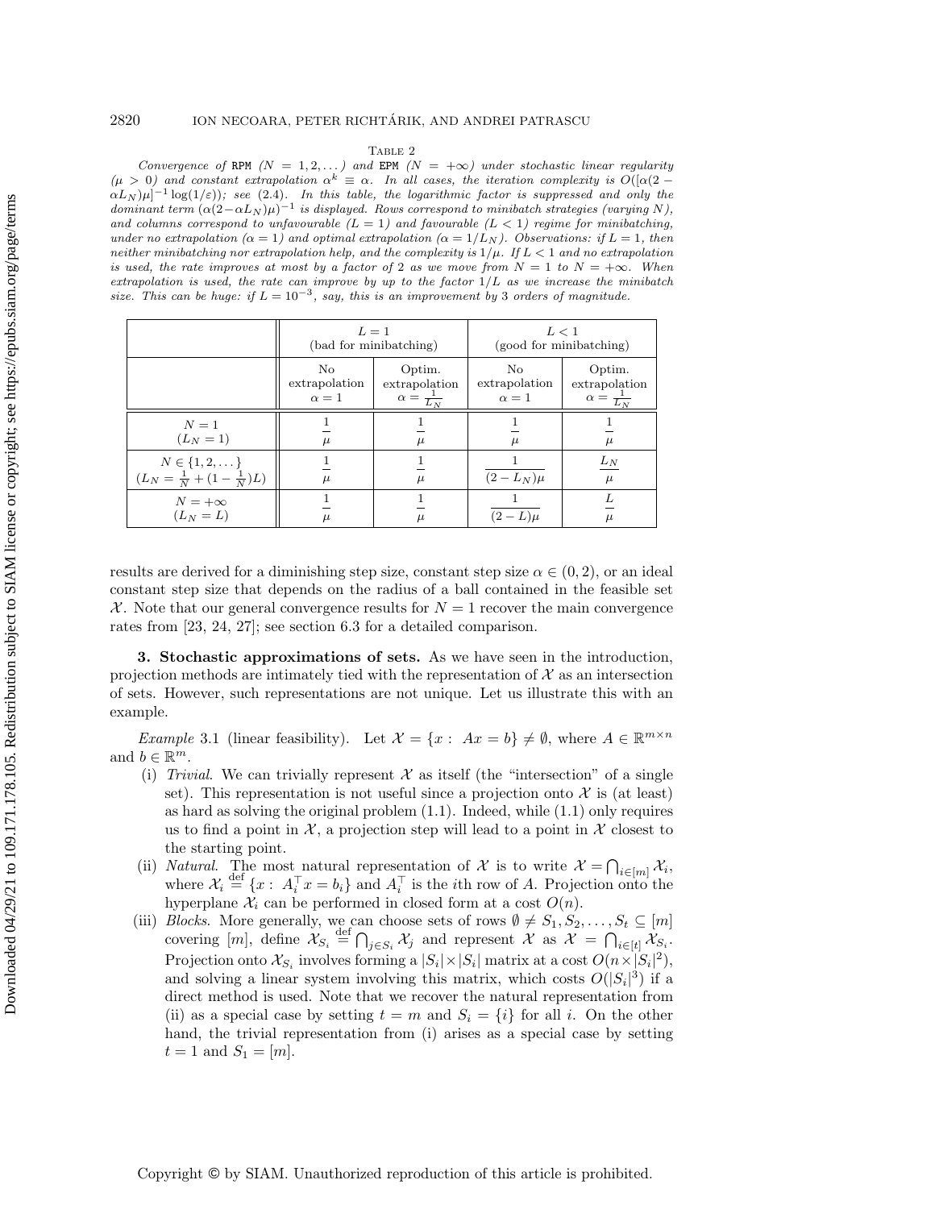Table 2

*Convergence of* RPM $(N = 1, 2, \dots)$ *and* EPM $(N = +\infty)$ *under stochastic linear regularity* $(\mu > 0)$ *and constant extrapolation* $\alpha^k \equiv \alpha$. *In all cases, the iteration complexity is* $O([\alpha(2 - \alpha L_N)\mu]^{-1} \log(1/\varepsilon))$; *see* (2.4). *In this table, the logarithmic factor is suppressed and only the dominant term* $(\alpha(2-\alpha L_N)\mu)^{-1}$ *is displayed. Rows correspond to minibatch strategies (varying* $N$*), and columns correspond to unfavourable* $(L = 1)$ *and favourable* $(L < 1)$ *regime for minibatching, under no extrapolation* $(\alpha = 1)$ *and optimal extrapolation* $(\alpha = 1/L_N)$. *Observations: if* $L = 1$*, then neither minibatching nor extrapolation help, and the complexity is* $1/\mu$. *If* $L < 1$ *and no extrapolation is used, the rate improves at most by a factor of 2 as we move from* $N = 1$ *to* $N = +\infty$. *When extrapolation is used, the rate can improve by up to the factor* $1/L$ *as we increase the minibatch size. This can be huge: if* $L = 10^{-3}$*, say, this is an improvement by 3 orders of magnitude.*

| | $L = 1$ (bad for minibatching) | | $L < 1$ (good for minibatching) | |
|---|---|---|---|---|
| | No extrapolation $\alpha = 1$ | Optim. extrapolation $\alpha = \frac{1}{L_N}$ | No extrapolation $\alpha = 1$ | Optim. extrapolation $\alpha = \frac{1}{L_N}$ |
| $N = 1$ $(L_N = 1)$ | $\frac{1}{\mu}$ | $\frac{1}{\mu}$ | $\frac{1}{\mu}$ | $\frac{1}{\mu}$ |
| $N \in \{1, 2, \dots\}$ $(L_N = \frac{1}{N} + (1 - \frac{1}{N})L)$ | $\frac{1}{\mu}$ | $\frac{1}{\mu}$ | $\frac{1}{(2 - L_N)\mu}$ | $\frac{L_N}{\mu}$ |
| $N = +\infty$ $(L_N = L)$ | $\frac{1}{\mu}$ | $\frac{1}{\mu}$ | $\frac{1}{(2 - L)\mu}$ | $\frac{L}{\mu}$ |

results are derived for a diminishing step size, constant step size $\alpha \in (0, 2)$, or an ideal constant step size that depends on the radius of a ball contained in the feasible set $\mathcal{X}$. Note that our general convergence results for $N = 1$ recover the main convergence rates from [23, 24, 27]; see section 6.3 for a detailed comparison.

## 3. Stochastic approximations of sets.

As we have seen in the introduction, projection methods are intimately tied with the representation of $\mathcal{X}$ as an intersection of sets. However, such representations are not unique. Let us illustrate this with an example.

*Example* 3.1 (linear feasibility). Let $\mathcal{X} = \{x : Ax = b\} \neq \emptyset$, where $A \in \mathbb{R}^{m \times n}$ and $b \in \mathbb{R}^m$.

- (i) *Trivial*. We can trivially represent $\mathcal{X}$ as itself (the "intersection" of a single set). This representation is not useful since a projection onto $\mathcal{X}$ is (at least) as hard as solving the original problem (1.1). Indeed, while (1.1) only requires us to find a point in $\mathcal{X}$, a projection step will lead to a point in $\mathcal{X}$ closest to the starting point.
- (ii) *Natural*. The most natural representation of $\mathcal{X}$ is to write $\mathcal{X} = \bigcap_{i \in [m]} \mathcal{X}_i$, where $\mathcal{X}_i \stackrel{\text{def}}{=} \{x : A_i^\top x = b_i\}$ and $A_i^\top$ is the $i$th row of $A$. Projection onto the hyperplane $\mathcal{X}_i$ can be performed in closed form at a cost $O(n)$.
- (iii) *Blocks*. More generally, we can choose sets of rows $\emptyset \neq S_1, S_2, \dots, S_t \subseteq [m]$ covering $[m]$, define $\mathcal{X}_{S_i} \stackrel{\text{def}}{=} \bigcap_{j \in S_i} \mathcal{X}_j$ and represent $\mathcal{X}$ as $\mathcal{X} = \bigcap_{i \in [t]} \mathcal{X}_{S_i}$. Projection onto $\mathcal{X}_{S_i}$ involves forming a $|S_i| \times |S_i|$ matrix at a cost $O(n \times |S_i|^2)$, and solving a linear system involving this matrix, which costs $O(|S_i|^3)$ if a direct method is used. Note that we recover the natural representation from (ii) as a special case by setting $t = m$ and $S_i = \{i\}$ for all $i$. On the other hand, the trivial representation from (i) arises as a special case by setting $t = 1$ and $S_1 = [m]$.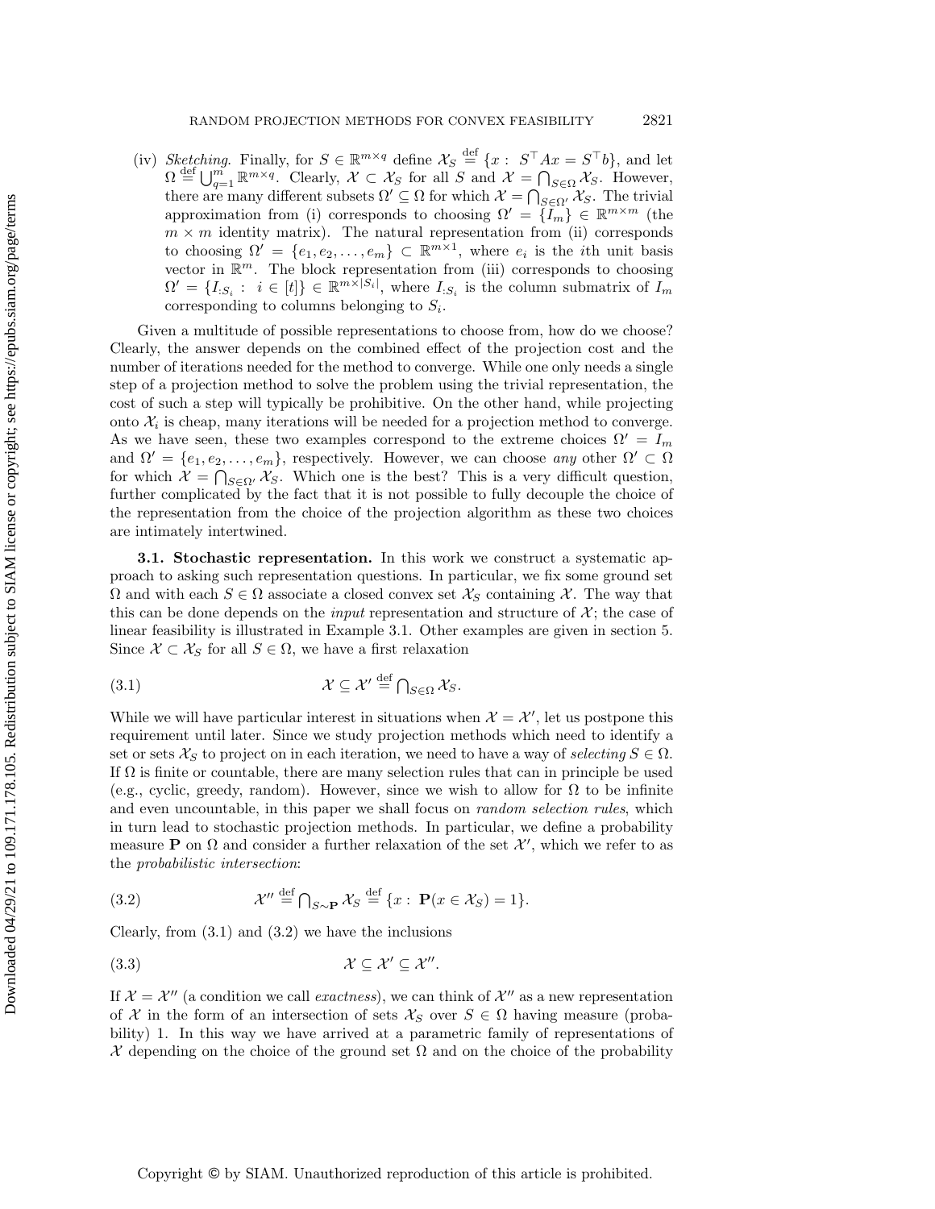(iv) *Sketching*. Finally, for $S \in \mathbb{R}^{m\times q}$ define $\mathcal{X}_S \overset{\text{def}}{=} \{x : \; S^\top A x = S^\top b\}$, and let $\Omega \overset{\text{def}}{=} \bigcup_{q=1}^m \mathbb{R}^{m\times q}$. Clearly, $\mathcal{X} \subset \mathcal{X}_S$ for all $S$ and $\mathcal{X} = \bigcap_{S\in\Omega} \mathcal{X}_S$. However, there are many different subsets $\Omega' \subseteq \Omega$ for which $\mathcal{X} = \bigcap_{S\in\Omega'} \mathcal{X}_S$. The trivial approximation from (i) corresponds to choosing $\Omega' = \{I_m\} \in \mathbb{R}^{m\times m}$ (the $m \times m$ identity matrix). The natural representation from (ii) corresponds to choosing $\Omega' = \{e_1, e_2, \ldots, e_m\} \subset \mathbb{R}^{m\times 1}$, where $e_i$ is the $i$th unit basis vector in $\mathbb{R}^m$. The block representation from (iii) corresponds to choosing $\Omega' = \{I_{:S_i} : \; i \in [t]\} \in \mathbb{R}^{m\times |S_i|}$, where $I_{:S_i}$ is the column submatrix of $I_m$ corresponding to columns belonging to $S_i$.

Given a multitude of possible representations to choose from, how do we choose? Clearly, the answer depends on the combined effect of the projection cost and the number of iterations needed for the method to converge. While one only needs a single step of a projection method to solve the problem using the trivial representation, the cost of such a step will typically be prohibitive. On the other hand, while projecting onto $\mathcal{X}_i$ is cheap, many iterations will be needed for a projection method to converge. As we have seen, these two examples correspond to the extreme choices $\Omega' = I_m$ and $\Omega' = \{e_1, e_2, \ldots, e_m\}$, respectively. However, we can choose *any* other $\Omega' \subset \Omega$ for which $\mathcal{X} = \bigcap_{S\in\Omega'} \mathcal{X}_S$. Which one is the best? This is a very difficult question, further complicated by the fact that it is not possible to fully decouple the choice of the representation from the choice of the projection algorithm as these two choices are intimately intertwined.

**3.1. Stochastic representation.** In this work we construct a systematic approach to asking such representation questions. In particular, we fix some ground set $\Omega$ and with each $S \in \Omega$ associate a closed convex set $\mathcal{X}_S$ containing $\mathcal{X}$. The way that this can be done depends on the *input* representation and structure of $\mathcal{X}$; the case of linear feasibility is illustrated in Example 3.1. Other examples are given in section 5. Since $\mathcal{X} \subset \mathcal{X}_S$ for all $S \in \Omega$, we have a first relaxation

$$\mathcal{X} \subseteq \mathcal{X}' \overset{\text{def}}{=} \bigcap_{S\in\Omega} \mathcal{X}_S. \tag{3.1}$$

While we will have particular interest in situations when $\mathcal{X} = \mathcal{X}'$, let us postpone this requirement until later. Since we study projection methods which need to identify a set or sets $\mathcal{X}_S$ to project on in each iteration, we need to have a way of *selecting* $S \in \Omega$. If $\Omega$ is finite or countable, there are many selection rules that can in principle be used (e.g., cyclic, greedy, random). However, since we wish to allow for $\Omega$ to be infinite and even uncountable, in this paper we shall focus on *random selection rules*, which in turn lead to stochastic projection methods. In particular, we define a probability measure $\mathbf{P}$ on $\Omega$ and consider a further relaxation of the set $\mathcal{X}'$, which we refer to as the *probabilistic intersection*:

$$\mathcal{X}'' \overset{\text{def}}{=} \bigcap_{S\sim\mathbf{P}} \mathcal{X}_S \overset{\text{def}}{=} \{x : \; \mathbf{P}(x \in \mathcal{X}_S) = 1\}. \tag{3.2}$$

Clearly, from (3.1) and (3.2) we have the inclusions

$$\mathcal{X} \subseteq \mathcal{X}' \subseteq \mathcal{X}''. \tag{3.3}$$

If $\mathcal{X} = \mathcal{X}''$ (a condition we call *exactness*), we can think of $\mathcal{X}''$ as a new representation of $\mathcal{X}$ in the form of an intersection of sets $\mathcal{X}_S$ over $S \in \Omega$ having measure (probability) 1. In this way we have arrived at a parametric family of representations of $\mathcal{X}$ depending on the choice of the ground set $\Omega$ and on the choice of the probability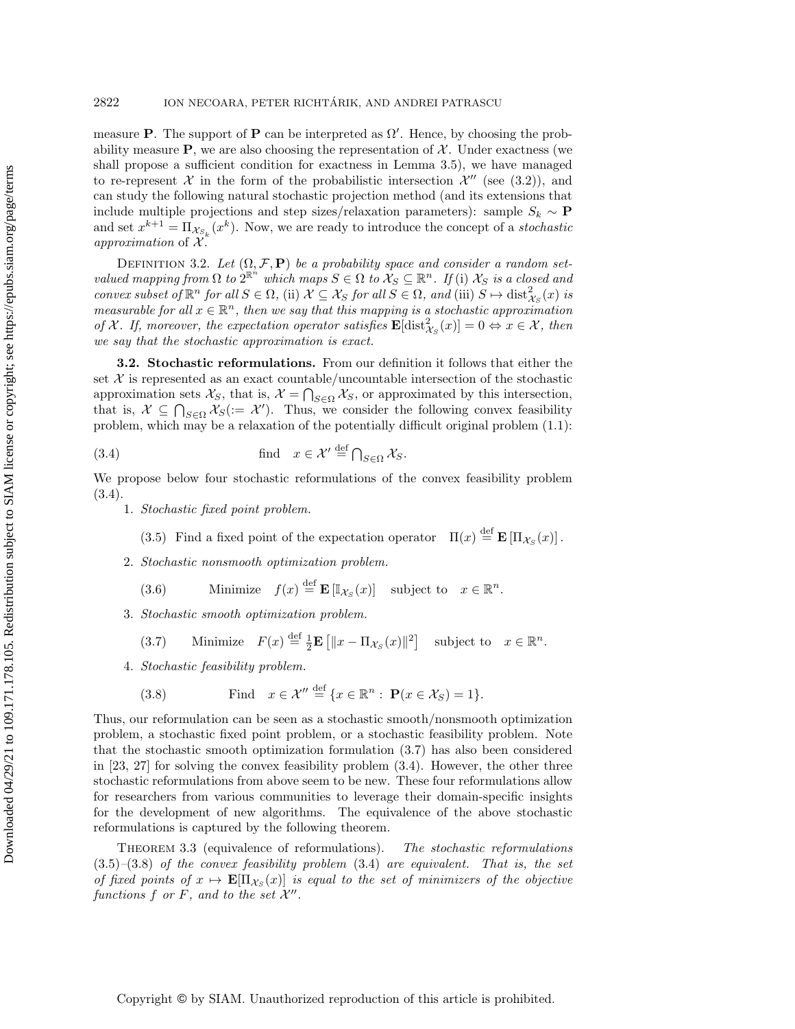measure $\mathbf{P}$. The support of $\mathbf{P}$ can be interpreted as $\Omega'$. Hence, by choosing the probability measure $\mathbf{P}$, we are also choosing the representation of $\mathcal{X}$. Under exactness (we shall propose a sufficient condition for exactness in Lemma 3.5), we have managed to re-represent $\mathcal{X}$ in the form of the probabilistic intersection $\mathcal{X}''$ (see (3.2)), and can study the following natural stochastic projection method (and its extensions that include multiple projections and step sizes/relaxation parameters): sample $S_k \sim \mathbf{P}$ and set $x^{k+1} = \Pi_{\mathcal{X}_{S_k}}(x^k)$. Now, we are ready to introduce the concept of a *stochastic approximation* of $\mathcal{X}$.

Definition 3.2. *Let $(\Omega, \mathcal{F}, \mathbf{P})$ be a probability space and consider a random set-valued mapping from $\Omega$ to $2^{\mathbb{R}^n}$ which maps $S \in \Omega$ to $\mathcal{X}_S \subseteq \mathbb{R}^n$. If* (i) *$\mathcal{X}_S$ is a closed and convex subset of $\mathbb{R}^n$ for all $S \in \Omega$,* (ii) *$\mathcal{X} \subseteq \mathcal{X}_S$ for all $S \in \Omega$, and* (iii) *$S \mapsto \mathrm{dist}^2_{\mathcal{X}_S}(x)$ is measurable for all $x \in \mathbb{R}^n$, then we say that this mapping is a stochastic approximation of $\mathcal{X}$. If, moreover, the expectation operator satisfies $\mathbf{E}[\mathrm{dist}^2_{\mathcal{X}_S}(x)] = 0 \Leftrightarrow x \in \mathcal{X}$, then we say that the stochastic approximation is exact.*

**3.2. Stochastic reformulations.** From our definition it follows that either the set $\mathcal{X}$ is represented as an exact countable/uncountable intersection of the stochastic approximation sets $\mathcal{X}_S$, that is, $\mathcal{X} = \bigcap_{S\in\Omega} \mathcal{X}_S$, or approximated by this intersection, that is, $\mathcal{X} \subseteq \bigcap_{S\in\Omega} \mathcal{X}_S (:= \mathcal{X}')$. Thus, we consider the following convex feasibility problem, which may be a relaxation of the potentially difficult original problem (1.1):

$$\text{find} \quad x \in \mathcal{X}' \overset{\text{def}}{=} \textstyle\bigcap_{S\in\Omega} \mathcal{X}_S. \tag{3.4}$$

We propose below four stochastic reformulations of the convex feasibility problem (3.4).

1. *Stochastic fixed point problem.*
$$\text{Find a fixed point of the expectation operator} \quad \Pi(x) \overset{\text{def}}{=} \mathbf{E}\left[\Pi_{\mathcal{X}_S}(x)\right]. \tag{3.5}$$
2. *Stochastic nonsmooth optimization problem.*
$$\text{Minimize} \quad f(x) \overset{\text{def}}{=} \mathbf{E}\left[\mathbb{I}_{\mathcal{X}_S}(x)\right] \quad \text{subject to} \quad x \in \mathbb{R}^n. \tag{3.6}$$
3. *Stochastic smooth optimization problem.*
$$\text{Minimize} \quad F(x) \overset{\text{def}}{=} \tfrac{1}{2}\mathbf{E}\left[\|x - \Pi_{\mathcal{X}_S}(x)\|^2\right] \quad \text{subject to} \quad x \in \mathbb{R}^n. \tag{3.7}$$
4. *Stochastic feasibility problem.*
$$\text{Find} \quad x \in \mathcal{X}'' \overset{\text{def}}{=} \{x \in \mathbb{R}^n : \ \mathbf{P}(x \in \mathcal{X}_S) = 1\}. \tag{3.8}$$

Thus, our reformulation can be seen as a stochastic smooth/nonsmooth optimization problem, a stochastic fixed point problem, or a stochastic feasibility problem. Note that the stochastic smooth optimization formulation (3.7) has also been considered in [23, 27] for solving the convex feasibility problem (3.4). However, the other three stochastic reformulations from above seem to be new. These four reformulations allow for researchers from various communities to leverage their domain-specific insights for the development of new algorithms. The equivalence of the above stochastic reformulations is captured by the following theorem.

Theorem 3.3 (equivalence of reformulations). *The stochastic reformulations* (3.5)–(3.8) *of the convex feasibility problem* (3.4) *are equivalent. That is, the set of fixed points of $x \mapsto \mathbf{E}[\Pi_{\mathcal{X}_S}(x)]$ is equal to the set of minimizers of the objective functions $f$ or $F$, and to the set $\mathcal{X}''$.*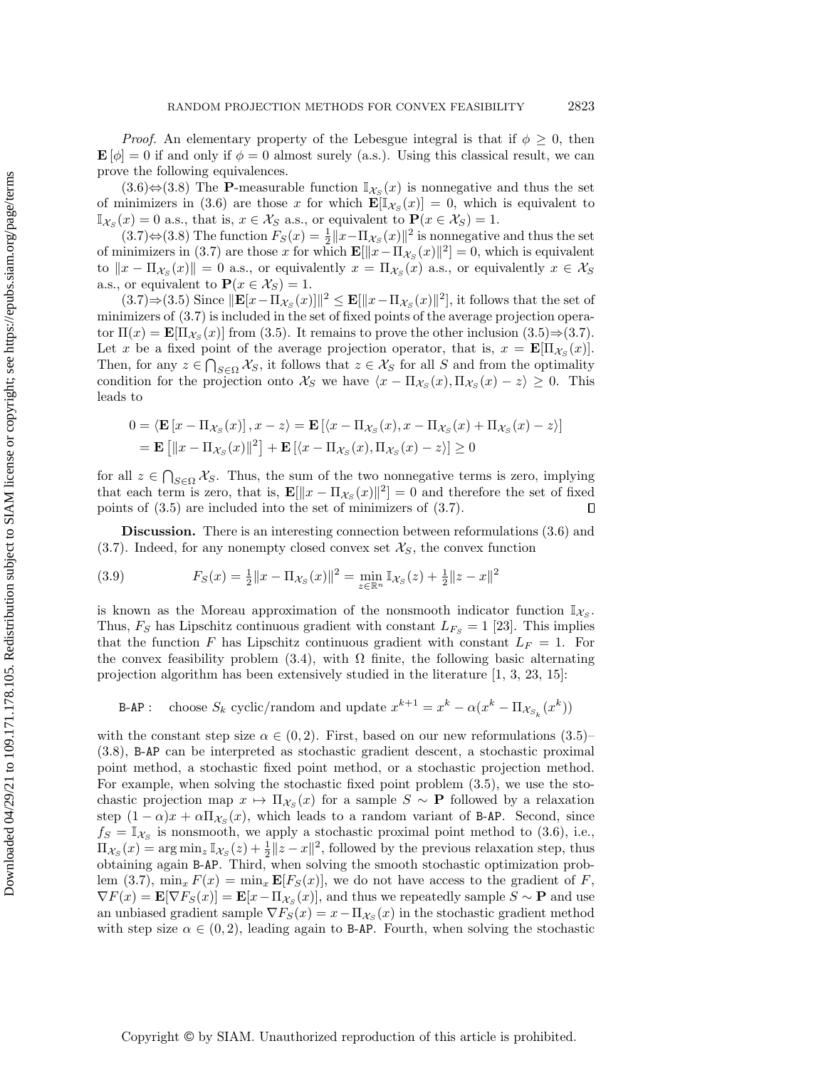*Proof.* An elementary property of the Lebesgue integral is that if $\phi \geq 0$, then $\mathbf{E}[\phi] = 0$ if and only if $\phi = 0$ almost surely (a.s.). Using this classical result, we can prove the following equivalences.

(3.6)$\Leftrightarrow$(3.8) The $\mathbf{P}$-measurable function $\mathbb{I}_{\mathcal{X}_S}(x)$ is nonnegative and thus the set of minimizers in (3.6) are those $x$ for which $\mathbf{E}[\mathbb{I}_{\mathcal{X}_S}(x)] = 0$, which is equivalent to $\mathbb{I}_{\mathcal{X}_S}(x) = 0$ a.s., that is, $x \in \mathcal{X}_S$ a.s., or equivalent to $\mathbf{P}(x \in \mathcal{X}_S) = 1$.

(3.7)$\Leftrightarrow$(3.8) The function $F_S(x) = \frac{1}{2}\|x - \Pi_{\mathcal{X}_S}(x)\|^2$ is nonnegative and thus the set of minimizers in (3.7) are those $x$ for which $\mathbf{E}[\|x - \Pi_{\mathcal{X}_S}(x)\|^2] = 0$, which is equivalent to $\|x - \Pi_{\mathcal{X}_S}(x)\| = 0$ a.s., or equivalently $x = \Pi_{\mathcal{X}_S}(x)$ a.s., or equivalently $x \in \mathcal{X}_S$ a.s., or equivalent to $\mathbf{P}(x \in \mathcal{X}_S) = 1$.

(3.7)$\Rightarrow$(3.5) Since $\|\mathbf{E}[x - \Pi_{\mathcal{X}_S}(x)]\|^2 \leq \mathbf{E}[\|x - \Pi_{\mathcal{X}_S}(x)\|^2]$, it follows that the set of minimizers of (3.7) is included in the set of fixed points of the average projection operator $\Pi(x) = \mathbf{E}[\Pi_{\mathcal{X}_S}(x)]$ from (3.5). It remains to prove the other inclusion (3.5)$\Rightarrow$(3.7). Let $x$ be a fixed point of the average projection operator, that is, $x = \mathbf{E}[\Pi_{\mathcal{X}_S}(x)]$. Then, for any $z \in \bigcap_{S \in \Omega} \mathcal{X}_S$, it follows that $z \in \mathcal{X}_S$ for all $S$ and from the optimality condition for the projection onto $\mathcal{X}_S$ we have $\langle x - \Pi_{\mathcal{X}_S}(x), \Pi_{\mathcal{X}_S}(x) - z\rangle \geq 0$. This leads to

$$
\begin{aligned}
0 &= \langle \mathbf{E}\left[x - \Pi_{\mathcal{X}_S}(x)\right], x - z\rangle = \mathbf{E}\left[\langle x - \Pi_{\mathcal{X}_S}(x), x - \Pi_{\mathcal{X}_S}(x) + \Pi_{\mathcal{X}_S}(x) - z\rangle\right] \\
&= \mathbf{E}\left[\|x - \Pi_{\mathcal{X}_S}(x)\|^2\right] + \mathbf{E}\left[\langle x - \Pi_{\mathcal{X}_S}(x), \Pi_{\mathcal{X}_S}(x) - z\rangle\right] \geq 0
\end{aligned}
$$

for all $z \in \bigcap_{S \in \Omega} \mathcal{X}_S$. Thus, the sum of the two nonnegative terms is zero, implying that each term is zero, that is, $\mathbf{E}[\|x - \Pi_{\mathcal{X}_S}(x)\|^2] = 0$ and therefore the set of fixed points of (3.5) are included into the set of minimizers of (3.7). $\square$

**Discussion.** There is an interesting connection between reformulations (3.6) and (3.7). Indeed, for any nonempty closed convex set $\mathcal{X}_S$, the convex function

$$
F_S(x) = \tfrac{1}{2}\|x - \Pi_{\mathcal{X}_S}(x)\|^2 = \min_{z \in \mathbb{R}^n} \mathbb{I}_{\mathcal{X}_S}(z) + \tfrac{1}{2}\|z - x\|^2 \tag{3.9}
$$

is known as the Moreau approximation of the nonsmooth indicator function $\mathbb{I}_{\mathcal{X}_S}$. Thus, $F_S$ has Lipschitz continuous gradient with constant $L_{F_S} = 1$ [23]. This implies that the function $F$ has Lipschitz continuous gradient with constant $L_F = 1$. For the convex feasibility problem (3.4), with $\Omega$ finite, the following basic alternating projection algorithm has been extensively studied in the literature [1, 3, 23, 15]:

$$
\texttt{B-AP}: \quad \text{choose } S_k \text{ cyclic/random and update } x^{k+1} = x^k - \alpha(x^k - \Pi_{\mathcal{X}_{S_k}}(x^k))
$$

with the constant step size $\alpha \in (0, 2)$. First, based on our new reformulations (3.5)–(3.8), B-AP can be interpreted as stochastic gradient descent, a stochastic proximal point method, a stochastic fixed point method, or a stochastic projection method. For example, when solving the stochastic fixed point problem (3.5), we use the stochastic projection map $x \mapsto \Pi_{\mathcal{X}_S}(x)$ for a sample $S \sim \mathbf{P}$ followed by a relaxation step $(1-\alpha)x + \alpha\Pi_{\mathcal{X}_S}(x)$, which leads to a random variant of B-AP. Second, since $f_S = \mathbb{I}_{\mathcal{X}_S}$ is nonsmooth, we apply a stochastic proximal point method to (3.6), i.e., $\Pi_{\mathcal{X}_S}(x) = \arg\min_z \mathbb{I}_{\mathcal{X}_S}(z) + \frac{1}{2}\|z - x\|^2$, followed by the previous relaxation step, thus obtaining again B-AP. Third, when solving the smooth stochastic optimization problem (3.7), $\min_x F(x) = \min_x \mathbf{E}[F_S(x)]$, we do not have access to the gradient of $F$, $\nabla F(x) = \mathbf{E}[\nabla F_S(x)] = \mathbf{E}[x - \Pi_{\mathcal{X}_S}(x)]$, and thus we repeatedly sample $S \sim \mathbf{P}$ and use an unbiased gradient sample $\nabla F_S(x) = x - \Pi_{\mathcal{X}_S}(x)$ in the stochastic gradient method with step size $\alpha \in (0, 2)$, leading again to B-AP. Fourth, when solving the stochastic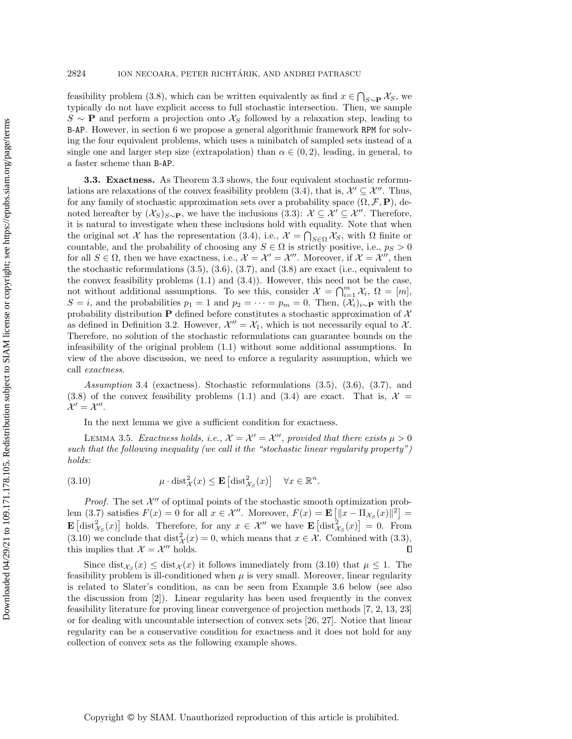feasibility problem (3.8), which can be written equivalently as find $x \in \bigcap_{S\sim \mathbf{P}} \mathcal{X}_S$, we typically do not have explicit access to full stochastic intersection. Then, we sample $S \sim \mathbf{P}$ and perform a projection onto $\mathcal{X}_S$ followed by a relaxation step, leading to B-AP. However, in section 6 we propose a general algorithmic framework RPM for solving the four equivalent problems, which uses a minibatch of sampled sets instead of a single one and larger step size (extrapolation) than $\alpha \in (0, 2)$, leading, in general, to a faster scheme than B-AP.

### 3.3. Exactness.

As Theorem 3.3 shows, the four equivalent stochastic reformulations are relaxations of the convex feasibility problem (3.4), that is, $\mathcal{X}' \subseteq \mathcal{X}''$. Thus, for any family of stochastic approximation sets over a probability space $(\Omega, \mathcal{F}, \mathbf{P})$, denoted hereafter by $(\mathcal{X}_S)_{S\sim\mathbf{P}}$, we have the inclusions (3.3): $\mathcal{X} \subseteq \mathcal{X}' \subseteq \mathcal{X}''$. Therefore, it is natural to investigate when these inclusions hold with equality. Note that when the original set $\mathcal{X}$ has the representation (3.4), i.e., $\mathcal{X} = \bigcap_{S\in\Omega} \mathcal{X}_S$, with $\Omega$ finite or countable, and the probability of choosing any $S \in \Omega$ is strictly positive, i.e., $p_S > 0$ for all $S \in \Omega$, then we have exactness, i.e., $\mathcal{X} = \mathcal{X}' = \mathcal{X}''$. Moreover, if $\mathcal{X} = \mathcal{X}''$, then the stochastic reformulations (3.5), (3.6), (3.7), and (3.8) are exact (i.e., equivalent to the convex feasibility problems (1.1) and (3.4)). However, this need not be the case, not without additional assumptions. To see this, consider $\mathcal{X} = \bigcap_{i=1}^m \mathcal{X}_i$, $\Omega = [m]$, $S = i$, and the probabilities $p_1 = 1$ and $p_2 = \cdots = p_m = 0$. Then, $(\mathcal{X}_i)_{i\sim\mathbf{P}}$ with the probability distribution $\mathbf{P}$ defined before constitutes a stochastic approximation of $\mathcal{X}$ as defined in Definition 3.2. However, $\mathcal{X}'' = \mathcal{X}_1$, which is not necessarily equal to $\mathcal{X}$. Therefore, no solution of the stochastic reformulations can guarantee bounds on the infeasibility of the original problem (1.1) without some additional assumptions. In view of the above discussion, we need to enforce a regularity assumption, which we call *exactness*.

*Assumption* 3.4 (exactness). Stochastic reformulations (3.5), (3.6), (3.7), and (3.8) of the convex feasibility problems (1.1) and (3.4) are exact. That is, $\mathcal{X} = \mathcal{X}' = \mathcal{X}''$.

In the next lemma we give a sufficient condition for exactness.

LEMMA 3.5. *Exactness holds, i.e., $\mathcal{X} = \mathcal{X}' = \mathcal{X}''$, provided that there exists $\mu > 0$ such that the following inequality (we call it the "stochastic linear regularity property") holds:*

$$\mu \cdot \operatorname{dist}^2_{\mathcal{X}}(x) \le \mathbf{E}\left[\operatorname{dist}^2_{\mathcal{X}_S}(x)\right] \quad \forall x \in \mathbb{R}^n. \tag{3.10}$$

*Proof.* The set $\mathcal{X}''$ of optimal points of the stochastic smooth optimization problem (3.7) satisfies $F(x) = 0$ for all $x \in \mathcal{X}''$. Moreover, $F(x) = \mathbf{E}\left[\|x - \Pi_{\mathcal{X}_S}(x)\|^2\right] = \mathbf{E}\left[\operatorname{dist}^2_{\mathcal{X}_S}(x)\right]$ holds. Therefore, for any $x \in \mathcal{X}''$ we have $\mathbf{E}\left[\operatorname{dist}^2_{\mathcal{X}_S}(x)\right] = 0$. From (3.10) we conclude that $\operatorname{dist}^2_{\mathcal{X}}(x) = 0$, which means that $x \in \mathcal{X}$. Combined with (3.3), this implies that $\mathcal{X} = \mathcal{X}''$ holds. ∎

Since $\operatorname{dist}_{\mathcal{X}_S}(x) \le \operatorname{dist}_{\mathcal{X}}(x)$ it follows immediately from (3.10) that $\mu \le 1$. The feasibility problem is ill-conditioned when $\mu$ is very small. Moreover, linear regularity is related to Slater's condition, as can be seen from Example 3.6 below (see also the discussion from [2]). Linear regularity has been used frequently in the convex feasibility literature for proving linear convergence of projection methods [7, 2, 13, 23] or for dealing with uncountable intersection of convex sets [26, 27]. Notice that linear regularity can be a conservative condition for exactness and it does not hold for any collection of convex sets as the following example shows.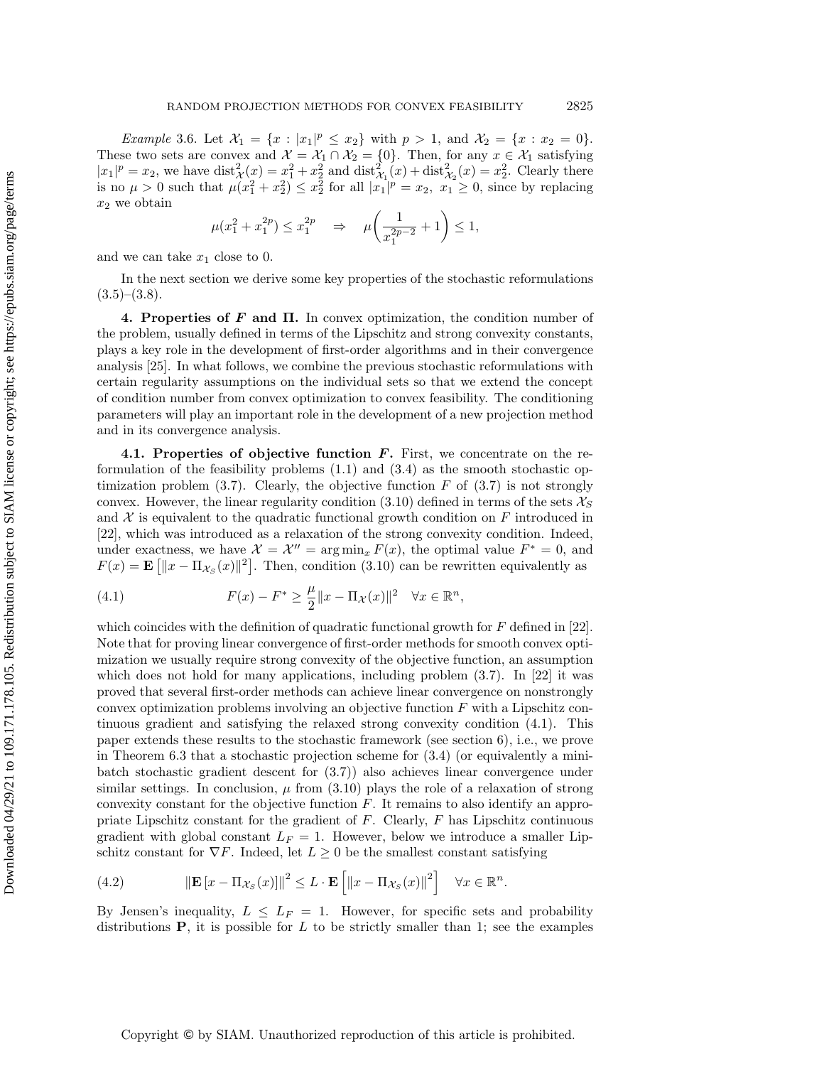*Example* 3.6. Let $\mathcal{X}_1 = \{x : |x_1|^p \leq x_2\}$ with $p > 1$, and $\mathcal{X}_2 = \{x : x_2 = 0\}$. These two sets are convex and $\mathcal{X} = \mathcal{X}_1 \cap \mathcal{X}_2 = \{0\}$. Then, for any $x \in \mathcal{X}_1$ satisfying $|x_1|^p = x_2$, we have $\text{dist}^2_{\mathcal{X}}(x) = x_1^2 + x_2^2$ and $\text{dist}^2_{\mathcal{X}_1}(x) + \text{dist}^2_{\mathcal{X}_2}(x) = x_2^2$. Clearly there is no $\mu > 0$ such that $\mu(x_1^2 + x_2^2) \leq x_2^2$ for all $|x_1|^p = x_2,\ x_1 \geq 0$, since by replacing $x_2$ we obtain

$$\mu(x_1^2 + x_1^{2p}) \leq x_1^{2p} \quad \Rightarrow \quad \mu\left(\frac{1}{x_1^{2p-2}} + 1\right) \leq 1,$$

and we can take $x_1$ close to 0.

In the next section we derive some key properties of the stochastic reformulations (3.5)–(3.8).

## 4. Properties of $F$ and $\Pi$.

In convex optimization, the condition number of the problem, usually defined in terms of the Lipschitz and strong convexity constants, plays a key role in the development of first-order algorithms and in their convergence analysis [25]. In what follows, we combine the previous stochastic reformulations with certain regularity assumptions on the individual sets so that we extend the concept of condition number from convex optimization to convex feasibility. The conditioning parameters will play an important role in the development of a new projection method and in its convergence analysis.

### 4.1. Properties of objective function $F$.

First, we concentrate on the reformulation of the feasibility problems (1.1) and (3.4) as the smooth stochastic optimization problem (3.7). Clearly, the objective function $F$ of (3.7) is not strongly convex. However, the linear regularity condition (3.10) defined in terms of the sets $\mathcal{X}_S$ and $\mathcal{X}$ is equivalent to the quadratic functional growth condition on $F$ introduced in [22], which was introduced as a relaxation of the strong convexity condition. Indeed, under exactness, we have $\mathcal{X} = \mathcal{X}'' = \arg\min_x F(x)$, the optimal value $F^* = 0$, and $F(x) = \mathbf{E}\left[\|x - \Pi_{\mathcal{X}_S}(x)\|^2\right]$. Then, condition (3.10) can be rewritten equivalently as

$$F(x) - F^* \geq \frac{\mu}{2}\|x - \Pi_{\mathcal{X}}(x)\|^2 \quad \forall x \in \mathbb{R}^n, \tag{4.1}$$

which coincides with the definition of quadratic functional growth for $F$ defined in [22]. Note that for proving linear convergence of first-order methods for smooth convex optimization we usually require strong convexity of the objective function, an assumption which does not hold for many applications, including problem (3.7). In [22] it was proved that several first-order methods can achieve linear convergence on nonstrongly convex optimization problems involving an objective function $F$ with a Lipschitz continuous gradient and satisfying the relaxed strong convexity condition (4.1). This paper extends these results to the stochastic framework (see section 6), i.e., we prove in Theorem 6.3 that a stochastic projection scheme for (3.4) (or equivalently a minibatch stochastic gradient descent for (3.7)) also achieves linear convergence under similar settings. In conclusion, $\mu$ from (3.10) plays the role of a relaxation of strong convexity constant for the objective function $F$. It remains to also identify an appropriate Lipschitz constant for the gradient of $F$. Clearly, $F$ has Lipschitz continuous gradient with global constant $L_F = 1$. However, below we introduce a smaller Lipschitz constant for $\nabla F$. Indeed, let $L \geq 0$ be the smallest constant satisfying

$$\|\mathbf{E}\left[x - \Pi_{\mathcal{X}_S}(x)\right]\|^2 \leq L \cdot \mathbf{E}\left[\|x - \Pi_{\mathcal{X}_S}(x)\|^2\right] \quad \forall x \in \mathbb{R}^n. \tag{4.2}$$

By Jensen's inequality, $L \leq L_F = 1$. However, for specific sets and probability distributions $\mathbf{P}$, it is possible for $L$ to be strictly smaller than 1; see the examples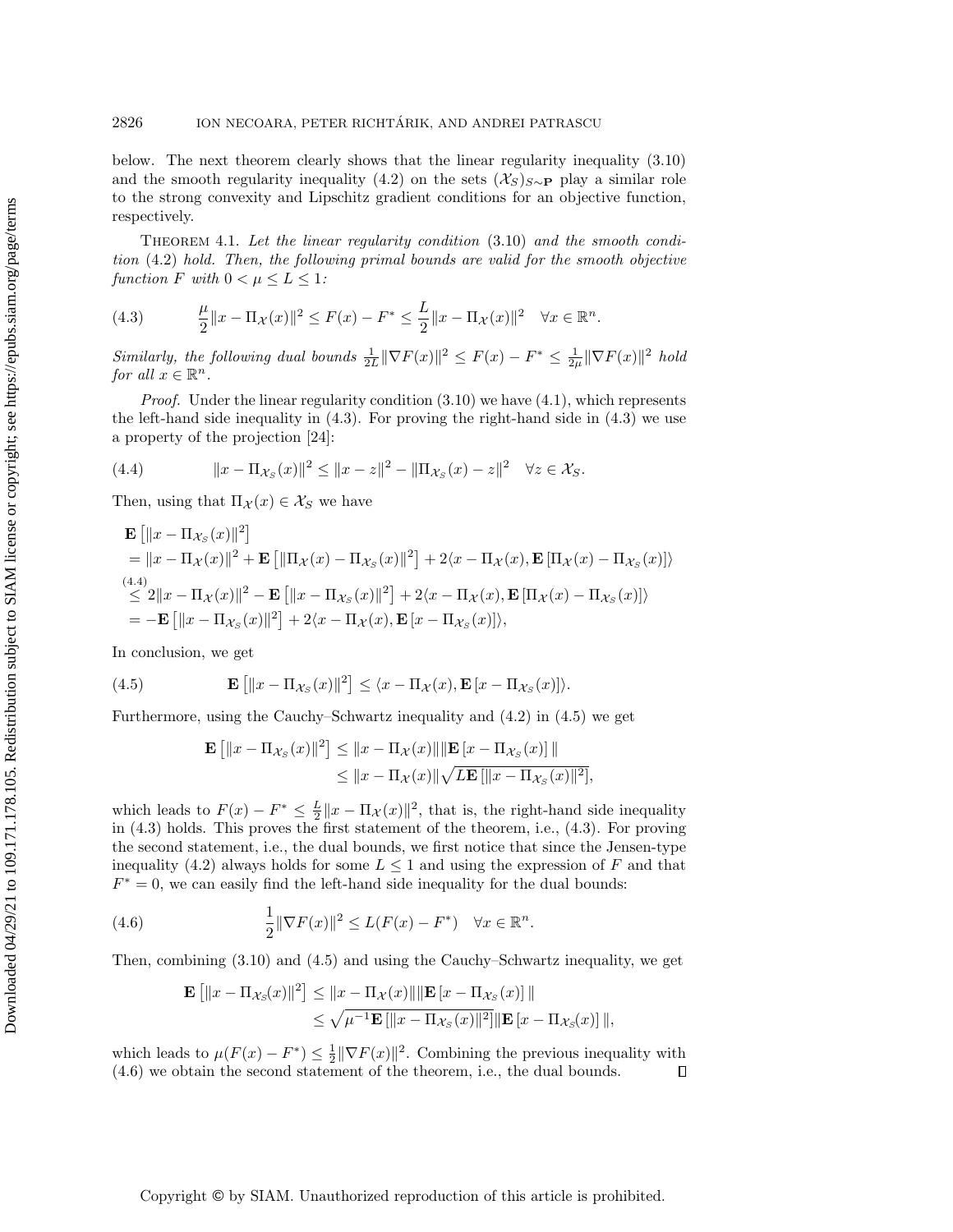below. The next theorem clearly shows that the linear regularity inequality (3.10) and the smooth regularity inequality (4.2) on the sets $(\mathcal{X}_S)_{S\sim\mathbf{P}}$ play a similar role to the strong convexity and Lipschitz gradient conditions for an objective function, respectively.

THEOREM 4.1. *Let the linear regularity condition* (3.10) *and the smooth condition* (4.2) *hold. Then, the following primal bounds are valid for the smooth objective function $F$ with $0 < \mu \leq L \leq 1$:*

$$\frac{\mu}{2}\|x - \Pi_{\mathcal{X}}(x)\|^2 \leq F(x) - F^* \leq \frac{L}{2}\|x - \Pi_{\mathcal{X}}(x)\|^2 \quad \forall x \in \mathbb{R}^n. \tag{4.3}$$

*Similarly, the following dual bounds $\frac{1}{2L}\|\nabla F(x)\|^2 \leq F(x) - F^* \leq \frac{1}{2\mu}\|\nabla F(x)\|^2$ hold for all $x \in \mathbb{R}^n$.*

*Proof.* Under the linear regularity condition (3.10) we have (4.1), which represents the left-hand side inequality in (4.3). For proving the right-hand side in (4.3) we use a property of the projection [24]:

$$\|x - \Pi_{\mathcal{X}_S}(x)\|^2 \leq \|x - z\|^2 - \|\Pi_{\mathcal{X}_S}(x) - z\|^2 \quad \forall z \in \mathcal{X}_S. \tag{4.4}$$

Then, using that $\Pi_{\mathcal{X}}(x) \in \mathcal{X}_S$ we have

$$\begin{aligned}
&\mathbf{E}\left[\|x - \Pi_{\mathcal{X}_S}(x)\|^2\right] \\
&= \|x - \Pi_{\mathcal{X}}(x)\|^2 + \mathbf{E}\left[\|\Pi_{\mathcal{X}}(x) - \Pi_{\mathcal{X}_S}(x)\|^2\right] + 2\langle x - \Pi_{\mathcal{X}}(x), \mathbf{E}\left[\Pi_{\mathcal{X}}(x) - \Pi_{\mathcal{X}_S}(x)\right]\rangle \\
&\overset{(4.4)}{\leq} 2\|x - \Pi_{\mathcal{X}}(x)\|^2 - \mathbf{E}\left[\|x - \Pi_{\mathcal{X}_S}(x)\|^2\right] + 2\langle x - \Pi_{\mathcal{X}}(x), \mathbf{E}\left[\Pi_{\mathcal{X}}(x) - \Pi_{\mathcal{X}_S}(x)\right]\rangle \\
&= -\mathbf{E}\left[\|x - \Pi_{\mathcal{X}_S}(x)\|^2\right] + 2\langle x - \Pi_{\mathcal{X}}(x), \mathbf{E}\left[x - \Pi_{\mathcal{X}_S}(x)\right]\rangle,
\end{aligned}$$

In conclusion, we get

$$\mathbf{E}\left[\|x - \Pi_{\mathcal{X}_S}(x)\|^2\right] \leq \langle x - \Pi_{\mathcal{X}}(x), \mathbf{E}\left[x - \Pi_{\mathcal{X}_S}(x)\right]\rangle. \tag{4.5}$$

Furthermore, using the Cauchy–Schwartz inequality and (4.2) in (4.5) we get

$$\begin{aligned}
\mathbf{E}\left[\|x - \Pi_{\mathcal{X}_S}(x)\|^2\right] &\leq \|x - \Pi_{\mathcal{X}}(x)\|\|\mathbf{E}\left[x - \Pi_{\mathcal{X}_S}(x)\right]\| \\
&\leq \|x - \Pi_{\mathcal{X}}(x)\|\sqrt{L\mathbf{E}\left[\|x - \Pi_{\mathcal{X}_S}(x)\|^2\right]},
\end{aligned}$$

which leads to $F(x) - F^* \leq \frac{L}{2}\|x - \Pi_{\mathcal{X}}(x)\|^2$, that is, the right-hand side inequality in (4.3) holds. This proves the first statement of the theorem, i.e., (4.3). For proving the second statement, i.e., the dual bounds, we first notice that since the Jensen-type inequality (4.2) always holds for some $L \leq 1$ and using the expression of $F$ and that $F^* = 0$, we can easily find the left-hand side inequality for the dual bounds:

$$\frac{1}{2}\|\nabla F(x)\|^2 \leq L(F(x) - F^*) \quad \forall x \in \mathbb{R}^n. \tag{4.6}$$

Then, combining (3.10) and (4.5) and using the Cauchy–Schwartz inequality, we get

$$\begin{aligned}
\mathbf{E}\left[\|x - \Pi_{\mathcal{X}_S}(x)\|^2\right] &\leq \|x - \Pi_{\mathcal{X}}(x)\|\|\mathbf{E}\left[x - \Pi_{\mathcal{X}_S}(x)\right]\| \\
&\leq \sqrt{\mu^{-1}\mathbf{E}\left[\|x - \Pi_{\mathcal{X}_S}(x)\|^2\right]}\|\mathbf{E}\left[x - \Pi_{\mathcal{X}_S}(x)\right]\|,
\end{aligned}$$

which leads to $\mu(F(x) - F^*) \leq \frac{1}{2}\|\nabla F(x)\|^2$. Combining the previous inequality with (4.6) we obtain the second statement of the theorem, i.e., the dual bounds. ∎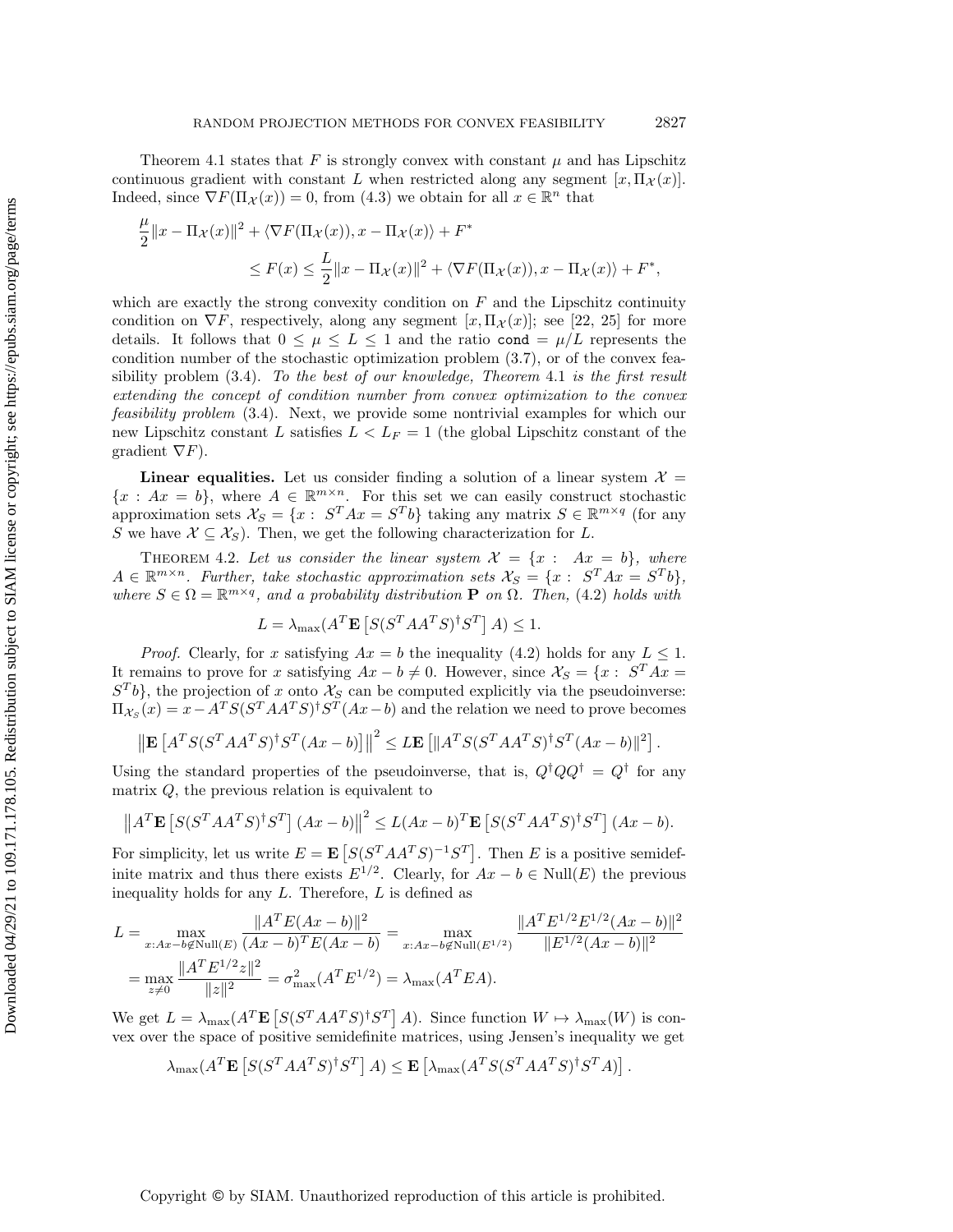Theorem 4.1 states that $F$ is strongly convex with constant $\mu$ and has Lipschitz continuous gradient with constant $L$ when restricted along any segment $[x, \Pi_{\mathcal{X}}(x)]$. Indeed, since $\nabla F(\Pi_{\mathcal{X}}(x)) = 0$, from (4.3) we obtain for all $x \in \mathbb{R}^n$ that

$$\frac{\mu}{2}\|x - \Pi_{\mathcal{X}}(x)\|^2 + \langle \nabla F(\Pi_{\mathcal{X}}(x)), x - \Pi_{\mathcal{X}}(x)\rangle + F^*$$
$$\leq F(x) \leq \frac{L}{2}\|x - \Pi_{\mathcal{X}}(x)\|^2 + \langle \nabla F(\Pi_{\mathcal{X}}(x)), x - \Pi_{\mathcal{X}}(x)\rangle + F^*,$$

which are exactly the strong convexity condition on $F$ and the Lipschitz continuity condition on $\nabla F$, respectively, along any segment $[x, \Pi_{\mathcal{X}}(x)]$; see [22, 25] for more details. It follows that $0 \leq \mu \leq L \leq 1$ and the ratio $\texttt{cond} = \mu/L$ represents the condition number of the stochastic optimization problem (3.7), or of the convex feasibility problem (3.4). *To the best of our knowledge, Theorem* 4.1 *is the first result extending the concept of condition number from convex optimization to the convex feasibility problem* (3.4). Next, we provide some nontrivial examples for which our new Lipschitz constant $L$ satisfies $L < L_F = 1$ (the global Lipschitz constant of the gradient $\nabla F$).

**Linear equalities.** Let us consider finding a solution of a linear system $\mathcal{X} = \{x : Ax = b\}$, where $A \in \mathbb{R}^{m\times n}$. For this set we can easily construct stochastic approximation sets $\mathcal{X}_S = \{x : \ S^T Ax = S^T b\}$ taking any matrix $S \in \mathbb{R}^{m\times q}$ (for any $S$ we have $\mathcal{X} \subseteq \mathcal{X}_S$). Then, we get the following characterization for $L$.

Theorem 4.2. *Let us consider the linear system $\mathcal{X} = \{x : \ Ax = b\}$, where $A \in \mathbb{R}^{m\times n}$. Further, take stochastic approximation sets $\mathcal{X}_S = \{x : \ S^T Ax = S^T b\}$, where $S \in \Omega = \mathbb{R}^{m\times q}$, and a probability distribution $\mathbf{P}$ on $\Omega$. Then,* (4.2) *holds with*

$$L = \lambda_{\max}(A^T \mathbf{E}\left[S(S^T AA^T S)^\dagger S^T\right] A) \leq 1.$$

*Proof.* Clearly, for $x$ satisfying $Ax = b$ the inequality (4.2) holds for any $L \leq 1$. It remains to prove for $x$ satisfying $Ax - b \neq 0$. However, since $\mathcal{X}_S = \{x : \ S^T Ax = S^T b\}$, the projection of $x$ onto $\mathcal{X}_S$ can be computed explicitly via the pseudoinverse: $\Pi_{\mathcal{X}_S}(x) = x - A^T S(S^T AA^T S)^\dagger S^T(Ax - b)$ and the relation we need to prove becomes

$$\left\|\mathbf{E}\left[A^T S(S^T AA^T S)^\dagger S^T(Ax - b)\right]\right\|^2 \leq L\mathbf{E}\left[\|A^T S(S^T AA^T S)^\dagger S^T(Ax - b)\|^2\right].$$

Using the standard properties of the pseudoinverse, that is, $Q^\dagger Q Q^\dagger = Q^\dagger$ for any matrix $Q$, the previous relation is equivalent to

$$\left\|A^T \mathbf{E}\left[S(S^T AA^T S)^\dagger S^T\right](Ax - b)\right\|^2 \leq L(Ax - b)^T \mathbf{E}\left[S(S^T AA^T S)^\dagger S^T\right](Ax - b).$$

For simplicity, let us write $E = \mathbf{E}\left[S(S^T AA^T S)^{-1} S^T\right]$. Then $E$ is a positive semidefinite matrix and thus there exists $E^{1/2}$. Clearly, for $Ax - b \in \mathrm{Null}(E)$ the previous inequality holds for any $L$. Therefore, $L$ is defined as

$$L = \max_{x: Ax - b \notin \mathrm{Null}(E)} \frac{\|A^T E(Ax - b)\|^2}{(Ax - b)^T E(Ax - b)} = \max_{x: Ax - b \notin \mathrm{Null}(E^{1/2})} \frac{\|A^T E^{1/2} E^{1/2}(Ax - b)\|^2}{\|E^{1/2}(Ax - b)\|^2}$$
$$= \max_{z \neq 0} \frac{\|A^T E^{1/2} z\|^2}{\|z\|^2} = \sigma^2_{\max}(A^T E^{1/2}) = \lambda_{\max}(A^T EA).$$

We get $L = \lambda_{\max}(A^T \mathbf{E}\left[S(S^T AA^T S)^\dagger S^T\right] A)$. Since function $W \mapsto \lambda_{\max}(W)$ is convex over the space of positive semidefinite matrices, using Jensen's inequality we get

$$\lambda_{\max}(A^T \mathbf{E}\left[S(S^T AA^T S)^\dagger S^T\right] A) \leq \mathbf{E}\left[\lambda_{\max}(A^T S(S^T AA^T S)^\dagger S^T A)\right].$$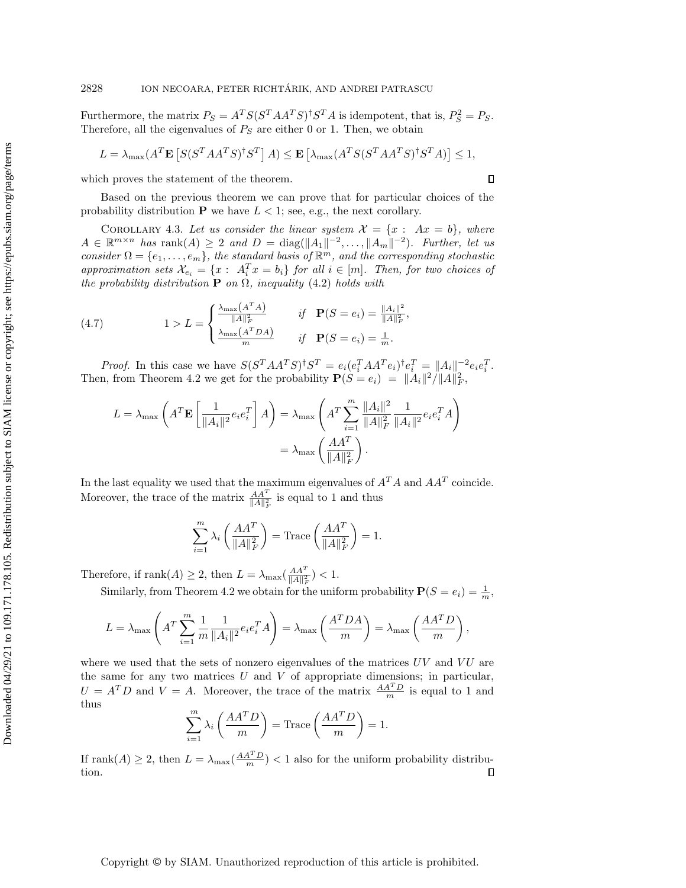Furthermore, the matrix $P_S = A^T S(S^T AA^T S)^\dagger S^T A$ is idempotent, that is, $P_S^2 = P_S$. Therefore, all the eigenvalues of $P_S$ are either 0 or 1. Then, we obtain

$$L = \lambda_{\max}(A^T \mathbf{E}\left[S(S^T AA^T S)^\dagger S^T\right] A) \leq \mathbf{E}\left[\lambda_{\max}(A^T S(S^T AA^T S)^\dagger S^T A)\right] \leq 1,$$

which proves the statement of the theorem. ∎

Based on the previous theorem we can prove that for particular choices of the probability distribution $\mathbf{P}$ we have $L < 1$; see, e.g., the next corollary.

Corollary 4.3. *Let us consider the linear system $\mathcal{X} = \{x : \ Ax = b\}$, where $A \in \mathbb{R}^{m\times n}$ has $\operatorname{rank}(A) \geq 2$ and $D = \operatorname{diag}(\|A_1\|^{-2}, \ldots, \|A_m\|^{-2})$. Further, let us consider $\Omega = \{e_1, \ldots, e_m\}$, the standard basis of $\mathbb{R}^m$, and the corresponding stochastic approximation sets $\mathcal{X}_{e_i} = \{x : \ A_i^T x = b_i\}$ for all $i \in [m]$. Then, for two choices of the probability distribution $\mathbf{P}$ on $\Omega$, inequality (4.2) holds with*

$$1 > L = \begin{cases} \frac{\lambda_{\max}\left(A^T A\right)}{\|A\|_F^2} & \text{if} \quad \mathbf{P}(S = e_i) = \frac{\|A_i\|^2}{\|A\|_F^2}, \\ \frac{\lambda_{\max}\left(A^T DA\right)}{m} & \text{if} \quad \mathbf{P}(S = e_i) = \frac{1}{m}. \end{cases} \tag{4.7}$$

*Proof.* In this case we have $S(S^T AA^T S)^\dagger S^T = e_i(e_i^T AA^T e_i)^\dagger e_i^T = \|A_i\|^{-2} e_i e_i^T$. Then, from Theorem 4.2 we get for the probability $\mathbf{P}(S = e_i) = \|A_i\|^2/\|A\|_F^2$,

$$\begin{aligned} L = \lambda_{\max}\left(A^T \mathbf{E}\left[\frac{1}{\|A_i\|^2} e_i e_i^T\right] A\right) &= \lambda_{\max}\left(A^T \sum_{i=1}^m \frac{\|A_i\|^2}{\|A\|_F^2} \frac{1}{\|A_i\|^2} e_i e_i^T A\right) \\ &= \lambda_{\max}\left(\frac{AA^T}{\|A\|_F^2}\right). \end{aligned}$$

In the last equality we used that the maximum eigenvalues of $A^T A$ and $AA^T$ coincide. Moreover, the trace of the matrix $\frac{AA^T}{\|A\|_F^2}$ is equal to 1 and thus

$$\sum_{i=1}^m \lambda_i\left(\frac{AA^T}{\|A\|_F^2}\right) = \operatorname{Trace}\left(\frac{AA^T}{\|A\|_F^2}\right) = 1.$$

Therefore, if $\operatorname{rank}(A) \geq 2$, then $L = \lambda_{\max}(\frac{AA^T}{\|A\|_F^2}) < 1$.

Similarly, from Theorem 4.2 we obtain for the uniform probability $\mathbf{P}(S = e_i) = \frac{1}{m}$,

$$L = \lambda_{\max}\left(A^T \sum_{i=1}^m \frac{1}{m} \frac{1}{\|A_i\|^2} e_i e_i^T A\right) = \lambda_{\max}\left(\frac{A^T DA}{m}\right) = \lambda_{\max}\left(\frac{AA^T D}{m}\right),$$

where we used that the sets of nonzero eigenvalues of the matrices $UV$ and $VU$ are the same for any two matrices $U$ and $V$ of appropriate dimensions; in particular, $U = A^T D$ and $V = A$. Moreover, the trace of the matrix $\frac{AA^T D}{m}$ is equal to 1 and thus

$$\sum_{i=1}^m \lambda_i\left(\frac{AA^T D}{m}\right) = \operatorname{Trace}\left(\frac{AA^T D}{m}\right) = 1.$$

If $\operatorname{rank}(A) \geq 2$, then $L = \lambda_{\max}(\frac{AA^T D}{m}) < 1$ also for the uniform probability distribution. ∎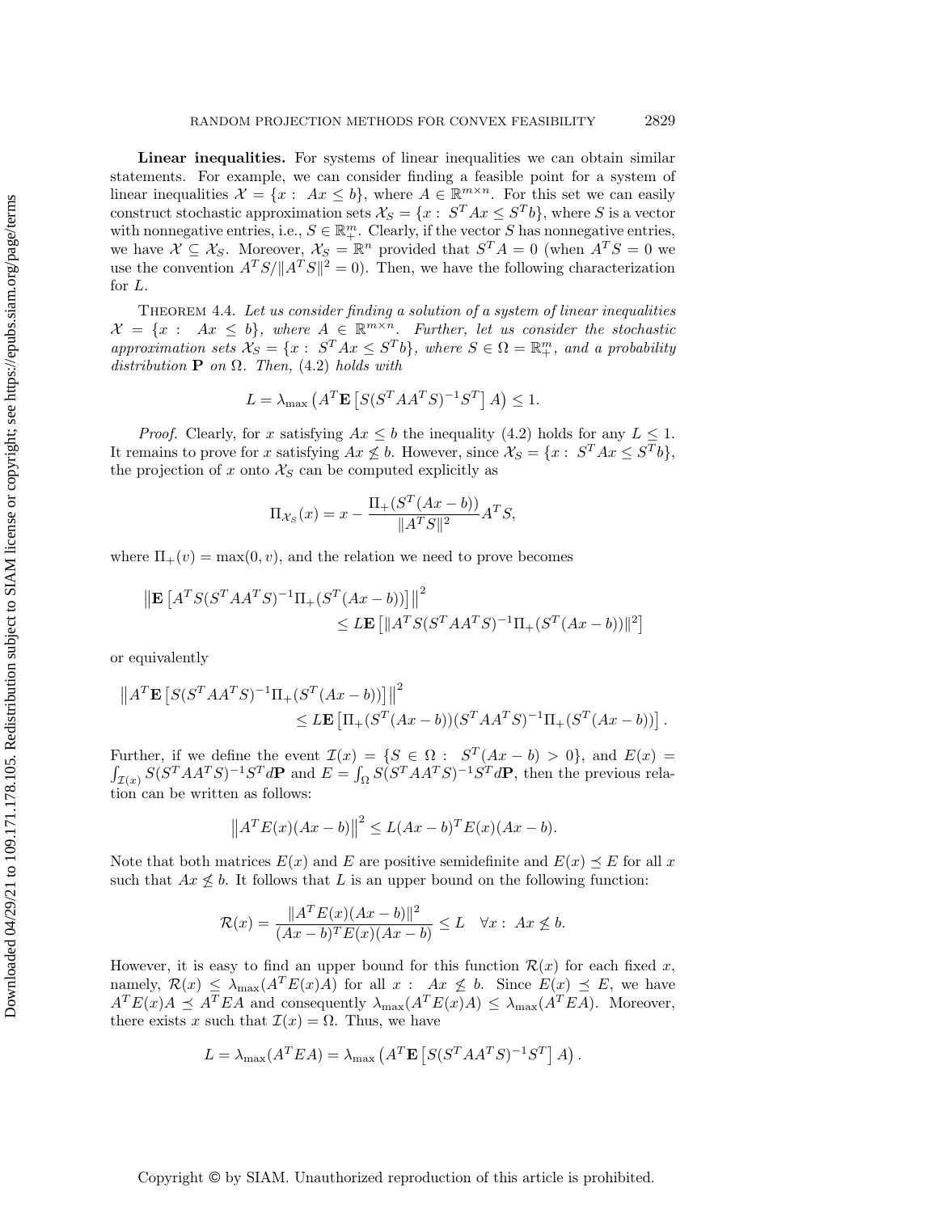**Linear inequalities.** For systems of linear inequalities we can obtain similar statements. For example, we can consider finding a feasible point for a system of linear inequalities $\mathcal{X} = \{x : \ Ax \leq b\}$, where $A \in \mathbb{R}^{m\times n}$. For this set we can easily construct stochastic approximation sets $\mathcal{X}_S = \{x : \ S^T Ax \leq S^T b\}$, where $S$ is a vector with nonnegative entries, i.e., $S \in \mathbb{R}^m_+$. Clearly, if the vector $S$ has nonnegative entries, we have $\mathcal{X} \subseteq \mathcal{X}_S$. Moreover, $\mathcal{X}_S = \mathbb{R}^n$ provided that $S^T A = 0$ (when $A^T S = 0$ we use the convention $A^T S/\|A^T S\|^2 = 0$). Then, we have the following characterization for $L$.

Theorem 4.4. *Let us consider finding a solution of a system of linear inequalities $\mathcal{X} = \{x : \ Ax \leq b\}$, where $A \in \mathbb{R}^{m\times n}$. Further, let us consider the stochastic approximation sets $\mathcal{X}_S = \{x : \ S^T Ax \leq S^T b\}$, where $S \in \Omega = \mathbb{R}^m_+$, and a probability distribution $\mathbf{P}$ on $\Omega$. Then,* (4.2) *holds with*

$$L = \lambda_{\max}\left(A^T \mathbf{E}\left[S(S^T AA^T S)^{-1} S^T\right] A\right) \leq 1.$$

*Proof.* Clearly, for $x$ satisfying $Ax \leq b$ the inequality (4.2) holds for any $L \leq 1$. It remains to prove for $x$ satisfying $Ax \not\leq b$. However, since $\mathcal{X}_S = \{x : \ S^T Ax \leq S^T b\}$, the projection of $x$ onto $\mathcal{X}_S$ can be computed explicitly as

$$\Pi_{\mathcal{X}_S}(x) = x - \frac{\Pi_+(S^T(Ax - b))}{\|A^T S\|^2} A^T S,$$

where $\Pi_+(v) = \max(0, v)$, and the relation we need to prove becomes

$$\left\|\mathbf{E}\left[A^T S(S^T AA^T S)^{-1}\Pi_+(S^T(Ax-b))\right]\right\|^2 \leq L\mathbf{E}\left[\|A^T S(S^T AA^T S)^{-1}\Pi_+(S^T(Ax-b))\|^2\right]$$

or equivalently

$$\left\|A^T\mathbf{E}\left[S(S^T AA^T S)^{-1}\Pi_+(S^T(Ax-b))\right]\right\|^2 \leq L\mathbf{E}\left[\Pi_+(S^T(Ax-b))(S^T AA^T S)^{-1}\Pi_+(S^T(Ax-b))\right].$$

Further, if we define the event $\mathcal{I}(x) = \{S \in \Omega : \ S^T(Ax - b) > 0\}$, and $E(x) = \int_{\mathcal{I}(x)} S(S^T AA^T S)^{-1} S^T d\mathbf{P}$ and $E = \int_\Omega S(S^T AA^T S)^{-1} S^T d\mathbf{P}$, then the previous relation can be written as follows:

$$\left\|A^T E(x)(Ax - b)\right\|^2 \leq L(Ax - b)^T E(x)(Ax - b).$$

Note that both matrices $E(x)$ and $E$ are positive semidefinite and $E(x) \preceq E$ for all $x$ such that $Ax \not\leq b$. It follows that $L$ is an upper bound on the following function:

$$\mathcal{R}(x) = \frac{\|A^T E(x)(Ax-b)\|^2}{(Ax-b)^T E(x)(Ax-b)} \leq L \quad \forall x : \ Ax \not\leq b.$$

However, it is easy to find an upper bound for this function $\mathcal{R}(x)$ for each fixed $x$, namely, $\mathcal{R}(x) \leq \lambda_{\max}(A^T E(x) A)$ for all $x : \ Ax \not\leq b$. Since $E(x) \preceq E$, we have $A^T E(x) A \preceq A^T E A$ and consequently $\lambda_{\max}(A^T E(x) A) \leq \lambda_{\max}(A^T E A)$. Moreover, there exists $x$ such that $\mathcal{I}(x) = \Omega$. Thus, we have

$$L = \lambda_{\max}(A^T E A) = \lambda_{\max}\left(A^T \mathbf{E}\left[S(S^T AA^T S)^{-1} S^T\right] A\right).$$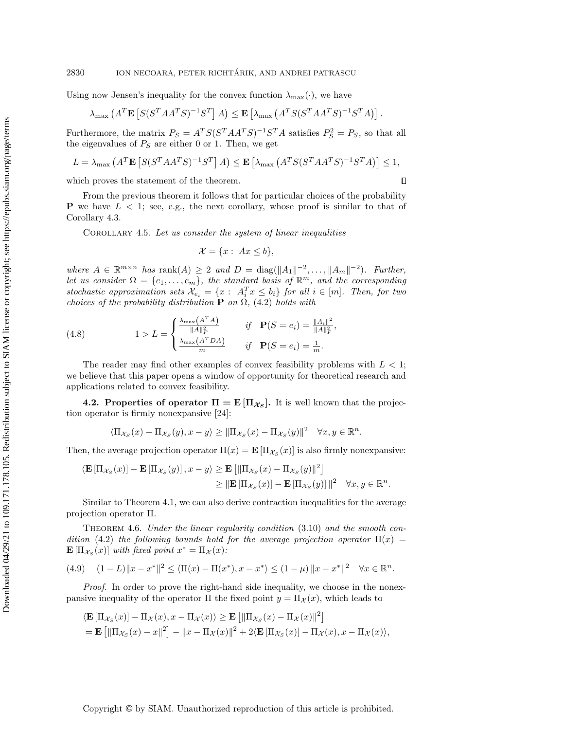Using now Jensen's inequality for the convex function $\lambda_{\max}(\cdot)$, we have

$$\lambda_{\max}\left(A^T\mathbf{E}\left[S(S^TAA^TS)^{-1}S^T\right]A\right) \leq \mathbf{E}\left[\lambda_{\max}\left(A^TS(S^TAA^TS)^{-1}S^TA\right)\right].$$

Furthermore, the matrix $P_S = A^TS(S^TAA^TS)^{-1}S^TA$ satisfies $P_S^2 = P_S$, so that all the eigenvalues of $P_S$ are either 0 or 1. Then, we get

$$L = \lambda_{\max}\left(A^T\mathbf{E}\left[S(S^TAA^TS)^{-1}S^T\right]A\right) \leq \mathbf{E}\left[\lambda_{\max}\left(A^TS(S^TAA^TS)^{-1}S^TA\right)\right] \leq 1,$$

which proves the statement of the theorem. $\square$

From the previous theorem it follows that for particular choices of the probability $\mathbf{P}$ we have $L < 1$; see, e.g., the next corollary, whose proof is similar to that of Corollary 4.3.

COROLLARY 4.5. *Let us consider the system of linear inequalities*

$$\mathcal{X} = \{x : \; Ax \leq b\},$$

*where $A \in \mathbb{R}^{m\times n}$ has $\operatorname{rank}(A) \geq 2$ and $D = \operatorname{diag}(\|A_1\|^{-2}, \ldots, \|A_m\|^{-2})$. Further, let us consider $\Omega = \{e_1, \ldots, e_m\}$, the standard basis of $\mathbb{R}^m$, and the corresponding stochastic approximation sets $\mathcal{X}_{e_i} = \{x : \; A_i^Tx \leq b_i\}$ for all $i \in [m]$. Then, for two choices of the probability distribution $\mathbf{P}$ on $\Omega$,* (4.2) *holds with*

$$1 > L = \begin{cases} \frac{\lambda_{\max}\left(A^TA\right)}{\|A\|_F^2} & \text{if} \quad \mathbf{P}(S = e_i) = \frac{\|A_i\|^2}{\|A\|_F^2}, \\ \frac{\lambda_{\max}\left(A^TDA\right)}{m} & \text{if} \quad \mathbf{P}(S = e_i) = \frac{1}{m}. \end{cases} \tag{4.8}$$

The reader may find other examples of convex feasibility problems with $L < 1$; we believe that this paper opens a window of opportunity for theoretical research and applications related to convex feasibility.

### 4.2. Properties of operator $\Pi = \mathbf{E}\left[\Pi_{\mathcal{X}_S}\right]$.

It is well known that the projection operator is firmly nonexpansive [24]:

$$\langle \Pi_{\mathcal{X}_S}(x) - \Pi_{\mathcal{X}_S}(y), x - y\rangle \geq \|\Pi_{\mathcal{X}_S}(x) - \Pi_{\mathcal{X}_S}(y)\|^2 \quad \forall x, y \in \mathbb{R}^n.$$

Then, the average projection operator $\Pi(x) = \mathbf{E}\left[\Pi_{\mathcal{X}_S}(x)\right]$ is also firmly nonexpansive:

$$\begin{aligned}\langle \mathbf{E}\left[\Pi_{\mathcal{X}_S}(x)\right] - \mathbf{E}\left[\Pi_{\mathcal{X}_S}(y)\right], x - y\rangle &\geq \mathbf{E}\left[\|\Pi_{\mathcal{X}_S}(x) - \Pi_{\mathcal{X}_S}(y)\|^2\right] \\ &\geq \|\mathbf{E}\left[\Pi_{\mathcal{X}_S}(x)\right] - \mathbf{E}\left[\Pi_{\mathcal{X}_S}(y)\right]\|^2 \quad \forall x, y \in \mathbb{R}^n.\end{aligned}$$

Similar to Theorem 4.1, we can also derive contraction inequalities for the average projection operator $\Pi$.

THEOREM 4.6. *Under the linear regularity condition* (3.10) *and the smooth condition* (4.2) *the following bounds hold for the average projection operator $\Pi(x) = \mathbf{E}\left[\Pi_{\mathcal{X}_S}(x)\right]$ with fixed point $x^* = \Pi_{\mathcal{X}}(x)$:*

$$(1 - L)\|x - x^*\|^2 \leq \langle \Pi(x) - \Pi(x^*), x - x^*\rangle \leq (1 - \mu)\|x - x^*\|^2 \quad \forall x \in \mathbb{R}^n. \tag{4.9}$$

*Proof.* In order to prove the right-hand side inequality, we choose in the nonexpansive inequality of the operator $\Pi$ the fixed point $y = \Pi_{\mathcal{X}}(x)$, which leads to

$$\begin{aligned}&\langle \mathbf{E}\left[\Pi_{\mathcal{X}_S}(x)\right] - \Pi_{\mathcal{X}}(x), x - \Pi_{\mathcal{X}}(x)\rangle \geq \mathbf{E}\left[\|\Pi_{\mathcal{X}_S}(x) - \Pi_{\mathcal{X}}(x)\|^2\right] \\ &= \mathbf{E}\left[\|\Pi_{\mathcal{X}_S}(x) - x\|^2\right] - \|x - \Pi_{\mathcal{X}}(x)\|^2 + 2\langle \mathbf{E}\left[\Pi_{\mathcal{X}_S}(x)\right] - \Pi_{\mathcal{X}}(x), x - \Pi_{\mathcal{X}}(x)\rangle,\end{aligned}$$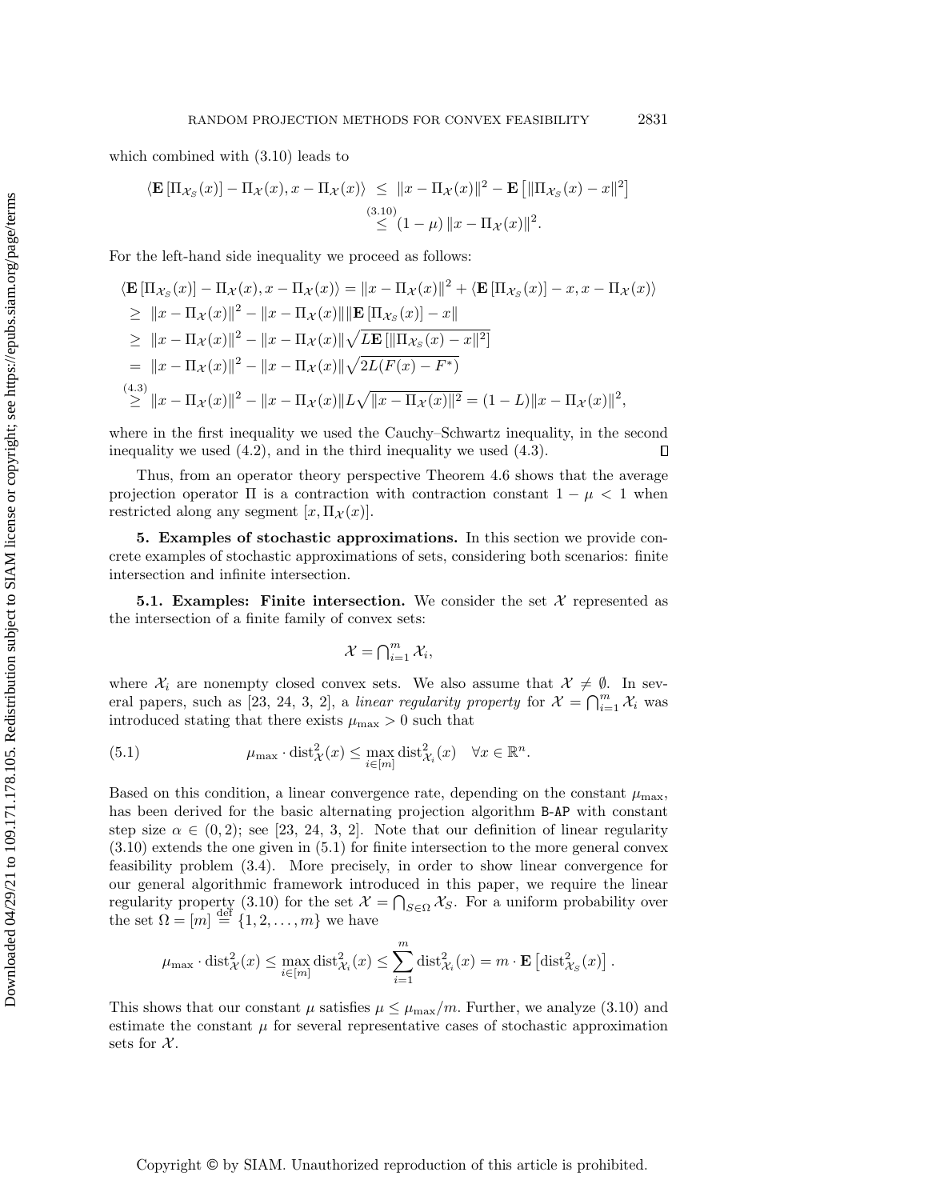which combined with (3.10) leads to

$$
\begin{aligned}
\langle \mathbf{E}\left[\Pi_{\mathcal{X}_S}(x)\right] - \Pi_{\mathcal{X}}(x), x - \Pi_{\mathcal{X}}(x)\rangle &\le \|x - \Pi_{\mathcal{X}}(x)\|^2 - \mathbf{E}\left[\|\Pi_{\mathcal{X}_S}(x) - x\|^2\right] \\
&\overset{(3.10)}{\le} (1-\mu)\,\|x - \Pi_{\mathcal{X}}(x)\|^2.
\end{aligned}
$$

For the left-hand side inequality we proceed as follows:

$$
\begin{aligned}
&\langle \mathbf{E}\left[\Pi_{\mathcal{X}_S}(x)\right] - \Pi_{\mathcal{X}}(x), x - \Pi_{\mathcal{X}}(x)\rangle = \|x - \Pi_{\mathcal{X}}(x)\|^2 + \langle \mathbf{E}\left[\Pi_{\mathcal{X}_S}(x)\right] - x, x - \Pi_{\mathcal{X}}(x)\rangle \\
&\ge \|x - \Pi_{\mathcal{X}}(x)\|^2 - \|x - \Pi_{\mathcal{X}}(x)\|\|\mathbf{E}\left[\Pi_{\mathcal{X}_S}(x)\right] - x\| \\
&\ge \|x - \Pi_{\mathcal{X}}(x)\|^2 - \|x - \Pi_{\mathcal{X}}(x)\|\sqrt{L\mathbf{E}\left[\|\Pi_{\mathcal{X}_S}(x) - x\|^2\right]} \\
&= \|x - \Pi_{\mathcal{X}}(x)\|^2 - \|x - \Pi_{\mathcal{X}}(x)\|\sqrt{2L(F(x) - F^*)} \\
&\overset{(4.3)}{\ge} \|x - \Pi_{\mathcal{X}}(x)\|^2 - \|x - \Pi_{\mathcal{X}}(x)\|L\sqrt{\|x - \Pi_{\mathcal{X}}(x)\|^2} = (1-L)\|x - \Pi_{\mathcal{X}}(x)\|^2,
\end{aligned}
$$

where in the first inequality we used the Cauchy–Schwartz inequality, in the second inequality we used (4.2), and in the third inequality we used (4.3). ∎

Thus, from an operator theory perspective Theorem 4.6 shows that the average projection operator $\Pi$ is a contraction with contraction constant $1 - \mu < 1$ when restricted along any segment $[x, \Pi_{\mathcal{X}}(x)]$.

## 5. Examples of stochastic approximations.

In this section we provide concrete examples of stochastic approximations of sets, considering both scenarios: finite intersection and infinite intersection.

### 5.1. Examples: Finite intersection.

We consider the set $\mathcal{X}$ represented as the intersection of a finite family of convex sets:

$$
\mathcal{X} = \textstyle\bigcap_{i=1}^{m} \mathcal{X}_i,
$$

where $\mathcal{X}_i$ are nonempty closed convex sets. We also assume that $\mathcal{X} \neq \emptyset$. In several papers, such as [23, 24, 3, 2], a *linear regularity property* for $\mathcal{X} = \bigcap_{i=1}^{m} \mathcal{X}_i$ was introduced stating that there exists $\mu_{\max} > 0$ such that

$$
\mu_{\max} \cdot \operatorname{dist}^2_{\mathcal{X}}(x) \le \max_{i \in [m]} \operatorname{dist}^2_{\mathcal{X}_i}(x) \quad \forall x \in \mathbb{R}^n. \tag{5.1}
$$

Based on this condition, a linear convergence rate, depending on the constant $\mu_{\max}$, has been derived for the basic alternating projection algorithm B-AP with constant step size $\alpha \in (0, 2)$; see [23, 24, 3, 2]. Note that our definition of linear regularity (3.10) extends the one given in (5.1) for finite intersection to the more general convex feasibility problem (3.4). More precisely, in order to show linear convergence for our general algorithmic framework introduced in this paper, we require the linear regularity property (3.10) for the set $\mathcal{X} = \bigcap_{S \in \Omega} \mathcal{X}_S$. For a uniform probability over the set $\Omega = [m] \overset{\text{def}}{=} \{1, 2, \ldots, m\}$ we have

$$
\mu_{\max} \cdot \operatorname{dist}^2_{\mathcal{X}}(x) \le \max_{i \in [m]} \operatorname{dist}^2_{\mathcal{X}_i}(x) \le \sum_{i=1}^{m} \operatorname{dist}^2_{\mathcal{X}_i}(x) = m \cdot \mathbf{E}\left[\operatorname{dist}^2_{\mathcal{X}_S}(x)\right].
$$

This shows that our constant $\mu$ satisfies $\mu \le \mu_{\max}/m$. Further, we analyze (3.10) and estimate the constant $\mu$ for several representative cases of stochastic approximation sets for $\mathcal{X}$.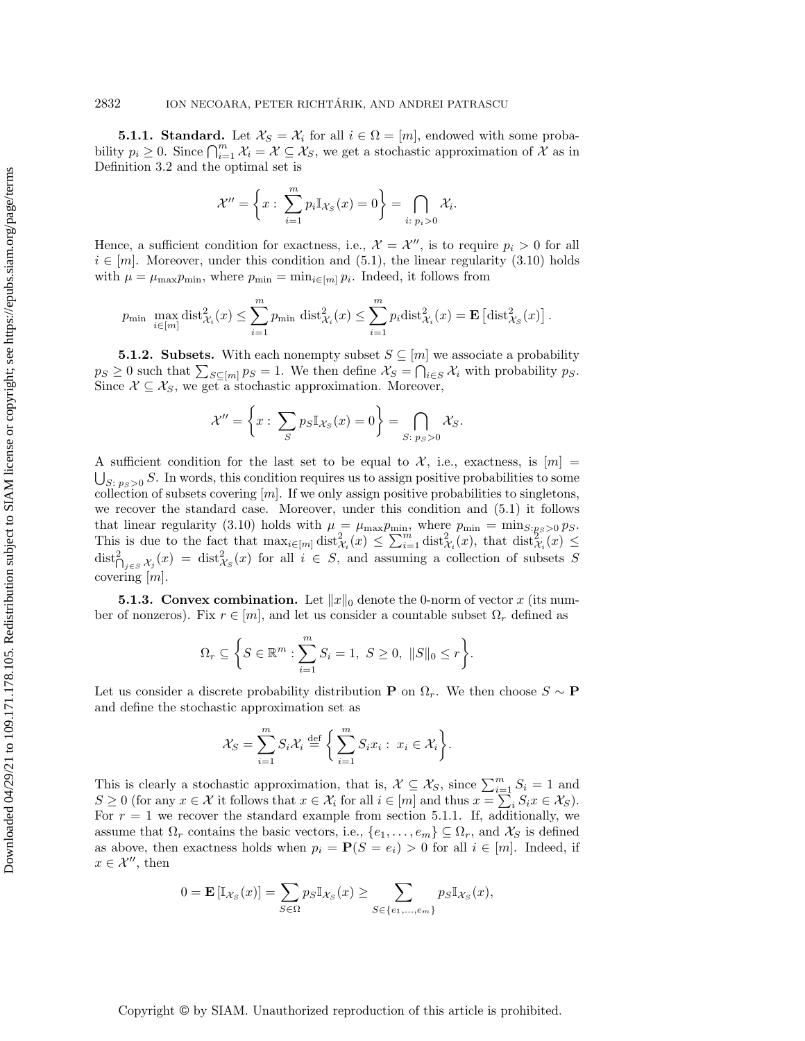**5.1.1. Standard.** Let $\mathcal{X}_S = \mathcal{X}_i$ for all $i \in \Omega = [m]$, endowed with some probability $p_i \geq 0$. Since $\bigcap_{i=1}^m \mathcal{X}_i = \mathcal{X} \subseteq \mathcal{X}_S$, we get a stochastic approximation of $\mathcal{X}$ as in Definition 3.2 and the optimal set is

$$\mathcal{X}'' = \left\{ x : \sum_{i=1}^m p_i \mathbb{I}_{\mathcal{X}_S}(x) = 0 \right\} = \bigcap_{i:\, p_i > 0} \mathcal{X}_i.$$

Hence, a sufficient condition for exactness, i.e., $\mathcal{X} = \mathcal{X}''$, is to require $p_i > 0$ for all $i \in [m]$. Moreover, under this condition and (5.1), the linear regularity (3.10) holds with $\mu = \mu_{\max} p_{\min}$, where $p_{\min} = \min_{i \in [m]} p_i$. Indeed, it follows from

$$p_{\min} \max_{i \in [m]} \mathrm{dist}^2_{\mathcal{X}_i}(x) \leq \sum_{i=1}^m p_{\min}\, \mathrm{dist}^2_{\mathcal{X}_i}(x) \leq \sum_{i=1}^m p_i \mathrm{dist}^2_{\mathcal{X}_i}(x) = \mathbf{E}\left[\mathrm{dist}^2_{\mathcal{X}_S}(x)\right].$$

**5.1.2. Subsets.** With each nonempty subset $S \subseteq [m]$ we associate a probability $p_S \geq 0$ such that $\sum_{S \subseteq [m]} p_S = 1$. We then define $\mathcal{X}_S = \bigcap_{i \in S} \mathcal{X}_i$ with probability $p_S$. Since $\mathcal{X} \subseteq \mathcal{X}_S$, we get a stochastic approximation. Moreover,

$$\mathcal{X}'' = \left\{ x : \sum_S p_S \mathbb{I}_{\mathcal{X}_S}(x) = 0 \right\} = \bigcap_{S:\, p_S > 0} \mathcal{X}_S.$$

A sufficient condition for the last set to be equal to $\mathcal{X}$, i.e., exactness, is $[m] = \bigcup_{S:\, p_S > 0} S$. In words, this condition requires us to assign positive probabilities to some collection of subsets covering $[m]$. If we only assign positive probabilities to singletons, we recover the standard case. Moreover, under this condition and (5.1) it follows that linear regularity (3.10) holds with $\mu = \mu_{\max} p_{\min}$, where $p_{\min} = \min_{S: p_S > 0} p_S$. This is due to the fact that $\max_{i \in [m]} \mathrm{dist}^2_{\mathcal{X}_i}(x) \leq \sum_{i=1}^m \mathrm{dist}^2_{\mathcal{X}_i}(x)$, that $\mathrm{dist}^2_{\mathcal{X}_i}(x) \leq \mathrm{dist}^2_{\bigcap_{j \in S} \mathcal{X}_j}(x) = \mathrm{dist}^2_{\mathcal{X}_S}(x)$ for all $i \in S$, and assuming a collection of subsets $S$ covering $[m]$.

**5.1.3. Convex combination.** Let $\|x\|_0$ denote the 0-norm of vector $x$ (its number of nonzeros). Fix $r \in [m]$, and let us consider a countable subset $\Omega_r$ defined as

$$\Omega_r \subseteq \left\{ S \in \mathbb{R}^m : \sum_{i=1}^m S_i = 1,\ S \geq 0,\ \|S\|_0 \leq r \right\}.$$

Let us consider a discrete probability distribution $\mathbf{P}$ on $\Omega_r$. We then choose $S \sim \mathbf{P}$ and define the stochastic approximation set as

$$\mathcal{X}_S = \sum_{i=1}^m S_i \mathcal{X}_i \stackrel{\text{def}}{=} \left\{ \sum_{i=1}^m S_i x_i : x_i \in \mathcal{X}_i \right\}.$$

This is clearly a stochastic approximation, that is, $\mathcal{X} \subseteq \mathcal{X}_S$, since $\sum_{i=1}^m S_i = 1$ and $S \geq 0$ (for any $x \in \mathcal{X}$ it follows that $x \in \mathcal{X}_i$ for all $i \in [m]$ and thus $x = \sum_i S_i x \in \mathcal{X}_S$). For $r = 1$ we recover the standard example from section 5.1.1. If, additionally, we assume that $\Omega_r$ contains the basic vectors, i.e., $\{e_1, \ldots, e_m\} \subseteq \Omega_r$, and $\mathcal{X}_S$ is defined as above, then exactness holds when $p_i = \mathbf{P}(S = e_i) > 0$ for all $i \in [m]$. Indeed, if $x \in \mathcal{X}''$, then

$$0 = \mathbf{E}\left[\mathbb{I}_{\mathcal{X}_S}(x)\right] = \sum_{S \in \Omega} p_S \mathbb{I}_{\mathcal{X}_S}(x) \geq \sum_{S \in \{e_1, \ldots, e_m\}} p_S \mathbb{I}_{\mathcal{X}_S}(x),$$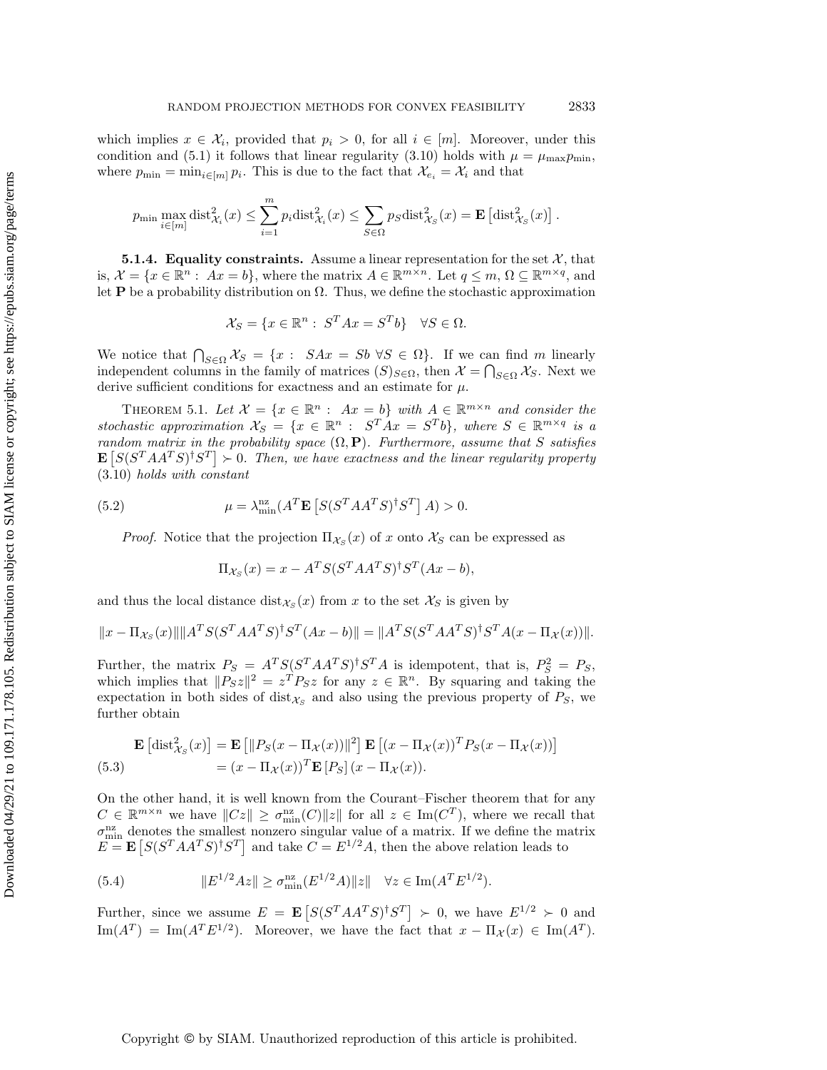which implies $x \in \mathcal{X}_i$, provided that $p_i > 0$, for all $i \in [m]$. Moreover, under this condition and (5.1) it follows that linear regularity (3.10) holds with $\mu = \mu_{\max} p_{\min}$, where $p_{\min} = \min_{i\in[m]} p_i$. This is due to the fact that $\mathcal{X}_{e_i} = \mathcal{X}_i$ and that

$$p_{\min} \max_{i\in[m]} \mathrm{dist}^2_{\mathcal{X}_i}(x) \leq \sum_{i=1}^{m} p_i \mathrm{dist}^2_{\mathcal{X}_i}(x) \leq \sum_{S\in\Omega} p_S \mathrm{dist}^2_{\mathcal{X}_S}(x) = \mathbf{E}\left[\mathrm{dist}^2_{\mathcal{X}_S}(x)\right].$$

### 5.1.4. Equality constraints.

Assume a linear representation for the set $\mathcal{X}$, that is, $\mathcal{X} = \{x \in \mathbb{R}^n : \ Ax = b\}$, where the matrix $A \in \mathbb{R}^{m\times n}$. Let $q \leq m$, $\Omega \subseteq \mathbb{R}^{m\times q}$, and let $\mathbf{P}$ be a probability distribution on $\Omega$. Thus, we define the stochastic approximation

$$\mathcal{X}_S = \{x \in \mathbb{R}^n : \ S^T Ax = S^T b\} \quad \forall S \in \Omega.$$

We notice that $\bigcap_{S\in\Omega} \mathcal{X}_S = \{x : \ SAx = Sb \ \forall S \in \Omega\}$. If we can find $m$ linearly independent columns in the family of matrices $(S)_{S\in\Omega}$, then $\mathcal{X} = \bigcap_{S\in\Omega} \mathcal{X}_S$. Next we derive sufficient conditions for exactness and an estimate for $\mu$.

Theorem 5.1. *Let $\mathcal{X} = \{x \in \mathbb{R}^n : \ Ax = b\}$ with $A \in \mathbb{R}^{m\times n}$ and consider the stochastic approximation $\mathcal{X}_S = \{x \in \mathbb{R}^n : \ S^T Ax = S^T b\}$, where $S \in \mathbb{R}^{m\times q}$ is a random matrix in the probability space $(\Omega, \mathbf{P})$. Furthermore, assume that $S$ satisfies $\mathbf{E}\left[S(S^T AA^T S)^\dagger S^T\right] \succ 0$. Then, we have exactness and the linear regularity property* (3.10) *holds with constant*

$$\mu = \lambda^{\mathrm{nz}}_{\min}(A^T \mathbf{E}\left[S(S^T AA^T S)^\dagger S^T\right] A) > 0. \tag{5.2}$$

*Proof.* Notice that the projection $\Pi_{\mathcal{X}_S}(x)$ of $x$ onto $\mathcal{X}_S$ can be expressed as

$$\Pi_{\mathcal{X}_S}(x) = x - A^T S(S^T AA^T S)^\dagger S^T (Ax - b),$$

and thus the local distance $\mathrm{dist}_{\mathcal{X}_S}(x)$ from $x$ to the set $\mathcal{X}_S$ is given by

$$\|x - \Pi_{\mathcal{X}_S}(x)\| \|A^T S(S^T AA^T S)^\dagger S^T (Ax - b)\| = \|A^T S(S^T AA^T S)^\dagger S^T A(x - \Pi_{\mathcal{X}}(x))\|.$$

Further, the matrix $P_S = A^T S(S^T AA^T S)^\dagger S^T A$ is idempotent, that is, $P_S^2 = P_S$, which implies that $\|P_S z\|^2 = z^T P_S z$ for any $z \in \mathbb{R}^n$. By squaring and taking the expectation in both sides of $\mathrm{dist}_{\mathcal{X}_S}$ and also using the previous property of $P_S$, we further obtain

$$\begin{aligned} \mathbf{E}\left[\mathrm{dist}^2_{\mathcal{X}_S}(x)\right] &= \mathbf{E}\left[\|P_S(x - \Pi_{\mathcal{X}}(x))\|^2\right] \mathbf{E}\left[(x - \Pi_{\mathcal{X}}(x))^T P_S (x - \Pi_{\mathcal{X}}(x))\right] \\ &= (x - \Pi_{\mathcal{X}}(x))^T \mathbf{E}\left[P_S\right] (x - \Pi_{\mathcal{X}}(x)). \end{aligned} \tag{5.3}$$

On the other hand, it is well known from the Courant–Fischer theorem that for any $C \in \mathbb{R}^{m\times n}$ we have $\|Cz\| \geq \sigma^{\mathrm{nz}}_{\min}(C)\|z\|$ for all $z \in \mathrm{Im}(C^T)$, where we recall that $\sigma^{\mathrm{nz}}_{\min}$ denotes the smallest nonzero singular value of a matrix. If we define the matrix $E = \mathbf{E}\left[S(S^T AA^T S)^\dagger S^T\right]$ and take $C = E^{1/2}A$, then the above relation leads to

$$\|E^{1/2} Az\| \geq \sigma^{\mathrm{nz}}_{\min}(E^{1/2} A)\|z\| \quad \forall z \in \mathrm{Im}(A^T E^{1/2}). \tag{5.4}$$

Further, since we assume $E = \mathbf{E}\left[S(S^T AA^T S)^\dagger S^T\right] \succ 0$, we have $E^{1/2} \succ 0$ and $\mathrm{Im}(A^T) = \mathrm{Im}(A^T E^{1/2})$. Moreover, we have the fact that $x - \Pi_{\mathcal{X}}(x) \in \mathrm{Im}(A^T)$.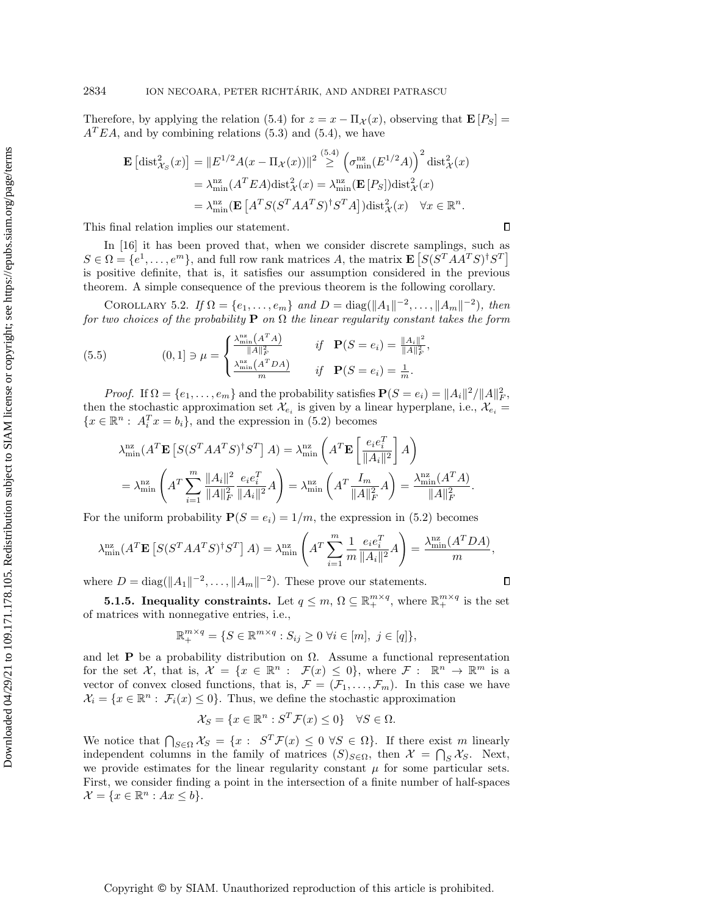Therefore, by applying the relation (5.4) for $z = x - \Pi_{\mathcal{X}}(x)$, observing that $\mathbf{E}[P_S] = A^T E A$, and by combining relations (5.3) and (5.4), we have

$$
\begin{aligned}
\mathbf{E}\left[\mathrm{dist}^2_{\mathcal{X}_S}(x)\right] &= \|E^{1/2}A(x - \Pi_{\mathcal{X}}(x))\|^2 \overset{(5.4)}{\geq} \left(\sigma^{\mathrm{nz}}_{\min}(E^{1/2}A)\right)^2 \mathrm{dist}^2_{\mathcal{X}}(x) \\
&= \lambda^{\mathrm{nz}}_{\min}(A^T E A)\mathrm{dist}^2_{\mathcal{X}}(x) = \lambda^{\mathrm{nz}}_{\min}(\mathbf{E}[P_S])\mathrm{dist}^2_{\mathcal{X}}(x) \\
&= \lambda^{\mathrm{nz}}_{\min}(\mathbf{E}\left[A^T S(S^T A A^T S)^{\dagger} S^T A\right])\mathrm{dist}^2_{\mathcal{X}}(x) \quad \forall x \in \mathbb{R}^n.
\end{aligned}
$$

This final relation implies our statement. $\square$

In [16] it has been proved that, when we consider discrete samplings, such as $S \in \Omega = \{e^1, \ldots, e^m\}$, and full row rank matrices $A$, the matrix $\mathbf{E}\left[S(S^T A A^T S)^{\dagger} S^T\right]$ is positive definite, that is, it satisfies our assumption considered in the previous theorem. A simple consequence of the previous theorem is the following corollary.

Corollary 5.2. *If $\Omega = \{e_1, \ldots, e_m\}$ and $D = \mathrm{diag}(\|A_1\|^{-2}, \ldots, \|A_m\|^{-2})$, then for two choices of the probability $\mathbf{P}$ on $\Omega$ the linear regularity constant takes the form*

$$
(5.5) \qquad (0, 1] \ni \mu = \begin{cases} \frac{\lambda^{\mathrm{nz}}_{\min}(A^T A)}{\|A\|_F^2} & \text{if} \quad \mathbf{P}(S = e_i) = \frac{\|A_i\|^2}{\|A\|_F^2}, \\ \frac{\lambda^{\mathrm{nz}}_{\min}(A^T D A)}{m} & \text{if} \quad \mathbf{P}(S = e_i) = \frac{1}{m}. \end{cases}
$$

*Proof.* If $\Omega = \{e_1, \ldots, e_m\}$ and the probability satisfies $\mathbf{P}(S = e_i) = \|A_i\|^2/\|A\|_F^2$, then the stochastic approximation set $\mathcal{X}_{e_i}$ is given by a linear hyperplane, i.e., $\mathcal{X}_{e_i} = \{x \in \mathbb{R}^n : A_i^T x = b_i\}$, and the expression in (5.2) becomes

$$
\begin{aligned}
&\lambda^{\mathrm{nz}}_{\min}(A^T \mathbf{E}\left[S(S^T A A^T S)^{\dagger} S^T\right] A) = \lambda^{\mathrm{nz}}_{\min}\left(A^T \mathbf{E}\left[\frac{e_i e_i^T}{\|A_i\|^2}\right] A\right) \\
&= \lambda^{\mathrm{nz}}_{\min}\left(A^T \sum_{i=1}^m \frac{\|A_i\|^2}{\|A\|_F^2} \frac{e_i e_i^T}{\|A_i\|^2} A\right) = \lambda^{\mathrm{nz}}_{\min}\left(A^T \frac{I_m}{\|A\|_F^2} A\right) = \frac{\lambda^{\mathrm{nz}}_{\min}(A^T A)}{\|A\|_F^2}.
\end{aligned}
$$

For the uniform probability $\mathbf{P}(S = e_i) = 1/m$, the expression in (5.2) becomes

$$
\lambda^{\mathrm{nz}}_{\min}(A^T \mathbf{E}\left[S(S^T A A^T S)^{\dagger} S^T\right] A) = \lambda^{\mathrm{nz}}_{\min}\left(A^T \sum_{i=1}^m \frac{1}{m} \frac{e_i e_i^T}{\|A_i\|^2} A\right) = \frac{\lambda^{\mathrm{nz}}_{\min}(A^T D A)}{m},
$$

where $D = \mathrm{diag}(\|A_1\|^{-2}, \ldots, \|A_m\|^{-2})$. These prove our statements. $\square$

**5.1.5. Inequality constraints.** Let $q \leq m$, $\Omega \subseteq \mathbb{R}^{m \times q}_+$, where $\mathbb{R}^{m \times q}_+$ is the set of matrices with nonnegative entries, i.e.,

$$
\mathbb{R}^{m \times q}_+ = \{S \in \mathbb{R}^{m \times q} : S_{ij} \geq 0 \ \forall i \in [m], \ j \in [q]\},
$$

and let $\mathbf{P}$ be a probability distribution on $\Omega$. Assume a functional representation for the set $\mathcal{X}$, that is, $\mathcal{X} = \{x \in \mathbb{R}^n : \ \mathcal{F}(x) \leq 0\}$, where $\mathcal{F} : \ \mathbb{R}^n \to \mathbb{R}^m$ is a vector of convex closed functions, that is, $\mathcal{F} = (\mathcal{F}_1, \ldots, \mathcal{F}_m)$. In this case we have $\mathcal{X}_i = \{x \in \mathbb{R}^n : \ \mathcal{F}_i(x) \leq 0\}$. Thus, we define the stochastic approximation

$$
\mathcal{X}_S = \{x \in \mathbb{R}^n : S^T \mathcal{F}(x) \leq 0\} \quad \forall S \in \Omega.
$$

We notice that $\bigcap_{S \in \Omega} \mathcal{X}_S = \{x : \ S^T \mathcal{F}(x) \leq 0 \ \forall S \in \Omega\}$. If there exist $m$ linearly independent columns in the family of matrices $(S)_{S \in \Omega}$, then $\mathcal{X} = \bigcap_S \mathcal{X}_S$. Next, we provide estimates for the linear regularity constant $\mu$ for some particular sets. First, we consider finding a point in the intersection of a finite number of half-spaces $\mathcal{X} = \{x \in \mathbb{R}^n : Ax \leq b\}$.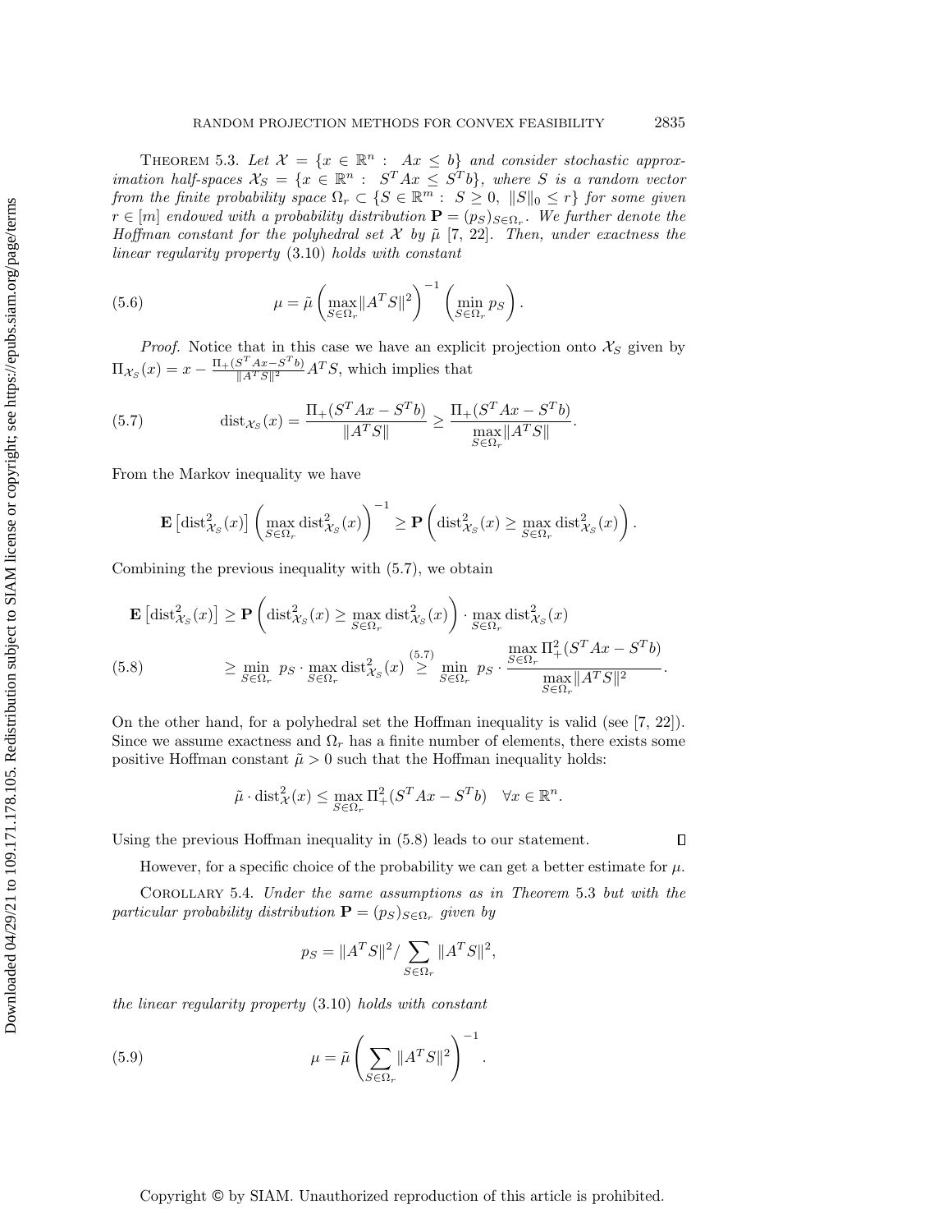THEOREM 5.3. *Let $\mathcal{X} = \{x \in \mathbb{R}^n : \; Ax \leq b\}$ and consider stochastic approximation half-spaces $\mathcal{X}_S = \{x \in \mathbb{R}^n : \; S^T Ax \leq S^T b\}$, where $S$ is a random vector from the finite probability space $\Omega_r \subset \{S \in \mathbb{R}^m : \; S \geq 0, \; \|S\|_0 \leq r\}$ for some given $r \in [m]$ endowed with a probability distribution $\mathbf{P} = (p_S)_{S \in \Omega_r}$. We further denote the Hoffman constant for the polyhedral set $\mathcal{X}$ by $\tilde{\mu}$ [7, 22]. Then, under exactness the linear regularity property (3.10) holds with constant*

$$\mu = \tilde{\mu} \left( \max_{S \in \Omega_r} \|A^T S\|^2 \right)^{-1} \left( \min_{S \in \Omega_r} p_S \right). \tag{5.6}$$

*Proof.* Notice that in this case we have an explicit projection onto $\mathcal{X}_S$ given by $\Pi_{\mathcal{X}_S}(x) = x - \frac{\Pi_+(S^T Ax - S^T b)}{\|A^T S\|^2} A^T S$, which implies that

$$\text{dist}_{\mathcal{X}_S}(x) = \frac{\Pi_+(S^T Ax - S^T b)}{\|A^T S\|} \geq \frac{\Pi_+(S^T Ax - S^T b)}{\max\limits_{S \in \Omega_r} \|A^T S\|}. \tag{5.7}$$

From the Markov inequality we have

$$\mathbf{E}\left[\text{dist}^2_{\mathcal{X}_S}(x)\right] \left( \max_{S \in \Omega_r} \text{dist}^2_{\mathcal{X}_S}(x) \right)^{-1} \geq \mathbf{P}\left( \text{dist}^2_{\mathcal{X}_S}(x) \geq \max_{S \in \Omega_r} \text{dist}^2_{\mathcal{X}_S}(x) \right).$$

Combining the previous inequality with (5.7), we obtain

$$\begin{aligned}
\mathbf{E}\left[\text{dist}^2_{\mathcal{X}_S}(x)\right] &\geq \mathbf{P}\left( \text{dist}^2_{\mathcal{X}_S}(x) \geq \max_{S \in \Omega_r} \text{dist}^2_{\mathcal{X}_S}(x) \right) \cdot \max_{S \in \Omega_r} \text{dist}^2_{\mathcal{X}_S}(x) \\
&\geq \min_{S \in \Omega_r} \; p_S \cdot \max_{S \in \Omega_r} \text{dist}^2_{\mathcal{X}_S}(x) \overset{(5.7)}{\geq} \min_{S \in \Omega_r} \; p_S \cdot \frac{\max\limits_{S \in \Omega_r} \Pi^2_+(S^T Ax - S^T b)}{\max\limits_{S \in \Omega_r} \|A^T S\|^2}.
\end{aligned} \tag{5.8}$$

On the other hand, for a polyhedral set the Hoffman inequality is valid (see [7, 22]). Since we assume exactness and $\Omega_r$ has a finite number of elements, there exists some positive Hoffman constant $\tilde{\mu} > 0$ such that the Hoffman inequality holds:

$$\tilde{\mu} \cdot \text{dist}^2_{\mathcal{X}}(x) \leq \max_{S \in \Omega_r} \Pi^2_+(S^T Ax - S^T b) \quad \forall x \in \mathbb{R}^n.$$

Using the previous Hoffman inequality in (5.8) leads to our statement. ∎

However, for a specific choice of the probability we can get a better estimate for $\mu$.

COROLLARY 5.4. *Under the same assumptions as in Theorem 5.3 but with the particular probability distribution $\mathbf{P} = (p_S)_{S \in \Omega_r}$ given by*

$$p_S = \|A^T S\|^2 / \sum_{S \in \Omega_r} \|A^T S\|^2,$$

*the linear regularity property (3.10) holds with constant*

$$\mu = \tilde{\mu} \left( \sum_{S \in \Omega_r} \|A^T S\|^2 \right)^{-1}. \tag{5.9}$$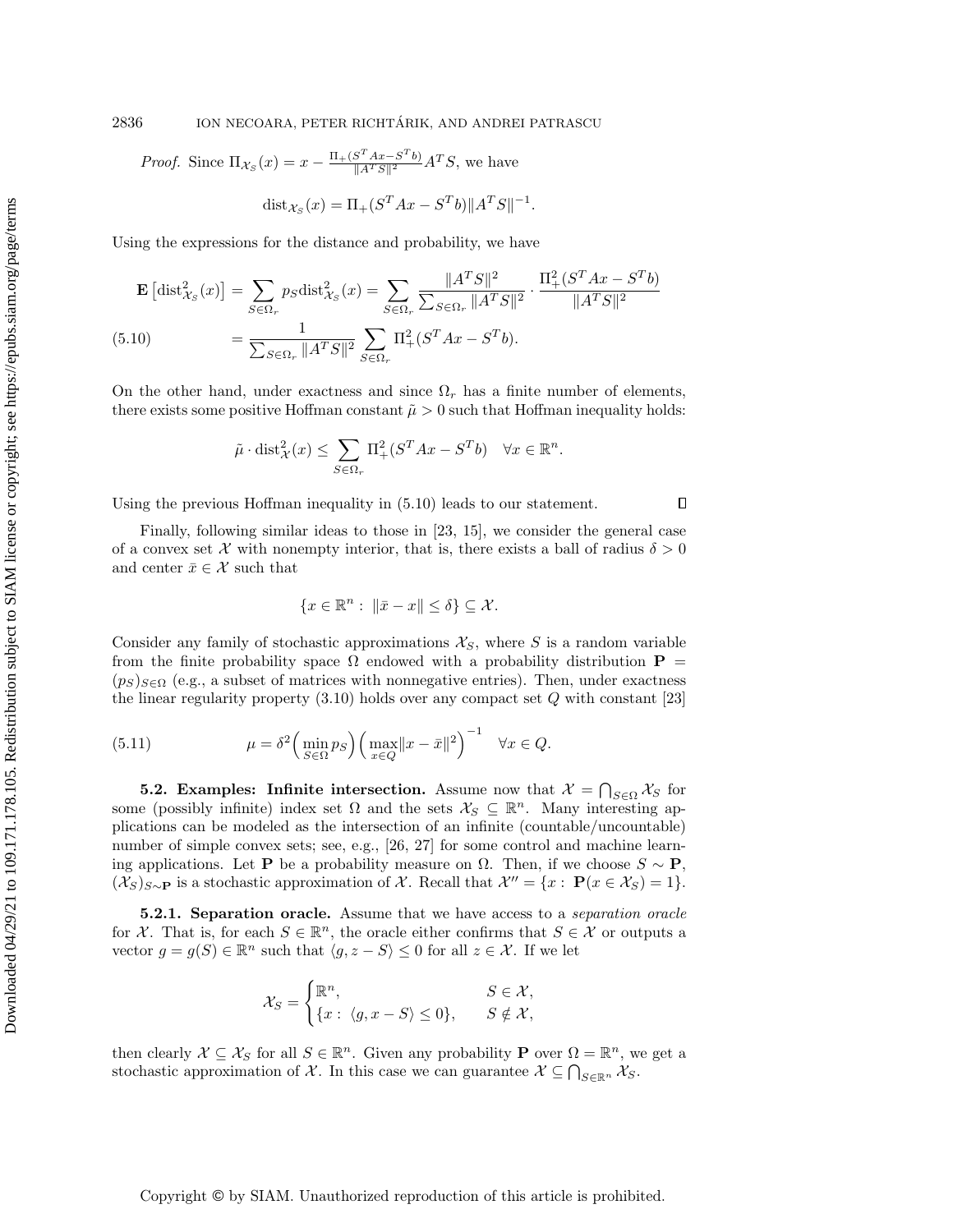*Proof.* Since $\Pi_{\mathcal{X}_S}(x) = x - \frac{\Pi_+(S^T Ax - S^T b)}{\|A^T S\|^2} A^T S$, we have

$$\text{dist}_{\mathcal{X}_S}(x) = \Pi_+(S^T Ax - S^T b)\|A^T S\|^{-1}.$$

Using the expressions for the distance and probability, we have

$$\begin{aligned}
\mathbf{E}\left[\text{dist}^2_{\mathcal{X}_S}(x)\right] &= \sum_{S\in\Omega_r} p_S \text{dist}^2_{\mathcal{X}_S}(x) = \sum_{S\in\Omega_r} \frac{\|A^T S\|^2}{\sum_{S\in\Omega_r}\|A^T S\|^2} \cdot \frac{\Pi_+^2(S^T Ax - S^T b)}{\|A^T S\|^2} \\
&= \frac{1}{\sum_{S\in\Omega_r}\|A^T S\|^2} \sum_{S\in\Omega_r} \Pi_+^2(S^T Ax - S^T b). \qquad (5.10)
\end{aligned}$$

On the other hand, under exactness and since $\Omega_r$ has a finite number of elements, there exists some positive Hoffman constant $\tilde{\mu} > 0$ such that Hoffman inequality holds:

$$\tilde{\mu} \cdot \text{dist}^2_{\mathcal{X}}(x) \leq \sum_{S\in\Omega_r} \Pi_+^2(S^T Ax - S^T b) \quad \forall x \in \mathbb{R}^n.$$

Using the previous Hoffman inequality in (5.10) leads to our statement. ∎

Finally, following similar ideas to those in [23, 15], we consider the general case of a convex set $\mathcal{X}$ with nonempty interior, that is, there exists a ball of radius $\delta > 0$ and center $\bar{x} \in \mathcal{X}$ such that

$$\{x \in \mathbb{R}^n : \|\bar{x} - x\| \leq \delta\} \subseteq \mathcal{X}.$$

Consider any family of stochastic approximations $\mathcal{X}_S$, where $S$ is a random variable from the finite probability space $\Omega$ endowed with a probability distribution $\mathbf{P} = (p_S)_{S\in\Omega}$ (e.g., a subset of matrices with nonnegative entries). Then, under exactness the linear regularity property (3.10) holds over any compact set $Q$ with constant [23]

$$\mu = \delta^2 \Big(\min_{S\in\Omega} p_S\Big) \Big(\max_{x\in Q} \|x - \bar{x}\|^2\Big)^{-1} \quad \forall x \in Q. \qquad (5.11)$$

### 5.2. Examples: Infinite intersection.

Assume now that $\mathcal{X} = \bigcap_{S\in\Omega} \mathcal{X}_S$ for some (possibly infinite) index set $\Omega$ and the sets $\mathcal{X}_S \subseteq \mathbb{R}^n$. Many interesting applications can be modeled as the intersection of an infinite (countable/uncountable) number of simple convex sets; see, e.g., [26, 27] for some control and machine learning applications. Let $\mathbf{P}$ be a probability measure on $\Omega$. Then, if we choose $S \sim \mathbf{P}$, $(\mathcal{X}_S)_{S\sim\mathbf{P}}$ is a stochastic approximation of $\mathcal{X}$. Recall that $\mathcal{X}'' = \{x : \mathbf{P}(x \in \mathcal{X}_S) = 1\}$.

#### 5.2.1. Separation oracle.

Assume that we have access to a *separation oracle* for $\mathcal{X}$. That is, for each $S \in \mathbb{R}^n$, the oracle either confirms that $S \in \mathcal{X}$ or outputs a vector $g = g(S) \in \mathbb{R}^n$ such that $\langle g, z - S\rangle \leq 0$ for all $z \in \mathcal{X}$. If we let

$$\mathcal{X}_S = \begin{cases} \mathbb{R}^n, & S \in \mathcal{X}, \\ \{x : \langle g, x - S\rangle \leq 0\}, & S \notin \mathcal{X}, \end{cases}$$

then clearly $\mathcal{X} \subseteq \mathcal{X}_S$ for all $S \in \mathbb{R}^n$. Given any probability $\mathbf{P}$ over $\Omega = \mathbb{R}^n$, we get a stochastic approximation of $\mathcal{X}$. In this case we can guarantee $\mathcal{X} \subseteq \bigcap_{S\in\mathbb{R}^n} \mathcal{X}_S$.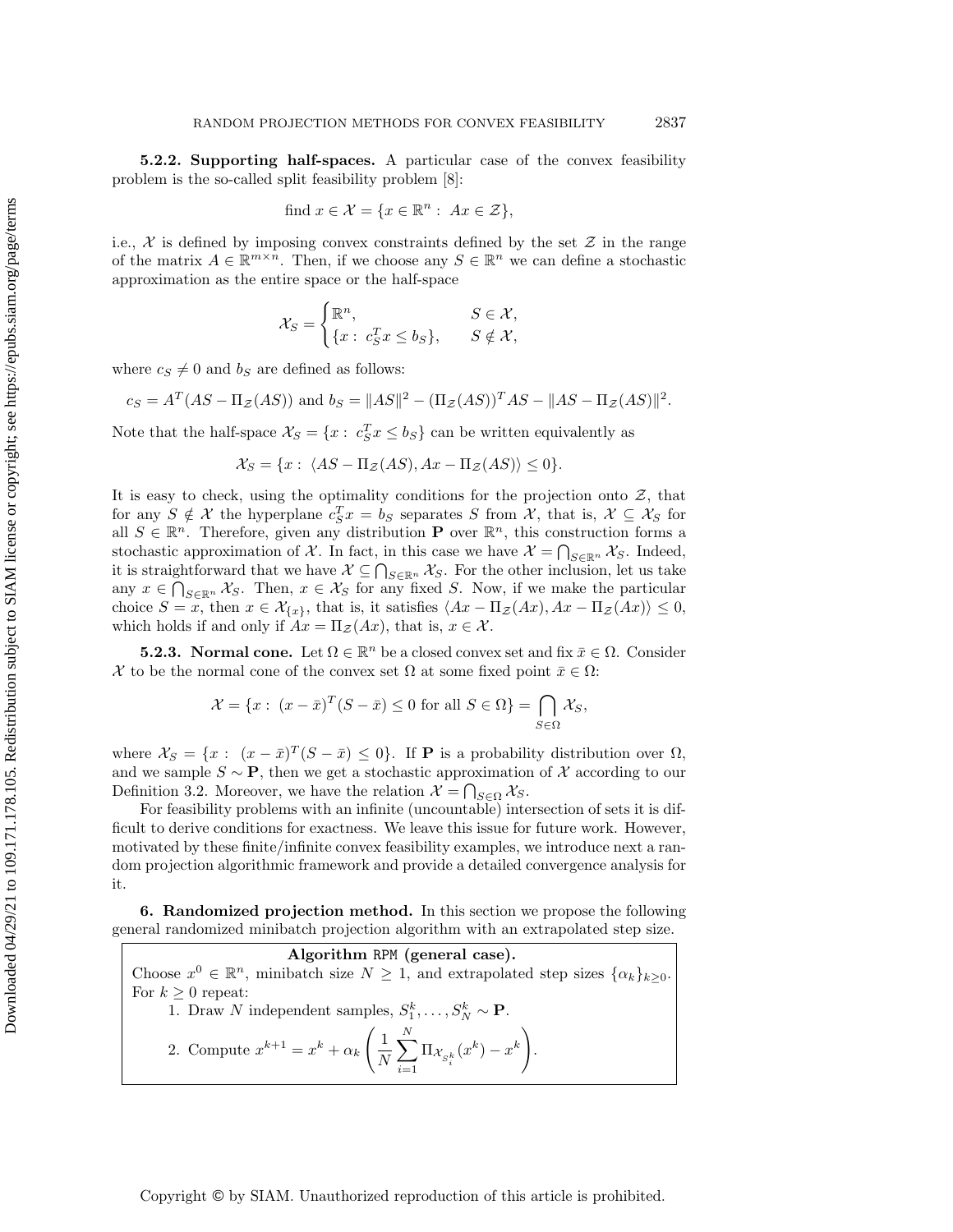**5.2.2. Supporting half-spaces.** A particular case of the convex feasibility problem is the so-called split feasibility problem [8]:

$$\text{find } x \in \mathcal{X} = \{x \in \mathbb{R}^n : \ Ax \in \mathcal{Z}\},$$

i.e., $\mathcal{X}$ is defined by imposing convex constraints defined by the set $\mathcal{Z}$ in the range of the matrix $A \in \mathbb{R}^{m\times n}$. Then, if we choose any $S \in \mathbb{R}^n$ we can define a stochastic approximation as the entire space or the half-space

$$\mathcal{X}_S = \begin{cases} \mathbb{R}^n, & S \in \mathcal{X}, \\ \{x : \ c_S^T x \leq b_S\}, & S \notin \mathcal{X}, \end{cases}$$

where $c_S \neq 0$ and $b_S$ are defined as follows:

$$c_S = A^T(AS - \Pi_{\mathcal{Z}}(AS)) \text{ and } b_S = \|AS\|^2 - (\Pi_{\mathcal{Z}}(AS))^T AS - \|AS - \Pi_{\mathcal{Z}}(AS)\|^2.$$

Note that the half-space $\mathcal{X}_S = \{x : \ c_S^T x \leq b_S\}$ can be written equivalently as

$$\mathcal{X}_S = \{x : \ \langle AS - \Pi_{\mathcal{Z}}(AS), Ax - \Pi_{\mathcal{Z}}(AS)\rangle \leq 0\}.$$

It is easy to check, using the optimality conditions for the projection onto $\mathcal{Z}$, that for any $S \notin \mathcal{X}$ the hyperplane $c_S^T x = b_S$ separates $S$ from $\mathcal{X}$, that is, $\mathcal{X} \subseteq \mathcal{X}_S$ for all $S \in \mathbb{R}^n$. Therefore, given any distribution $\mathbf{P}$ over $\mathbb{R}^n$, this construction forms a stochastic approximation of $\mathcal{X}$. In fact, in this case we have $\mathcal{X} = \bigcap_{S\in\mathbb{R}^n} \mathcal{X}_S$. Indeed, it is straightforward that we have $\mathcal{X} \subseteq \bigcap_{S\in\mathbb{R}^n} \mathcal{X}_S$. For the other inclusion, let us take any $x \in \bigcap_{S\in\mathbb{R}^n} \mathcal{X}_S$. Then, $x \in \mathcal{X}_S$ for any fixed $S$. Now, if we make the particular choice $S = x$, then $x \in \mathcal{X}_{\{x\}}$, that is, it satisfies $\langle Ax - \Pi_{\mathcal{Z}}(Ax), Ax - \Pi_{\mathcal{Z}}(Ax)\rangle \leq 0$, which holds if and only if $Ax = \Pi_{\mathcal{Z}}(Ax)$, that is, $x \in \mathcal{X}$.

**5.2.3. Normal cone.** Let $\Omega \in \mathbb{R}^n$ be a closed convex set and fix $\bar{x} \in \Omega$. Consider $\mathcal{X}$ to be the normal cone of the convex set $\Omega$ at some fixed point $\bar{x} \in \Omega$:

$$\mathcal{X} = \{x : \ (x - \bar{x})^T(S - \bar{x}) \leq 0 \text{ for all } S \in \Omega\} = \bigcap_{S\in\Omega} \mathcal{X}_S,$$

where $\mathcal{X}_S = \{x : \ (x - \bar{x})^T(S - \bar{x}) \leq 0\}$. If $\mathbf{P}$ is a probability distribution over $\Omega$, and we sample $S \sim \mathbf{P}$, then we get a stochastic approximation of $\mathcal{X}$ according to our Definition 3.2. Moreover, we have the relation $\mathcal{X} = \bigcap_{S\in\Omega} \mathcal{X}_S$.

For feasibility problems with an infinite (uncountable) intersection of sets it is difficult to derive conditions for exactness. We leave this issue for future work. However, motivated by these finite/infinite convex feasibility examples, we introduce next a random projection algorithmic framework and provide a detailed convergence analysis for it.

## 6. Randomized projection method.

In this section we propose the following general randomized minibatch projection algorithm with an extrapolated step size.

**Algorithm RPM (general case).**

Choose $x^0 \in \mathbb{R}^n$, minibatch size $N \geq 1$, and extrapolated step sizes $\{\alpha_k\}_{k\geq 0}$.
For $k \geq 0$ repeat:

1. Draw $N$ independent samples, $S_1^k, \ldots, S_N^k \sim \mathbf{P}$.
2. Compute $x^{k+1} = x^k + \alpha_k \left( \dfrac{1}{N} \displaystyle\sum_{i=1}^{N} \Pi_{\mathcal{X}_{S_i^k}}(x^k) - x^k \right)$.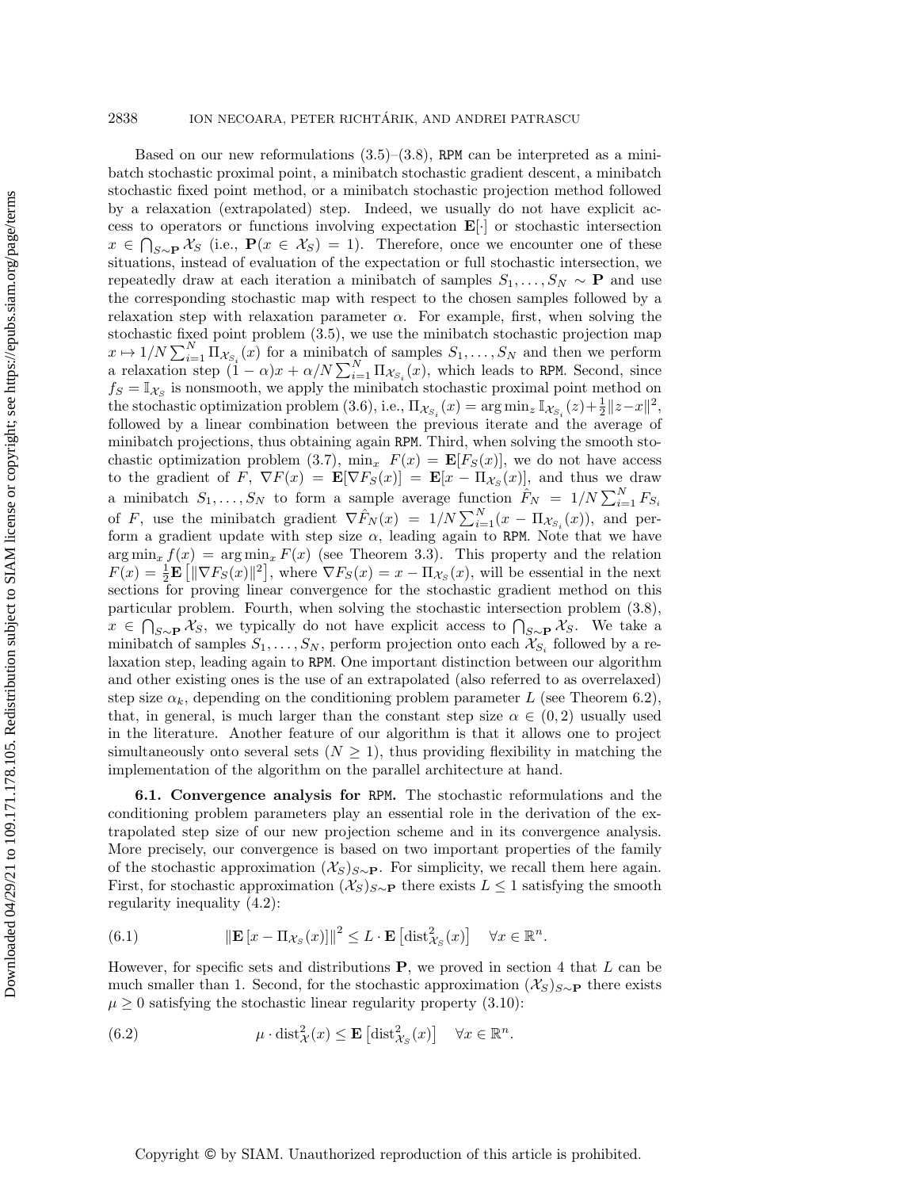Based on our new reformulations (3.5)–(3.8), RPM can be interpreted as a minibatch stochastic proximal point, a minibatch stochastic gradient descent, a minibatch stochastic fixed point method, or a minibatch stochastic projection method followed by a relaxation (extrapolated) step. Indeed, we usually do not have explicit access to operators or functions involving expectation $\mathbf{E}[\cdot]$ or stochastic intersection $x \in \bigcap_{S\sim\mathbf{P}} \mathcal{X}_S$ (i.e., $\mathbf{P}(x \in \mathcal{X}_S) = 1$). Therefore, once we encounter one of these situations, instead of evaluation of the expectation or full stochastic intersection, we repeatedly draw at each iteration a minibatch of samples $S_1, \ldots, S_N \sim \mathbf{P}$ and use the corresponding stochastic map with respect to the chosen samples followed by a relaxation step with relaxation parameter $\alpha$. For example, first, when solving the stochastic fixed point problem (3.5), we use the minibatch stochastic projection map $x \mapsto 1/N \sum_{i=1}^{N} \Pi_{\mathcal{X}_{S_i}}(x)$ for a minibatch of samples $S_1, \ldots, S_N$ and then we perform a relaxation step $(1-\alpha)x + \alpha/N \sum_{i=1}^{N} \Pi_{\mathcal{X}_{S_i}}(x)$, which leads to RPM. Second, since $f_S = \mathbb{I}_{\mathcal{X}_S}$ is nonsmooth, we apply the minibatch stochastic proximal point method on the stochastic optimization problem (3.6), i.e., $\Pi_{\mathcal{X}_{S_i}}(x) = \arg\min_z \mathbb{I}_{\mathcal{X}_{S_i}}(z) + \frac{1}{2}\|z-x\|^2$, followed by a linear combination between the previous iterate and the average of minibatch projections, thus obtaining again RPM. Third, when solving the smooth stochastic optimization problem (3.7), $\min_x \; F(x) = \mathbf{E}[F_S(x)]$, we do not have access to the gradient of $F$, $\nabla F(x) = \mathbf{E}[\nabla F_S(x)] = \mathbf{E}[x - \Pi_{\mathcal{X}_S}(x)]$, and thus we draw a minibatch $S_1, \ldots, S_N$ to form a sample average function $\hat{F}_N = 1/N \sum_{i=1}^{N} F_{S_i}$ of $F$, use the minibatch gradient $\nabla \hat{F}_N(x) = 1/N \sum_{i=1}^{N} (x - \Pi_{\mathcal{X}_{S_i}}(x))$, and perform a gradient update with step size $\alpha$, leading again to RPM. Note that we have $\arg\min_x f(x) = \arg\min_x F(x)$ (see Theorem 3.3). This property and the relation $F(x) = \frac{1}{2}\mathbf{E}\left[\|\nabla F_S(x)\|^2\right]$, where $\nabla F_S(x) = x - \Pi_{\mathcal{X}_S}(x)$, will be essential in the next sections for proving linear convergence for the stochastic gradient method on this particular problem. Fourth, when solving the stochastic intersection problem (3.8), $x \in \bigcap_{S\sim\mathbf{P}} \mathcal{X}_S$, we typically do not have explicit access to $\bigcap_{S\sim\mathbf{P}} \mathcal{X}_S$. We take a minibatch of samples $S_1, \ldots, S_N$, perform projection onto each $\mathcal{X}_{S_i}$ followed by a relaxation step, leading again to RPM. One important distinction between our algorithm and other existing ones is the use of an extrapolated (also referred to as overrelaxed) step size $\alpha_k$, depending on the conditioning problem parameter $L$ (see Theorem 6.2), that, in general, is much larger than the constant step size $\alpha \in (0, 2)$ usually used in the literature. Another feature of our algorithm is that it allows one to project simultaneously onto several sets ($N \geq 1$), thus providing flexibility in matching the implementation of the algorithm on the parallel architecture at hand.

### 6.1. Convergence analysis for RPM.

The stochastic reformulations and the conditioning problem parameters play an essential role in the derivation of the extrapolated step size of our new projection scheme and in its convergence analysis. More precisely, our convergence is based on two important properties of the family of the stochastic approximation $(\mathcal{X}_S)_{S\sim\mathbf{P}}$. For simplicity, we recall them here again. First, for stochastic approximation $(\mathcal{X}_S)_{S\sim\mathbf{P}}$ there exists $L \leq 1$ satisfying the smooth regularity inequality (4.2):

$$\|\mathbf{E}\left[x - \Pi_{\mathcal{X}_S}(x)\right]\|^2 \leq L \cdot \mathbf{E}\left[\mathrm{dist}^2_{\mathcal{X}_S}(x)\right] \quad \forall x \in \mathbb{R}^n. \tag{6.1}$$

However, for specific sets and distributions $\mathbf{P}$, we proved in section 4 that $L$ can be much smaller than 1. Second, for the stochastic approximation $(\mathcal{X}_S)_{S\sim\mathbf{P}}$ there exists $\mu \geq 0$ satisfying the stochastic linear regularity property (3.10):

$$\mu \cdot \mathrm{dist}^2_{\mathcal{X}}(x) \leq \mathbf{E}\left[\mathrm{dist}^2_{\mathcal{X}_S}(x)\right] \quad \forall x \in \mathbb{R}^n. \tag{6.2}$$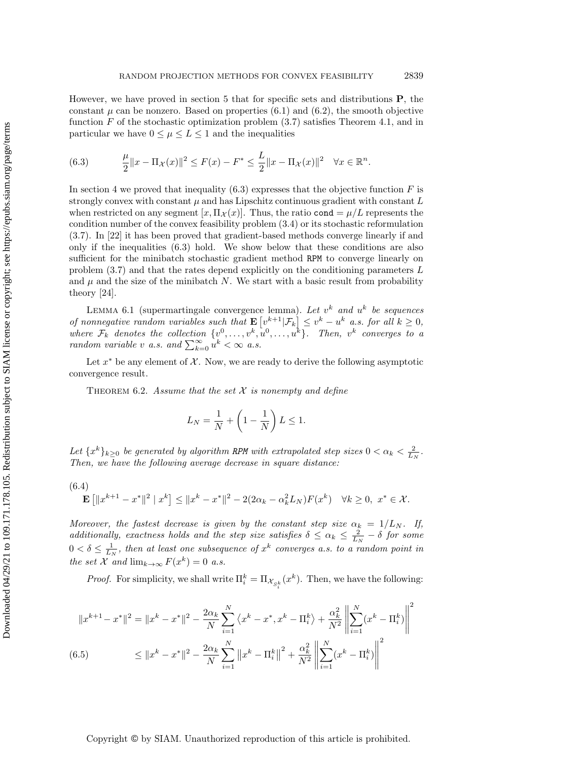However, we have proved in section 5 that for specific sets and distributions $\mathbf{P}$, the constant $\mu$ can be nonzero. Based on properties (6.1) and (6.2), the smooth objective function $F$ of the stochastic optimization problem (3.7) satisfies Theorem 4.1, and in particular we have $0 \leq \mu \leq L \leq 1$ and the inequalities

$$
\frac{\mu}{2}\|x - \Pi_{\mathcal{X}}(x)\|^2 \leq F(x) - F^* \leq \frac{L}{2}\|x - \Pi_{\mathcal{X}}(x)\|^2 \quad \forall x \in \mathbb{R}^n. \tag{6.3}
$$

In section 4 we proved that inequality (6.3) expresses that the objective function $F$ is strongly convex with constant $\mu$ and has Lipschitz continuous gradient with constant $L$ when restricted on any segment $[x, \Pi_{\mathcal{X}}(x)]$. Thus, the ratio $\texttt{cond} = \mu/L$ represents the condition number of the convex feasibility problem (3.4) or its stochastic reformulation (3.7). In [22] it has been proved that gradient-based methods converge linearly if and only if the inequalities (6.3) hold. We show below that these conditions are also sufficient for the minibatch stochastic gradient method RPM to converge linearly on problem (3.7) and that the rates depend explicitly on the conditioning parameters $L$ and $\mu$ and the size of the minibatch $N$. We start with a basic result from probability theory [24].

Lemma 6.1 (supermartingale convergence lemma). *Let $v^k$ and $u^k$ be sequences of nonnegative random variables such that $\mathbf{E}\left[v^{k+1}|\mathcal{F}_k\right] \leq v^k - u^k$ a.s. for all $k \geq 0$, where $\mathcal{F}_k$ denotes the collection $\{v^0, \ldots, v^k, u^0, \ldots, u^k\}$. Then, $v^k$ converges to a random variable $v$ a.s. and $\sum_{k=0}^{\infty} u^k < \infty$ a.s.*

Let $x^*$ be any element of $\mathcal{X}$. Now, we are ready to derive the following asymptotic convergence result.

Theorem 6.2. *Assume that the set $\mathcal{X}$ is nonempty and define*

$$
L_N = \frac{1}{N} + \left(1 - \frac{1}{N}\right)L \leq 1.
$$

*Let $\{x^k\}_{k\geq 0}$ be generated by algorithm RPM with extrapolated step sizes $0 < \alpha_k < \frac{2}{L_N}$. Then, we have the following average decrease in square distance:*

$$
\mathbf{E}\left[\|x^{k+1} - x^*\|^2 \mid x^k\right] \leq \|x^k - x^*\|^2 - 2(2\alpha_k - \alpha_k^2 L_N)F(x^k) \quad \forall k \geq 0,\ x^* \in \mathcal{X}. \tag{6.4}
$$

*Moreover, the fastest decrease is given by the constant step size $\alpha_k = 1/L_N$. If, additionally, exactness holds and the step size satisfies $\delta \leq \alpha_k \leq \frac{2}{L_N} - \delta$ for some $0 < \delta \leq \frac{1}{L_N}$, then at least one subsequence of $x^k$ converges a.s. to a random point in the set $\mathcal{X}$ and $\lim_{k\to\infty} F(x^k) = 0$ a.s.*

*Proof.* For simplicity, we shall write $\Pi_i^k = \Pi_{\mathcal{X}_{S_i^k}}(x^k)$. Then, we have the following:

$$
\begin{aligned}
\|x^{k+1} - x^*\|^2 &= \|x^k - x^*\|^2 - \frac{2\alpha_k}{N}\sum_{i=1}^N \left\langle x^k - x^*, x^k - \Pi_i^k \right\rangle + \frac{\alpha_k^2}{N^2}\left\|\sum_{i=1}^N (x^k - \Pi_i^k)\right\|^2 \\
&\leq \|x^k - x^*\|^2 - \frac{2\alpha_k}{N}\sum_{i=1}^N \left\|x^k - \Pi_i^k\right\|^2 + \frac{\alpha_k^2}{N^2}\left\|\sum_{i=1}^N (x^k - \Pi_i^k)\right\|^2
\end{aligned} \tag{6.5}
$$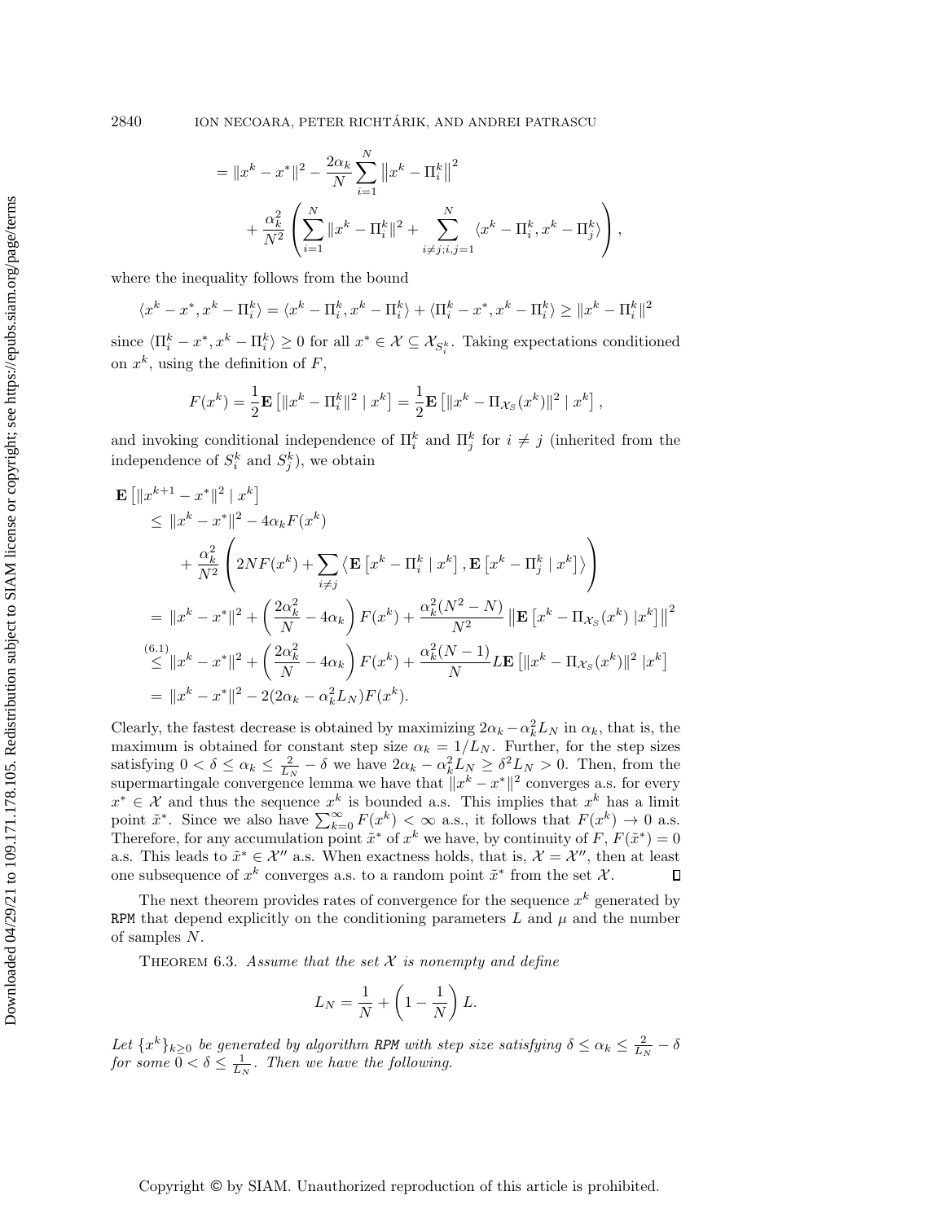$$
= \|x^k - x^*\|^2 - \frac{2\alpha_k}{N} \sum_{i=1}^N \left\|x^k - \Pi_i^k\right\|^2 + \frac{\alpha_k^2}{N^2} \left( \sum_{i=1}^N \|x^k - \Pi_i^k\|^2 + \sum_{i \neq j; i,j=1}^N \langle x^k - \Pi_i^k, x^k - \Pi_j^k \rangle \right),
$$

where the inequality follows from the bound

$$
\langle x^k - x^*, x^k - \Pi_i^k \rangle = \langle x^k - \Pi_i^k, x^k - \Pi_i^k \rangle + \langle \Pi_i^k - x^*, x^k - \Pi_i^k \rangle \geq \|x^k - \Pi_i^k\|^2
$$

since $\langle \Pi_i^k - x^*, x^k - \Pi_i^k \rangle \geq 0$ for all $x^* \in \mathcal{X} \subseteq \mathcal{X}_{S_i^k}$. Taking expectations conditioned on $x^k$, using the definition of $F$,

$$
F(x^k) = \frac{1}{2} \mathbf{E}\left[\|x^k - \Pi_i^k\|^2 \mid x^k\right] = \frac{1}{2} \mathbf{E}\left[\|x^k - \Pi_{\mathcal{X}_S}(x^k)\|^2 \mid x^k\right],
$$

and invoking conditional independence of $\Pi_i^k$ and $\Pi_j^k$ for $i \neq j$ (inherited from the independence of $S_i^k$ and $S_j^k$), we obtain

$$
\begin{aligned}
\mathbf{E}&\left[\|x^{k+1} - x^*\|^2 \mid x^k\right] \\
&\leq \|x^k - x^*\|^2 - 4\alpha_k F(x^k) \\
&\quad + \frac{\alpha_k^2}{N^2} \left( 2NF(x^k) + \sum_{i \neq j} \left\langle \mathbf{E}\left[x^k - \Pi_i^k \mid x^k\right], \mathbf{E}\left[x^k - \Pi_j^k \mid x^k\right] \right\rangle \right) \\
&= \|x^k - x^*\|^2 + \left( \frac{2\alpha_k^2}{N} - 4\alpha_k \right) F(x^k) + \frac{\alpha_k^2 (N^2 - N)}{N^2} \left\| \mathbf{E}\left[x^k - \Pi_{\mathcal{X}_S}(x^k) \mid x^k\right] \right\|^2 \\
&\overset{(6.1)}{\leq} \|x^k - x^*\|^2 + \left( \frac{2\alpha_k^2}{N} - 4\alpha_k \right) F(x^k) + \frac{\alpha_k^2 (N-1)}{N} L \mathbf{E}\left[\|x^k - \Pi_{\mathcal{X}_S}(x^k)\|^2 \mid x^k\right] \\
&= \|x^k - x^*\|^2 - 2(2\alpha_k - \alpha_k^2 L_N) F(x^k).
\end{aligned}
$$

Clearly, the fastest decrease is obtained by maximizing $2\alpha_k - \alpha_k^2 L_N$ in $\alpha_k$, that is, the maximum is obtained for constant step size $\alpha_k = 1/L_N$. Further, for the step sizes satisfying $0 < \delta \leq \alpha_k \leq \frac{2}{L_N} - \delta$ we have $2\alpha_k - \alpha_k^2 L_N \geq \delta^2 L_N > 0$. Then, from the supermartingale convergence lemma we have that $\|x^k - x^*\|^2$ converges a.s. for every $x^* \in \mathcal{X}$ and thus the sequence $x^k$ is bounded a.s. This implies that $x^k$ has a limit point $\tilde{x}^*$. Since we also have $\sum_{k=0}^{\infty} F(x^k) < \infty$ a.s., it follows that $F(x^k) \to 0$ a.s. Therefore, for any accumulation point $\tilde{x}^*$ of $x^k$ we have, by continuity of $F$, $F(\tilde{x}^*) = 0$ a.s. This leads to $\tilde{x}^* \in \mathcal{X}''$ a.s. When exactness holds, that is, $\mathcal{X} = \mathcal{X}''$, then at least one subsequence of $x^k$ converges a.s. to a random point $\tilde{x}^*$ from the set $\mathcal{X}$. $\square$

The next theorem provides rates of convergence for the sequence $x^k$ generated by RPM that depend explicitly on the conditioning parameters $L$ and $\mu$ and the number of samples $N$.

Theorem 6.3. *Assume that the set $\mathcal{X}$ is nonempty and define*

$$
L_N = \frac{1}{N} + \left(1 - \frac{1}{N}\right) L.
$$

*Let $\{x^k\}_{k \geq 0}$ be generated by algorithm RPM with step size satisfying $\delta \leq \alpha_k \leq \frac{2}{L_N} - \delta$ for some $0 < \delta \leq \frac{1}{L_N}$. Then we have the following.*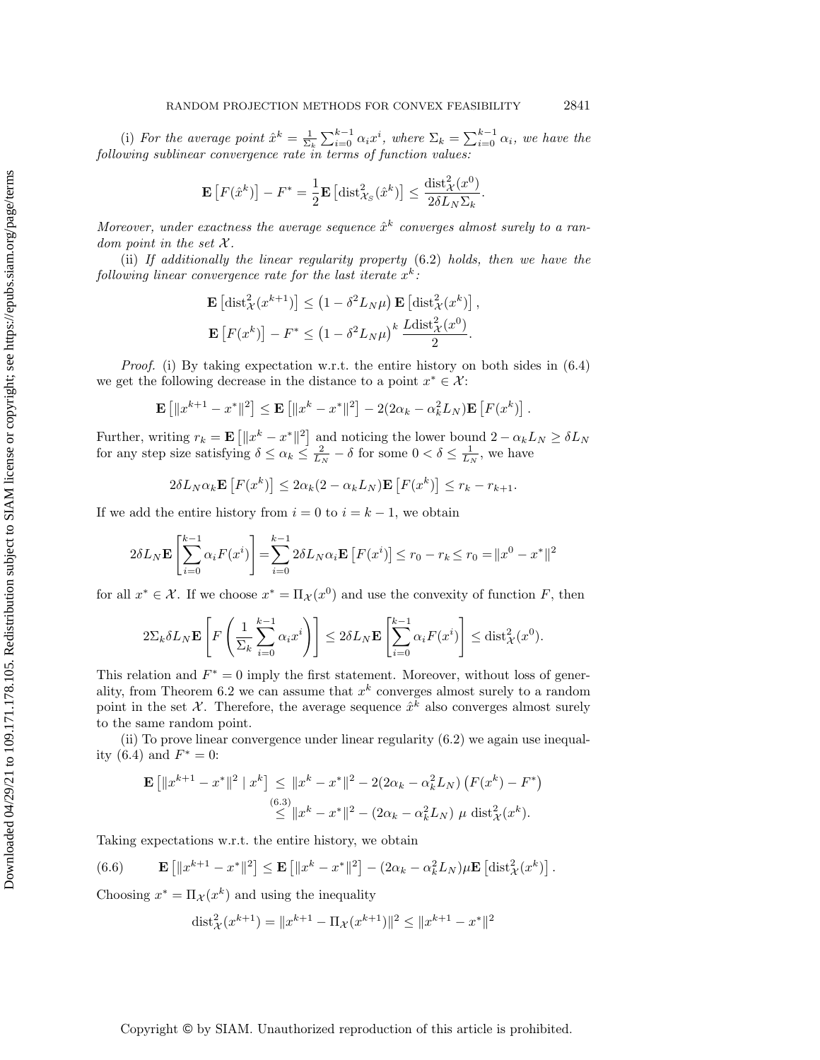(i) *For the average point $\hat{x}^k = \frac{1}{\Sigma_k}\sum_{i=0}^{k-1}\alpha_i x^i$, where $\Sigma_k = \sum_{i=0}^{k-1}\alpha_i$, we have the following sublinear convergence rate in terms of function values:*

$$\mathbf{E}\left[F(\hat{x}^k)\right] - F^* = \frac{1}{2}\mathbf{E}\left[\mathrm{dist}^2_{\mathcal{X}_S}(\hat{x}^k)\right] \leq \frac{\mathrm{dist}^2_{\mathcal{X}}(x^0)}{2\delta L_N \Sigma_k}.$$

*Moreover, under exactness the average sequence $\hat{x}^k$ converges almost surely to a random point in the set $\mathcal{X}$.*

(ii) *If additionally the linear regularity property (6.2) holds, then we have the following linear convergence rate for the last iterate $x^k$:*

$$\mathbf{E}\left[\mathrm{dist}^2_{\mathcal{X}}(x^{k+1})\right] \leq \left(1 - \delta^2 L_N \mu\right)\mathbf{E}\left[\mathrm{dist}^2_{\mathcal{X}}(x^k)\right],$$
$$\mathbf{E}\left[F(x^k)\right] - F^* \leq \left(1 - \delta^2 L_N \mu\right)^k \frac{L\mathrm{dist}^2_{\mathcal{X}}(x^0)}{2}.$$

*Proof.* (i) By taking expectation w.r.t. the entire history on both sides in (6.4) we get the following decrease in the distance to a point $x^* \in \mathcal{X}$:

$$\mathbf{E}\left[\|x^{k+1} - x^*\|^2\right] \leq \mathbf{E}\left[\|x^k - x^*\|^2\right] - 2(2\alpha_k - \alpha_k^2 L_N)\mathbf{E}\left[F(x^k)\right].$$

Further, writing $r_k = \mathbf{E}\left[\|x^k - x^*\|^2\right]$ and noticing the lower bound $2 - \alpha_k L_N \geq \delta L_N$ for any step size satisfying $\delta \leq \alpha_k \leq \frac{2}{L_N} - \delta$ for some $0 < \delta \leq \frac{1}{L_N}$, we have

$$2\delta L_N \alpha_k \mathbf{E}\left[F(x^k)\right] \leq 2\alpha_k(2 - \alpha_k L_N)\mathbf{E}\left[F(x^k)\right] \leq r_k - r_{k+1}.$$

If we add the entire history from $i = 0$ to $i = k-1$, we obtain

$$2\delta L_N \mathbf{E}\left[\sum_{i=0}^{k-1}\alpha_i F(x^i)\right] = \sum_{i=0}^{k-1} 2\delta L_N \alpha_i \mathbf{E}\left[F(x^i)\right] \leq r_0 - r_k \leq r_0 = \|x^0 - x^*\|^2$$

for all $x^* \in \mathcal{X}$. If we choose $x^* = \Pi_{\mathcal{X}}(x^0)$ and use the convexity of function $F$, then

$$2\Sigma_k \delta L_N \mathbf{E}\left[F\left(\frac{1}{\Sigma_k}\sum_{i=0}^{k-1}\alpha_i x^i\right)\right] \leq 2\delta L_N \mathbf{E}\left[\sum_{i=0}^{k-1}\alpha_i F(x^i)\right] \leq \mathrm{dist}^2_{\mathcal{X}}(x^0).$$

This relation and $F^* = 0$ imply the first statement. Moreover, without loss of generality, from Theorem 6.2 we can assume that $x^k$ converges almost surely to a random point in the set $\mathcal{X}$. Therefore, the average sequence $\hat{x}^k$ also converges almost surely to the same random point.

(ii) To prove linear convergence under linear regularity (6.2) we again use inequality (6.4) and $F^* = 0$:

$$\begin{aligned}\mathbf{E}\left[\|x^{k+1} - x^*\|^2 \mid x^k\right] &\leq \|x^k - x^*\|^2 - 2(2\alpha_k - \alpha_k^2 L_N)\left(F(x^k) - F^*\right) \\ &\overset{(6.3)}{\leq} \|x^k - x^*\|^2 - (2\alpha_k - \alpha_k^2 L_N)\ \mu\ \mathrm{dist}^2_{\mathcal{X}}(x^k).\end{aligned}$$

Taking expectations w.r.t. the entire history, we obtain

$$\mathbf{E}\left[\|x^{k+1} - x^*\|^2\right] \leq \mathbf{E}\left[\|x^k - x^*\|^2\right] - (2\alpha_k - \alpha_k^2 L_N)\mu\mathbf{E}\left[\mathrm{dist}^2_{\mathcal{X}}(x^k)\right]. \tag{6.6}$$

Choosing $x^* = \Pi_{\mathcal{X}}(x^k)$ and using the inequality

$$\mathrm{dist}^2_{\mathcal{X}}(x^{k+1}) = \|x^{k+1} - \Pi_{\mathcal{X}}(x^{k+1})\|^2 \leq \|x^{k+1} - x^*\|^2$$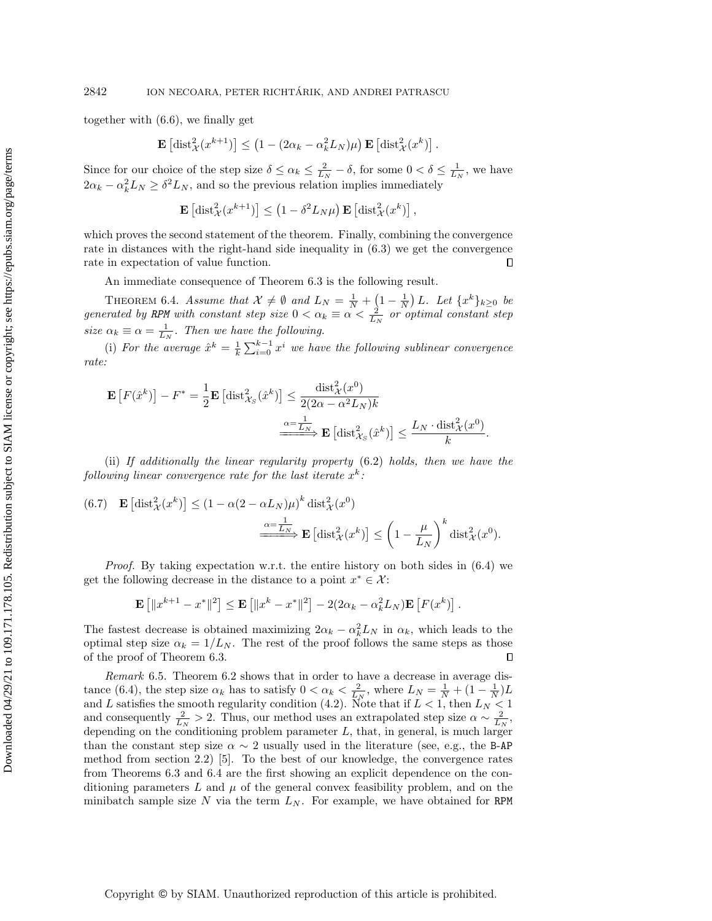together with (6.6), we finally get

$$\mathbf{E}\left[\mathrm{dist}^2_{\mathcal{X}}(x^{k+1})\right] \leq \left(1 - (2\alpha_k - \alpha_k^2 L_N)\mu\right) \mathbf{E}\left[\mathrm{dist}^2_{\mathcal{X}}(x^k)\right].$$

Since for our choice of the step size $\delta \leq \alpha_k \leq \frac{2}{L_N} - \delta$, for some $0 < \delta \leq \frac{1}{L_N}$, we have $2\alpha_k - \alpha_k^2 L_N \geq \delta^2 L_N$, and so the previous relation implies immediately

$$\mathbf{E}\left[\mathrm{dist}^2_{\mathcal{X}}(x^{k+1})\right] \leq \left(1 - \delta^2 L_N \mu\right) \mathbf{E}\left[\mathrm{dist}^2_{\mathcal{X}}(x^k)\right],$$

which proves the second statement of the theorem. Finally, combining the convergence rate in distances with the right-hand side inequality in (6.3) we get the convergence rate in expectation of value function. ∎

An immediate consequence of Theorem 6.3 is the following result.

THEOREM 6.4. *Assume that $\mathcal{X} \neq \emptyset$ and $L_N = \frac{1}{N} + \left(1 - \frac{1}{N}\right) L$. Let $\{x^k\}_{k\geq 0}$ be generated by* RPM *with constant step size $0 < \alpha_k \equiv \alpha < \frac{2}{L_N}$ or optimal constant step size $\alpha_k \equiv \alpha = \frac{1}{L_N}$. Then we have the following.*

(i) *For the average $\hat{x}^k = \frac{1}{k}\sum_{i=0}^{k-1} x^i$ we have the following sublinear convergence rate:*

$$\mathbf{E}\left[F(\hat{x}^k)\right] - F^* = \frac{1}{2}\mathbf{E}\left[\mathrm{dist}^2_{\mathcal{X}_S}(\hat{x}^k)\right] \leq \frac{\mathrm{dist}^2_{\mathcal{X}}(x^0)}{2(2\alpha - \alpha^2 L_N)k}$$

$$\xrightarrow{\alpha = \frac{1}{L_N}} \mathbf{E}\left[\mathrm{dist}^2_{\mathcal{X}_S}(\hat{x}^k)\right] \leq \frac{L_N \cdot \mathrm{dist}^2_{\mathcal{X}}(x^0)}{k}.$$

(ii) *If additionally the linear regularity property* (6.2) *holds, then we have the following linear convergence rate for the last iterate $x^k$:*

$$\mathbf{E}\left[\mathrm{dist}^2_{\mathcal{X}}(x^k)\right] \leq \left(1 - \alpha(2 - \alpha L_N)\mu\right)^k \mathrm{dist}^2_{\mathcal{X}}(x^0) \tag{6.7}$$

$$\xrightarrow{\alpha = \frac{1}{L_N}} \mathbf{E}\left[\mathrm{dist}^2_{\mathcal{X}}(x^k)\right] \leq \left(1 - \frac{\mu}{L_N}\right)^k \mathrm{dist}^2_{\mathcal{X}}(x^0).$$

*Proof.* By taking expectation w.r.t. the entire history on both sides in (6.4) we get the following decrease in the distance to a point $x^* \in \mathcal{X}$:

$$\mathbf{E}\left[\|x^{k+1} - x^*\|^2\right] \leq \mathbf{E}\left[\|x^k - x^*\|^2\right] - 2(2\alpha_k - \alpha_k^2 L_N)\mathbf{E}\left[F(x^k)\right].$$

The fastest decrease is obtained maximizing $2\alpha_k - \alpha_k^2 L_N$ in $\alpha_k$, which leads to the optimal step size $\alpha_k = 1/L_N$. The rest of the proof follows the same steps as those of the proof of Theorem 6.3. ∎

*Remark* 6.5. Theorem 6.2 shows that in order to have a decrease in average distance (6.4), the step size $\alpha_k$ has to satisfy $0 < \alpha_k < \frac{2}{L_N}$, where $L_N = \frac{1}{N} + (1 - \frac{1}{N})L$ and $L$ satisfies the smooth regularity condition (4.2). Note that if $L < 1$, then $L_N < 1$ and consequently $\frac{2}{L_N} > 2$. Thus, our method uses an extrapolated step size $\alpha \sim \frac{2}{L_N}$, depending on the conditioning problem parameter $L$, that, in general, is much larger than the constant step size $\alpha \sim 2$ usually used in the literature (see, e.g., the B-AP method from section 2.2) [5]. To the best of our knowledge, the convergence rates from Theorems 6.3 and 6.4 are the first showing an explicit dependence on the conditioning parameters $L$ and $\mu$ of the general convex feasibility problem, and on the minibatch sample size $N$ via the term $L_N$. For example, we have obtained for RPM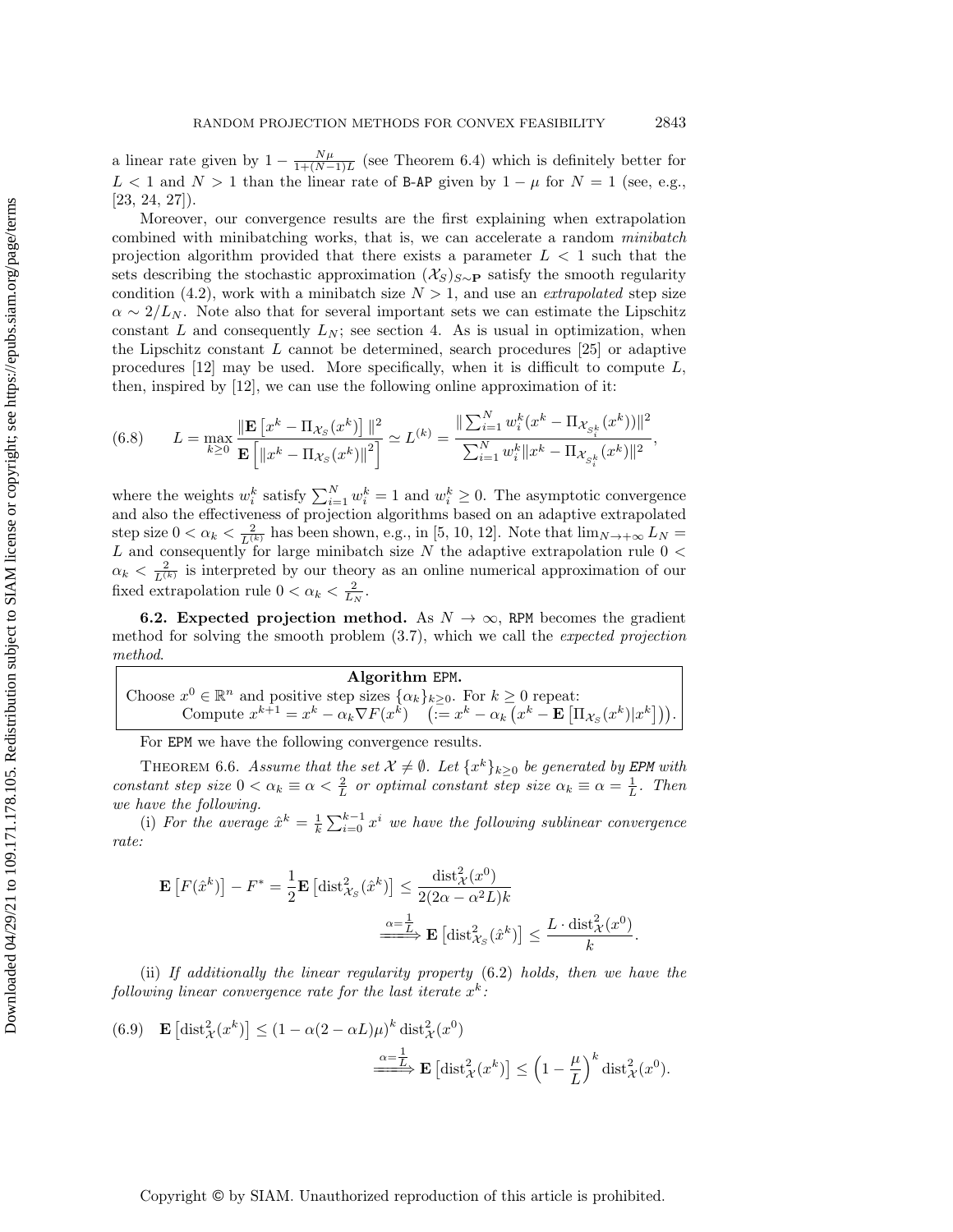a linear rate given by $1 - \frac{N\mu}{1+(N-1)L}$ (see Theorem 6.4) which is definitely better for $L < 1$ and $N > 1$ than the linear rate of B-AP given by $1 - \mu$ for $N = 1$ (see, e.g., [23, 24, 27]).

Moreover, our convergence results are the first explaining when extrapolation combined with minibatching works, that is, we can accelerate a random *minibatch* projection algorithm provided that there exists a parameter $L < 1$ such that the sets describing the stochastic approximation $(\mathcal{X}_S)_{S\sim\mathbf{P}}$ satisfy the smooth regularity condition (4.2), work with a minibatch size $N > 1$, and use an *extrapolated* step size $\alpha \sim 2/L_N$. Note also that for several important sets we can estimate the Lipschitz constant $L$ and consequently $L_N$; see section 4. As is usual in optimization, when the Lipschitz constant $L$ cannot be determined, search procedures [25] or adaptive procedures [12] may be used. More specifically, when it is difficult to compute $L$, then, inspired by [12], we can use the following online approximation of it:

$$
(6.8) \qquad L = \max_{k\geq 0} \frac{\|\mathbf{E}\left[x^k - \Pi_{\mathcal{X}_S}(x^k)\right]\|^2}{\mathbf{E}\left[\|x^k - \Pi_{\mathcal{X}_S}(x^k)\|^2\right]} \simeq L^{(k)} = \frac{\|\sum_{i=1}^N w_i^k (x^k - \Pi_{\mathcal{X}_{S_i^k}}(x^k))\|^2}{\sum_{i=1}^N w_i^k \|x^k - \Pi_{\mathcal{X}_{S_i^k}}(x^k)\|^2},
$$

where the weights $w_i^k$ satisfy $\sum_{i=1}^N w_i^k = 1$ and $w_i^k \geq 0$. The asymptotic convergence and also the effectiveness of projection algorithms based on an adaptive extrapolated step size $0 < \alpha_k < \frac{2}{L^{(k)}}$ has been shown, e.g., in [5, 10, 12]. Note that $\lim_{N\to+\infty} L_N = L$ and consequently for large minibatch size $N$ the adaptive extrapolation rule $0 < \alpha_k < \frac{2}{L^{(k)}}$ is interpreted by our theory as an online numerical approximation of our fixed extrapolation rule $0 < \alpha_k < \frac{2}{L_N}$.

### 6.2. Expected projection method.

As $N \to \infty$, RPM becomes the gradient method for solving the smooth problem (3.7), which we call the *expected projection method*.

**Algorithm EPM.**
Choose $x^0 \in \mathbb{R}^n$ and positive step sizes $\{\alpha_k\}_{k\geq 0}$. For $k \geq 0$ repeat:
Compute $x^{k+1} = x^k - \alpha_k \nabla F(x^k) \quad \left(:= x^k - \alpha_k \left(x^k - \mathbf{E}\left[\Pi_{\mathcal{X}_S}(x^k)|x^k\right]\right)\right)$.

For EPM we have the following convergence results.

THEOREM 6.6. *Assume that the set $\mathcal{X} \neq \emptyset$. Let $\{x^k\}_{k\geq 0}$ be generated by EPM with constant step size $0 < \alpha_k \equiv \alpha < \frac{2}{L}$ or optimal constant step size $\alpha_k \equiv \alpha = \frac{1}{L}$. Then we have the following.*

(i) *For the average $\hat{x}^k = \frac{1}{k}\sum_{i=0}^{k-1} x^i$ we have the following sublinear convergence rate:*

$$
\mathbf{E}\left[F(\hat{x}^k)\right] - F^* = \frac{1}{2}\mathbf{E}\left[\text{dist}^2_{\mathcal{X}_S}(\hat{x}^k)\right] \leq \frac{\text{dist}^2_{\mathcal{X}}(x^0)}{2(2\alpha - \alpha^2 L)k}
$$

$$
\xrightarrow{\alpha = \frac{1}{L}} \mathbf{E}\left[\text{dist}^2_{\mathcal{X}_S}(\hat{x}^k)\right] \leq \frac{L \cdot \text{dist}^2_{\mathcal{X}}(x^0)}{k}.
$$

(ii) *If additionally the linear regularity property (6.2) holds, then we have the following linear convergence rate for the last iterate $x^k$:*

$$
(6.9) \quad \mathbf{E}\left[\text{dist}^2_{\mathcal{X}}(x^k)\right] \leq \left(1 - \alpha(2 - \alpha L)\mu\right)^k \text{dist}^2_{\mathcal{X}}(x^0)
$$

$$
\xrightarrow{\alpha = \frac{1}{L}} \mathbf{E}\left[\text{dist}^2_{\mathcal{X}}(x^k)\right] \leq \left(1 - \frac{\mu}{L}\right)^k \text{dist}^2_{\mathcal{X}}(x^0).
$$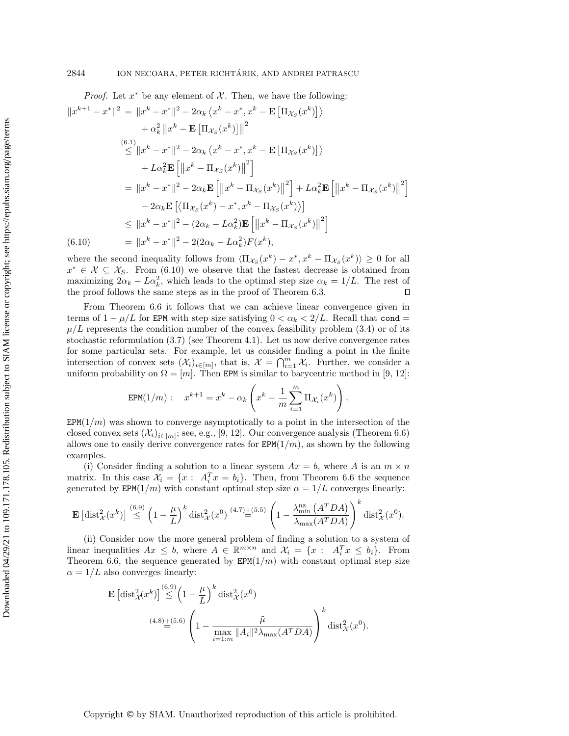*Proof.* Let $x^*$ be any element of $\mathcal{X}$. Then, we have the following:

$$
\begin{aligned}
\|x^{k+1} - x^*\|^2 &= \|x^k - x^*\|^2 - 2\alpha_k \left\langle x^k - x^*, x^k - \mathbf{E}\left[\Pi_{\mathcal{X}_S}(x^k)\right]\right\rangle \\
&\quad + \alpha_k^2 \left\|x^k - \mathbf{E}\left[\Pi_{\mathcal{X}_S}(x^k)\right]\right\|^2 \\
&\overset{(6.1)}{\leq} \|x^k - x^*\|^2 - 2\alpha_k \left\langle x^k - x^*, x^k - \mathbf{E}\left[\Pi_{\mathcal{X}_S}(x^k)\right]\right\rangle \\
&\quad + L\alpha_k^2 \mathbf{E}\left[\left\|x^k - \Pi_{\mathcal{X}_S}(x^k)\right\|^2\right] \\
&= \|x^k - x^*\|^2 - 2\alpha_k \mathbf{E}\left[\left\|x^k - \Pi_{\mathcal{X}_S}(x^k)\right\|^2\right] + L\alpha_k^2 \mathbf{E}\left[\left\|x^k - \Pi_{\mathcal{X}_S}(x^k)\right\|^2\right] \\
&\quad - 2\alpha_k \mathbf{E}\left[\left\langle \Pi_{\mathcal{X}_S}(x^k) - x^*, x^k - \Pi_{\mathcal{X}_S}(x^k)\right\rangle\right] \\
&\leq \|x^k - x^*\|^2 - (2\alpha_k - L\alpha_k^2)\mathbf{E}\left[\left\|x^k - \Pi_{\mathcal{X}_S}(x^k)\right\|^2\right] \\
&= \|x^k - x^*\|^2 - 2(2\alpha_k - L\alpha_k^2)F(x^k), \qquad (6.10)
\end{aligned}
$$

where the second inequality follows from $\langle \Pi_{\mathcal{X}_S}(x^k) - x^*, x^k - \Pi_{\mathcal{X}_S}(x^k)\rangle \geq 0$ for all $x^* \in \mathcal{X} \subseteq \mathcal{X}_S$. From (6.10) we observe that the fastest decrease is obtained from maximizing $2\alpha_k - L\alpha_k^2$, which leads to the optimal step size $\alpha_k = 1/L$. The rest of the proof follows the same steps as in the proof of Theorem 6.3. ∎

From Theorem 6.6 it follows that we can achieve linear convergence given in terms of $1 - \mu/L$ for EPM with step size satisfying $0 < \alpha_k < 2/L$. Recall that $\texttt{cond} = \mu/L$ represents the condition number of the convex feasibility problem (3.4) or of its stochastic reformulation (3.7) (see Theorem 4.1). Let us now derive convergence rates for some particular sets. For example, let us consider finding a point in the finite intersection of convex sets $(\mathcal{X}_i)_{i\in[m]}$, that is, $\mathcal{X} = \bigcap_{i=1}^m \mathcal{X}_i$. Further, we consider a uniform probability on $\Omega = [m]$. Then EPM is similar to barycentric method in [9, 12]:

$$
\texttt{EPM}(1/m): \quad x^{k+1} = x^k - \alpha_k \left( x^k - \frac{1}{m}\sum_{i=1}^m \Pi_{\mathcal{X}_i}(x^k) \right).
$$

$\texttt{EPM}(1/m)$ was shown to converge asymptotically to a point in the intersection of the closed convex sets $(\mathcal{X}_i)_{i\in[m]}$; see, e.g., [9, 12]. Our convergence analysis (Theorem 6.6) allows one to easily derive convergence rates for $\texttt{EPM}(1/m)$, as shown by the following examples.

(i) Consider finding a solution to a linear system $Ax = b$, where $A$ is an $m \times n$ matrix. In this case $\mathcal{X}_i = \{x : A_i^T x = b_i\}$. Then, from Theorem 6.6 the sequence generated by $\texttt{EPM}(1/m)$ with constant optimal step size $\alpha = 1/L$ converges linearly:

$$
\mathbf{E}\left[\text{dist}_{\mathcal{X}}^2(x^k)\right] \overset{(6.9)}{\leq} \left(1 - \frac{\mu}{L}\right)^k \text{dist}_{\mathcal{X}}^2(x^0) \overset{(4.7)+(5.5)}{=} \left(1 - \frac{\lambda_{\min}^{\text{nz}}\left(A^T DA\right)}{\lambda_{\max}(A^T DA)}\right)^k \text{dist}_{\mathcal{X}}^2(x^0).
$$

(ii) Consider now the more general problem of finding a solution to a system of linear inequalities $Ax \leq b$, where $A \in \mathbb{R}^{m\times n}$ and $\mathcal{X}_i = \{x : A_i^T x \leq b_i\}$. From Theorem 6.6, the sequence generated by $\texttt{EPM}(1/m)$ with constant optimal step size $\alpha = 1/L$ also converges linearly:

$$
\begin{aligned}
\mathbf{E}\left[\text{dist}_{\mathcal{X}}^2(x^k)\right] &\overset{(6.9)}{\leq} \left(1 - \frac{\mu}{L}\right)^k \text{dist}_{\mathcal{X}}^2(x^0) \\
&\overset{(4.8)+(5.6)}{=} \left(1 - \frac{\tilde{\mu}}{\max\limits_{i=1:m} \|A_i\|^2 \lambda_{\max}(A^T DA)}\right)^k \text{dist}_{\mathcal{X}}^2(x^0).
\end{aligned}
$$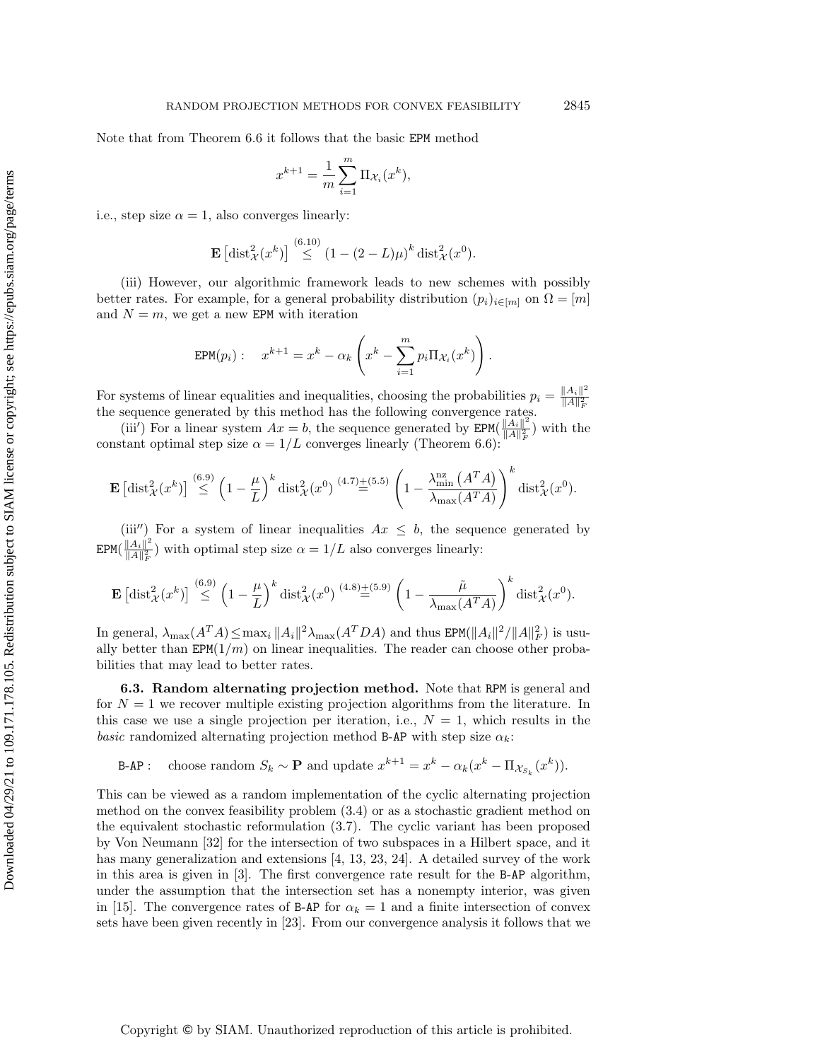Note that from Theorem 6.6 it follows that the basic EPM method

$$x^{k+1} = \frac{1}{m}\sum_{i=1}^{m} \Pi_{\mathcal{X}_i}(x^k),$$

i.e., step size $\alpha = 1$, also converges linearly:

$$\mathbf{E}\left[\mathrm{dist}_{\mathcal{X}}^2(x^k)\right] \overset{(6.10)}{\leq} (1-(2-L)\mu)^k \,\mathrm{dist}_{\mathcal{X}}^2(x^0).$$

(iii) However, our algorithmic framework leads to new schemes with possibly better rates. For example, for a general probability distribution $(p_i)_{i\in[m]}$ on $\Omega = [m]$ and $N = m$, we get a new EPM with iteration

$$\texttt{EPM}(p_i): \quad x^{k+1} = x^k - \alpha_k \left( x^k - \sum_{i=1}^{m} p_i \Pi_{\mathcal{X}_i}(x^k) \right).$$

For systems of linear equalities and inequalities, choosing the probabilities $p_i = \frac{\|A_i\|^2}{\|A\|_F^2}$ the sequence generated by this method has the following convergence rates.

(iii′) For a linear system $Ax = b$, the sequence generated by $\texttt{EPM}(\frac{\|A_i\|^2}{\|A\|_F^2})$ with the constant optimal step size $\alpha = 1/L$ converges linearly (Theorem 6.6):

$$\mathbf{E}\left[\mathrm{dist}_{\mathcal{X}}^2(x^k)\right] \overset{(6.9)}{\leq} \left(1-\frac{\mu}{L}\right)^k \mathrm{dist}_{\mathcal{X}}^2(x^0) \overset{(4.7)+(5.5)}{=} \left(1-\frac{\lambda_{\min}^{\mathrm{nz}}\left(A^TA\right)}{\lambda_{\max}(A^TA)}\right)^k \mathrm{dist}_{\mathcal{X}}^2(x^0).$$

(iii″) For a system of linear inequalities $Ax \leq b$, the sequence generated by $\texttt{EPM}(\frac{\|A_i\|^2}{\|A\|_F^2})$ with optimal step size $\alpha = 1/L$ also converges linearly:

$$\mathbf{E}\left[\mathrm{dist}_{\mathcal{X}}^2(x^k)\right] \overset{(6.9)}{\leq} \left(1-\frac{\mu}{L}\right)^k \mathrm{dist}_{\mathcal{X}}^2(x^0) \overset{(4.8)+(5.9)}{=} \left(1-\frac{\tilde{\mu}}{\lambda_{\max}(A^TA)}\right)^k \mathrm{dist}_{\mathcal{X}}^2(x^0).$$

In general, $\lambda_{\max}(A^TA) \leq \max_i \|A_i\|^2 \lambda_{\max}(A^TDA)$ and thus $\texttt{EPM}(\|A_i\|^2/\|A\|_F^2)$ is usually better than $\texttt{EPM}(1/m)$ on linear inequalities. The reader can choose other probabilities that may lead to better rates.

### 6.3. Random alternating projection method.

Note that RPM is general and for $N = 1$ we recover multiple existing projection algorithms from the literature. In this case we use a single projection per iteration, i.e., $N = 1$, which results in the *basic* randomized alternating projection method B-AP with step size $\alpha_k$:

$$\texttt{B-AP}: \quad \text{choose random } S_k \sim \mathbf{P} \text{ and update } x^{k+1} = x^k - \alpha_k (x^k - \Pi_{\mathcal{X}_{S_k}}(x^k)).$$

This can be viewed as a random implementation of the cyclic alternating projection method on the convex feasibility problem (3.4) or as a stochastic gradient method on the equivalent stochastic reformulation (3.7). The cyclic variant has been proposed by Von Neumann [32] for the intersection of two subspaces in a Hilbert space, and it has many generalization and extensions [4, 13, 23, 24]. A detailed survey of the work in this area is given in [3]. The first convergence rate result for the B-AP algorithm, under the assumption that the intersection set has a nonempty interior, was given in [15]. The convergence rates of B-AP for $\alpha_k = 1$ and a finite intersection of convex sets have been given recently in [23]. From our convergence analysis it follows that we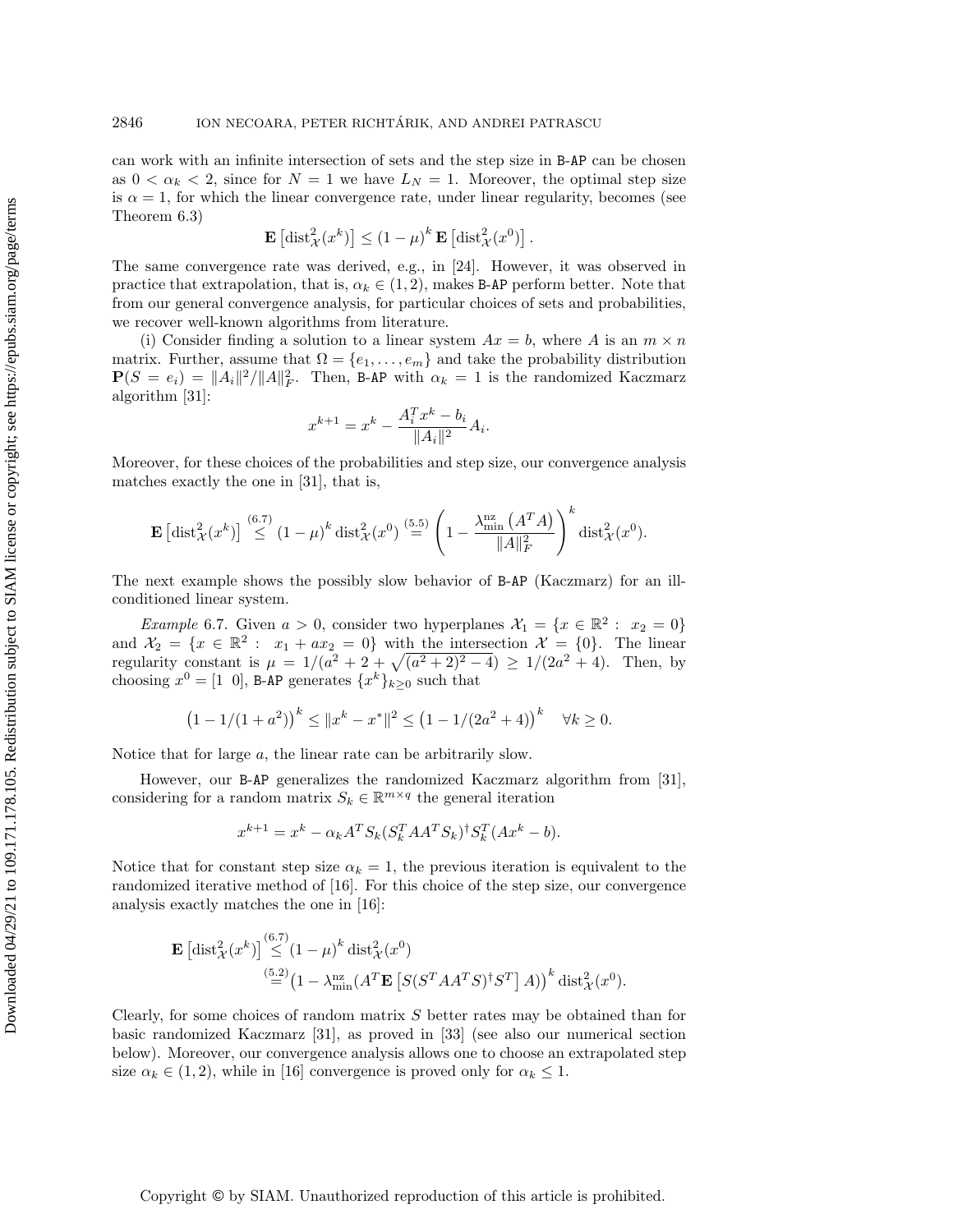can work with an infinite intersection of sets and the step size in B-AP can be chosen as $0 < \alpha_k < 2$, since for $N = 1$ we have $L_N = 1$. Moreover, the optimal step size is $\alpha = 1$, for which the linear convergence rate, under linear regularity, becomes (see Theorem 6.3)

$$\mathbf{E}\left[\mathrm{dist}^2_{\mathcal{X}}(x^k)\right] \leq (1-\mu)^k \,\mathbf{E}\left[\mathrm{dist}^2_{\mathcal{X}}(x^0)\right].$$

The same convergence rate was derived, e.g., in [24]. However, it was observed in practice that extrapolation, that is, $\alpha_k \in (1, 2)$, makes B-AP perform better. Note that from our general convergence analysis, for particular choices of sets and probabilities, we recover well-known algorithms from literature.

(i) Consider finding a solution to a linear system $Ax = b$, where $A$ is an $m \times n$ matrix. Further, assume that $\Omega = \{e_1, \dots, e_m\}$ and take the probability distribution $\mathbf{P}(S = e_i) = \|A_i\|^2/\|A\|_F^2$. Then, B-AP with $\alpha_k = 1$ is the randomized Kaczmarz algorithm [31]:

$$x^{k+1} = x^k - \frac{A_i^T x^k - b_i}{\|A_i\|^2} A_i.$$

Moreover, for these choices of the probabilities and step size, our convergence analysis matches exactly the one in [31], that is,

$$\mathbf{E}\left[\mathrm{dist}^2_{\mathcal{X}}(x^k)\right] \overset{(6.7)}{\leq} (1-\mu)^k \,\mathrm{dist}^2_{\mathcal{X}}(x^0) \overset{(5.5)}{=} \left(1 - \frac{\lambda_{\min}^{\mathrm{nz}}\left(A^T A\right)}{\|A\|_F^2}\right)^k \mathrm{dist}^2_{\mathcal{X}}(x^0).$$

The next example shows the possibly slow behavior of B-AP (Kaczmarz) for an ill-conditioned linear system.

*Example* 6.7. Given $a > 0$, consider two hyperplanes $\mathcal{X}_1 = \{x \in \mathbb{R}^2 : \ x_2 = 0\}$ and $\mathcal{X}_2 = \{x \in \mathbb{R}^2 : \ x_1 + a x_2 = 0\}$ with the intersection $\mathcal{X} = \{0\}$. The linear regularity constant is $\mu = 1/(a^2 + 2 + \sqrt{(a^2+2)^2 - 4}) \geq 1/(2a^2 + 4)$. Then, by choosing $x^0 = [1 \ \ 0]$, B-AP generates $\{x^k\}_{k \geq 0}$ such that

$$\left(1 - 1/(1 + a^2)\right)^k \leq \|x^k - x^*\|^2 \leq \left(1 - 1/(2a^2+4)\right)^k \quad \forall k \geq 0.$$

Notice that for large $a$, the linear rate can be arbitrarily slow.

However, our B-AP generalizes the randomized Kaczmarz algorithm from [31], considering for a random matrix $S_k \in \mathbb{R}^{m \times q}$ the general iteration

$$x^{k+1} = x^k - \alpha_k A^T S_k (S_k^T A A^T S_k)^{\dagger} S_k^T (Ax^k - b).$$

Notice that for constant step size $\alpha_k = 1$, the previous iteration is equivalent to the randomized iterative method of [16]. For this choice of the step size, our convergence analysis exactly matches the one in [16]:

$$\begin{aligned}
\mathbf{E}\left[\mathrm{dist}^2_{\mathcal{X}}(x^k)\right] &\overset{(6.7)}{\leq} (1-\mu)^k \,\mathrm{dist}^2_{\mathcal{X}}(x^0) \\
&\overset{(5.2)}{=} \left(1 - \lambda_{\min}^{\mathrm{nz}}(A^T \mathbf{E}\left[S(S^T A A^T S)^{\dagger} S^T\right] A)\right)^k \mathrm{dist}^2_{\mathcal{X}}(x^0).
\end{aligned}$$

Clearly, for some choices of random matrix $S$ better rates may be obtained than for basic randomized Kaczmarz [31], as proved in [33] (see also our numerical section below). Moreover, our convergence analysis allows one to choose an extrapolated step size $\alpha_k \in (1, 2)$, while in [16] convergence is proved only for $\alpha_k \leq 1$.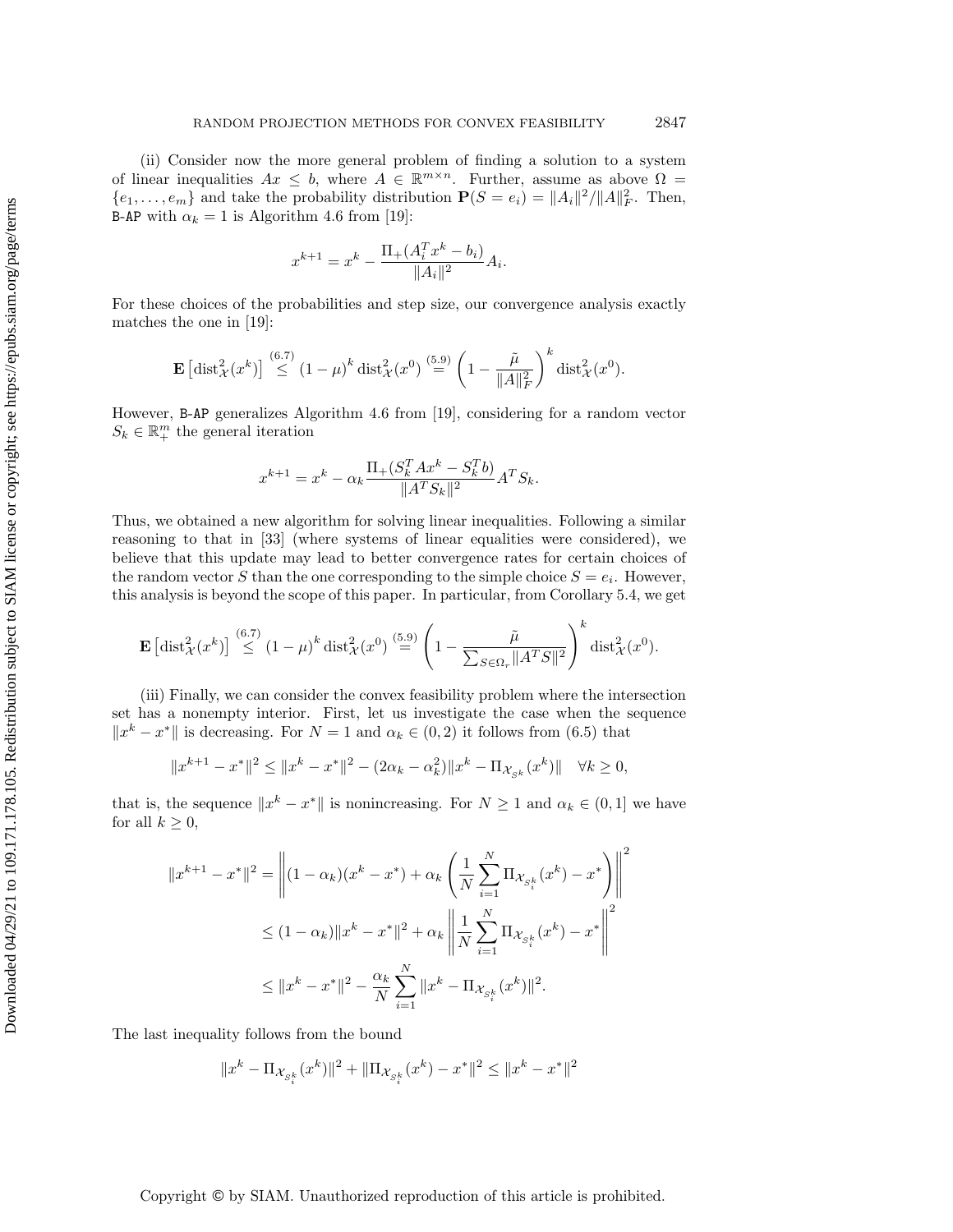(ii) Consider now the more general problem of finding a solution to a system of linear inequalities $Ax \leq b$, where $A \in \mathbb{R}^{m \times n}$. Further, assume as above $\Omega = \{e_1, \ldots, e_m\}$ and take the probability distribution $\mathbf{P}(S = e_i) = \|A_i\|^2/\|A\|_F^2$. Then, B-AP with $\alpha_k = 1$ is Algorithm 4.6 from [19]:

$$x^{k+1} = x^k - \frac{\Pi_+(A_i^T x^k - b_i)}{\|A_i\|^2} A_i.$$

For these choices of the probabilities and step size, our convergence analysis exactly matches the one in [19]:

$$\mathbf{E}\left[\operatorname{dist}_{\mathcal{X}}^2(x^k)\right] \overset{(6.7)}{\leq} (1-\mu)^k \operatorname{dist}_{\mathcal{X}}^2(x^0) \overset{(5.9)}{=} \left(1 - \frac{\tilde{\mu}}{\|A\|_F^2}\right)^k \operatorname{dist}_{\mathcal{X}}^2(x^0).$$

However, B-AP generalizes Algorithm 4.6 from [19], considering for a random vector $S_k \in \mathbb{R}^m_+$ the general iteration

$$x^{k+1} = x^k - \alpha_k \frac{\Pi_+(S_k^T A x^k - S_k^T b)}{\|A^T S_k\|^2} A^T S_k.$$

Thus, we obtained a new algorithm for solving linear inequalities. Following a similar reasoning to that in [33] (where systems of linear equalities were considered), we believe that this update may lead to better convergence rates for certain choices of the random vector $S$ than the one corresponding to the simple choice $S = e_i$. However, this analysis is beyond the scope of this paper. In particular, from Corollary 5.4, we get

$$\mathbf{E}\left[\operatorname{dist}_{\mathcal{X}}^2(x^k)\right] \overset{(6.7)}{\leq} (1-\mu)^k \operatorname{dist}_{\mathcal{X}}^2(x^0) \overset{(5.9)}{=} \left(1 - \frac{\tilde{\mu}}{\sum_{S \in \Omega_r} \|A^T S\|^2}\right)^k \operatorname{dist}_{\mathcal{X}}^2(x^0).$$

(iii) Finally, we can consider the convex feasibility problem where the intersection set has a nonempty interior. First, let us investigate the case when the sequence $\|x^k - x^*\|$ is decreasing. For $N = 1$ and $\alpha_k \in (0, 2)$ it follows from (6.5) that

$$\|x^{k+1} - x^*\|^2 \leq \|x^k - x^*\|^2 - (2\alpha_k - \alpha_k^2)\|x^k - \Pi_{\mathcal{X}_{S^k}}(x^k)\| \quad \forall k \geq 0,$$

that is, the sequence $\|x^k - x^*\|$ is nonincreasing. For $N \geq 1$ and $\alpha_k \in (0, 1]$ we have for all $k \geq 0$,

$$\begin{aligned}
\|x^{k+1} - x^*\|^2 &= \left\|(1-\alpha_k)(x^k - x^*) + \alpha_k \left(\frac{1}{N}\sum_{i=1}^N \Pi_{\mathcal{X}_{S_i^k}}(x^k) - x^*\right)\right\|^2 \\
&\leq (1-\alpha_k)\|x^k - x^*\|^2 + \alpha_k \left\|\frac{1}{N}\sum_{i=1}^N \Pi_{\mathcal{X}_{S_i^k}}(x^k) - x^*\right\|^2 \\
&\leq \|x^k - x^*\|^2 - \frac{\alpha_k}{N}\sum_{i=1}^N \|x^k - \Pi_{\mathcal{X}_{S_i^k}}(x^k)\|^2.
\end{aligned}$$

The last inequality follows from the bound

$$\|x^k - \Pi_{\mathcal{X}_{S_i^k}}(x^k)\|^2 + \|\Pi_{\mathcal{X}_{S_i^k}}(x^k) - x^*\|^2 \leq \|x^k - x^*\|^2$$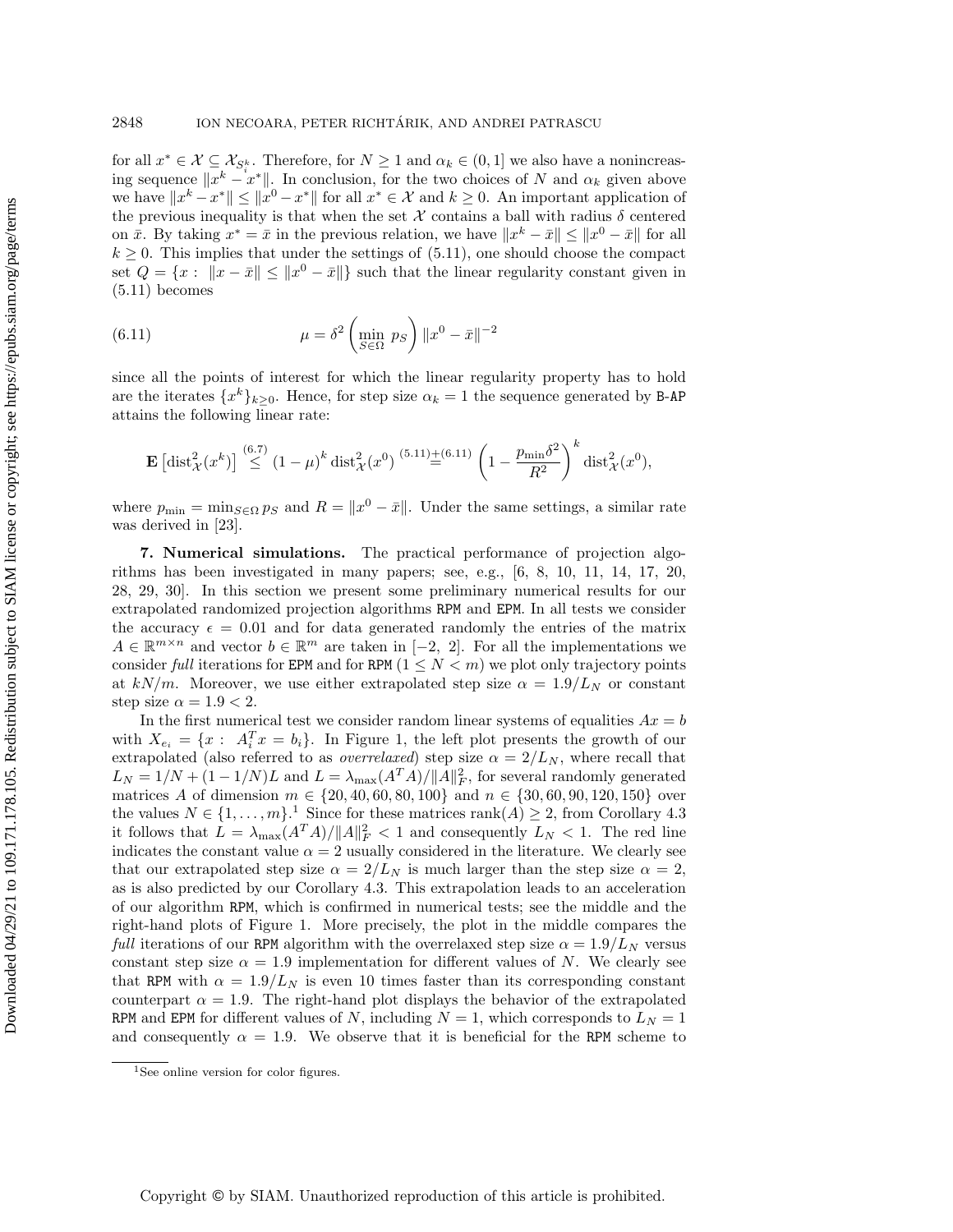for all $x^* \in \mathcal{X} \subseteq \mathcal{X}_{S_i^k}$. Therefore, for $N \geq 1$ and $\alpha_k \in (0, 1]$ we also have a nonincreasing sequence $\|x^k - x^*\|$. In conclusion, for the two choices of $N$ and $\alpha_k$ given above we have $\|x^k - x^*\| \leq \|x^0 - x^*\|$ for all $x^* \in \mathcal{X}$ and $k \geq 0$. An important application of the previous inequality is that when the set $\mathcal{X}$ contains a ball with radius $\delta$ centered on $\bar{x}$. By taking $x^* = \bar{x}$ in the previous relation, we have $\|x^k - \bar{x}\| \leq \|x^0 - \bar{x}\|$ for all $k \geq 0$. This implies that under the settings of (5.11), one should choose the compact set $Q = \{x : \|x - \bar{x}\| \leq \|x^0 - \bar{x}\|\}$ such that the linear regularity constant given in (5.11) becomes

$$\mu = \delta^2 \left( \min_{S \in \Omega} p_S \right) \|x^0 - \bar{x}\|^{-2} \tag{6.11}$$

since all the points of interest for which the linear regularity property has to hold are the iterates $\{x^k\}_{k \geq 0}$. Hence, for step size $\alpha_k = 1$ the sequence generated by B-AP attains the following linear rate:

$$\mathbf{E}\left[\operatorname{dist}^2_{\mathcal{X}}(x^k)\right] \overset{(6.7)}{\leq} (1 - \mu)^k \operatorname{dist}^2_{\mathcal{X}}(x^0) \overset{(5.11)+(6.11)}{=} \left(1 - \frac{p_{\min}\delta^2}{R^2}\right)^k \operatorname{dist}^2_{\mathcal{X}}(x^0),$$

where $p_{\min} = \min_{S \in \Omega} p_S$ and $R = \|x^0 - \bar{x}\|$. Under the same settings, a similar rate was derived in [23].

## 7. Numerical simulations.

The practical performance of projection algorithms has been investigated in many papers; see, e.g., [6, 8, 10, 11, 14, 17, 20, 28, 29, 30]. In this section we present some preliminary numerical results for our extrapolated randomized projection algorithms RPM and EPM. In all tests we consider the accuracy $\epsilon = 0.01$ and for data generated randomly the entries of the matrix $A \in \mathbb{R}^{m \times n}$ and vector $b \in \mathbb{R}^m$ are taken in $[-2, 2]$. For all the implementations we consider *full* iterations for EPM and for RPM ($1 \leq N < m$) we plot only trajectory points at $kN/m$. Moreover, we use either extrapolated step size $\alpha = 1.9/L_N$ or constant step size $\alpha = 1.9 < 2$.

In the first numerical test we consider random linear systems of equalities $Ax = b$ with $X_{e_i} = \{x : A_i^T x = b_i\}$. In Figure 1, the left plot presents the growth of our extrapolated (also referred to as *overrelaxed*) step size $\alpha = 2/L_N$, where recall that $L_N = 1/N + (1 - 1/N)L$ and $L = \lambda_{\max}(A^T A)/\|A\|_F^2$, for several randomly generated matrices $A$ of dimension $m \in \{20, 40, 60, 80, 100\}$ and $n \in \{30, 60, 90, 120, 150\}$ over the values $N \in \{1, \dots, m\}$.[1] Since for these matrices $\operatorname{rank}(A) \geq 2$, from Corollary 4.3 it follows that $L = \lambda_{\max}(A^T A)/\|A\|_F^2 < 1$ and consequently $L_N < 1$. The red line indicates the constant value $\alpha = 2$ usually considered in the literature. We clearly see that our extrapolated step size $\alpha = 2/L_N$ is much larger than the step size $\alpha = 2$, as is also predicted by our Corollary 4.3. This extrapolation leads to an acceleration of our algorithm RPM, which is confirmed in numerical tests; see the middle and the right-hand plots of Figure 1. More precisely, the plot in the middle compares the *full* iterations of our RPM algorithm with the overrelaxed step size $\alpha = 1.9/L_N$ versus constant step size $\alpha = 1.9$ implementation for different values of $N$. We clearly see that RPM with $\alpha = 1.9/L_N$ is even 10 times faster than its corresponding constant counterpart $\alpha = 1.9$. The right-hand plot displays the behavior of the extrapolated RPM and EPM for different values of $N$, including $N = 1$, which corresponds to $L_N = 1$ and consequently $\alpha = 1.9$. We observe that it is beneficial for the RPM scheme to

[1] See online version for color figures.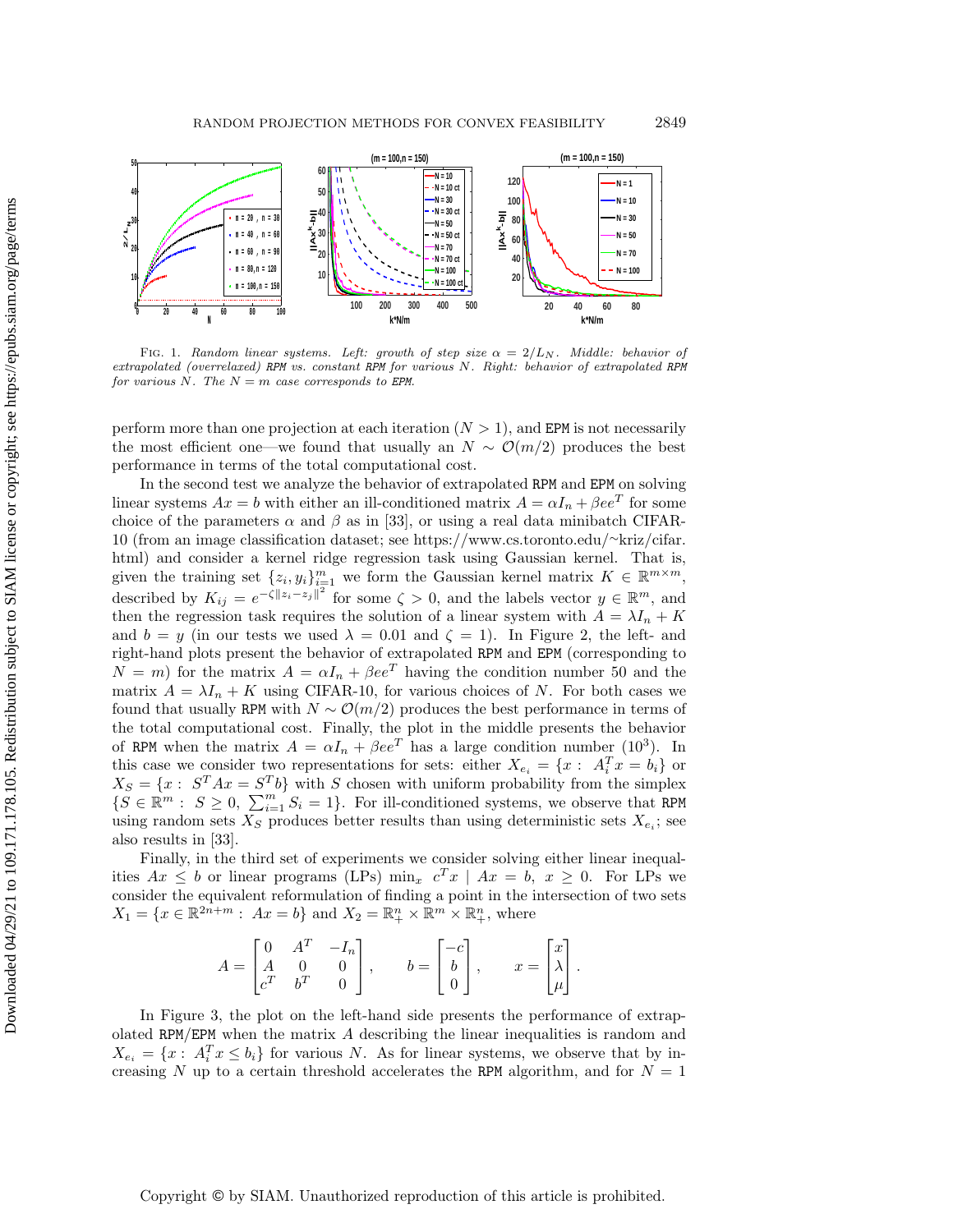Fig. 1. *Random linear systems. Left: growth of step size $\alpha = 2/L_N$. Middle: behavior of extrapolated (overrelaxed)* RPM *vs. constant* RPM *for various $N$. Right: behavior of extrapolated* RPM *for various $N$. The $N = m$ case corresponds to* EPM.

perform more than one projection at each iteration ($N > 1$), and EPM is not necessarily the most efficient one—we found that usually an $N \sim \mathcal{O}(m/2)$ produces the best performance in terms of the total computational cost.

In the second test we analyze the behavior of extrapolated RPM and EPM on solving linear systems $Ax = b$ with either an ill-conditioned matrix $A = \alpha I_n + \beta ee^T$ for some choice of the parameters $\alpha$ and $\beta$ as in [33], or using a real data minibatch CIFAR-10 (from an image classification dataset; see https://www.cs.toronto.edu/~kriz/cifar.html) and consider a kernel ridge regression task using Gaussian kernel. That is, given the training set $\{z_i, y_i\}_{i=1}^m$ we form the Gaussian kernel matrix $K \in \mathbb{R}^{m\times m}$, described by $K_{ij} = e^{-\zeta\|z_i - z_j\|^2}$ for some $\zeta > 0$, and the labels vector $y \in \mathbb{R}^m$, and then the regression task requires the solution of a linear system with $A = \lambda I_n + K$ and $b = y$ (in our tests we used $\lambda = 0.01$ and $\zeta = 1$). In Figure 2, the left- and right-hand plots present the behavior of extrapolated RPM and EPM (corresponding to $N = m$) for the matrix $A = \alpha I_n + \beta ee^T$ having the condition number 50 and the matrix $A = \lambda I_n + K$ using CIFAR-10, for various choices of $N$. For both cases we found that usually RPM with $N \sim \mathcal{O}(m/2)$ produces the best performance in terms of the total computational cost. Finally, the plot in the middle presents the behavior of RPM when the matrix $A = \alpha I_n + \beta ee^T$ has a large condition number ($10^3$). In this case we consider two representations for sets: either $X_{e_i} = \{x : \ A_i^T x = b_i\}$ or $X_S = \{x : \ S^T Ax = S^T b\}$ with $S$ chosen with uniform probability from the simplex $\{S \in \mathbb{R}^m : \ S \geq 0, \ \sum_{i=1}^m S_i = 1\}$. For ill-conditioned systems, we observe that RPM using random sets $X_S$ produces better results than using deterministic sets $X_{e_i}$; see also results in [33].

Finally, in the third set of experiments we consider solving either linear inequalities $Ax \leq b$ or linear programs (LPs) $\min_x \ c^T x \mid Ax = b, \ x \geq 0$. For LPs we consider the equivalent reformulation of finding a point in the intersection of two sets $X_1 = \{x \in \mathbb{R}^{2n+m} : \ Ax = b\}$ and $X_2 = \mathbb{R}^n_+ \times \mathbb{R}^m \times \mathbb{R}^n_+$, where

$$A = \begin{bmatrix} 0 & A^T & -I_n \\ A & 0 & 0 \\ c^T & b^T & 0 \end{bmatrix}, \qquad b = \begin{bmatrix} -c \\ b \\ 0 \end{bmatrix}, \qquad x = \begin{bmatrix} x \\ \lambda \\ \mu \end{bmatrix}.$$

In Figure 3, the plot on the left-hand side presents the performance of extrapolated RPM/EPM when the matrix $A$ describing the linear inequalities is random and $X_{e_i} = \{x : \ A_i^T x \leq b_i\}$ for various $N$. As for linear systems, we observe that by increasing $N$ up to a certain threshold accelerates the RPM algorithm, and for $N = 1$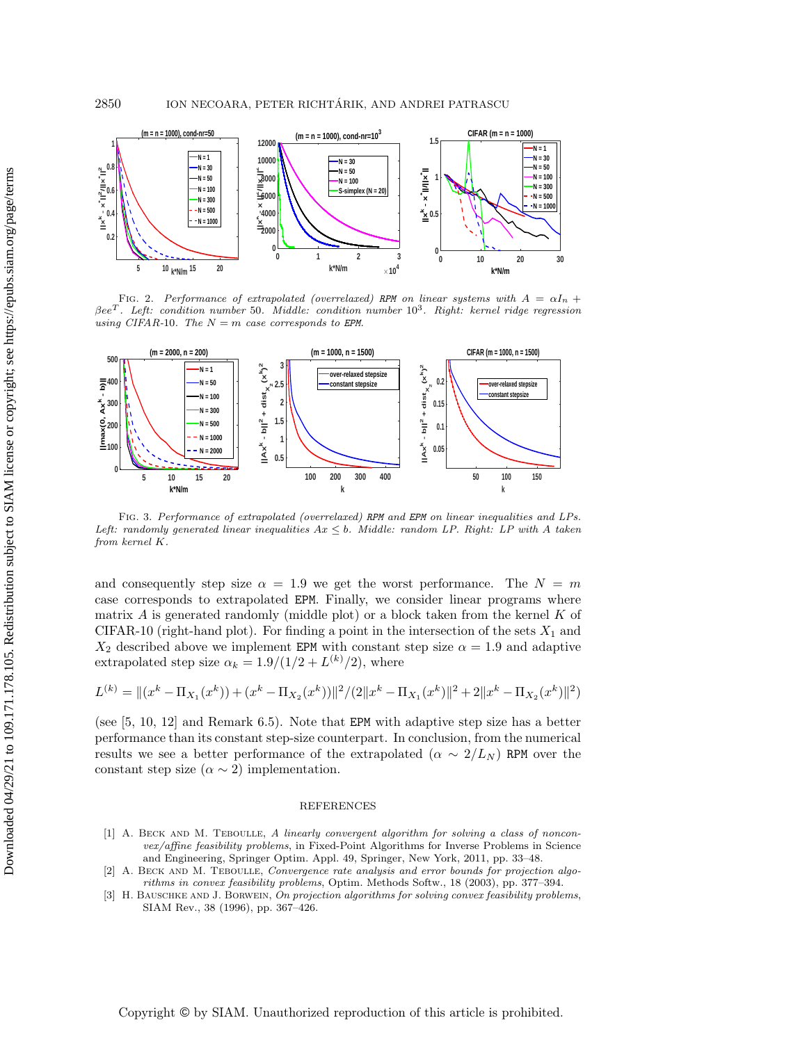Fig. 2. *Performance of extrapolated (overrelaxed)* RPM *on linear systems with* $A = \alpha I_n + \beta e e^T$. *Left: condition number* 50. *Middle: condition number* $10^3$. *Right: kernel ridge regression using CIFAR-*10. *The* $N = m$ *case corresponds to* EPM.

Fig. 3. *Performance of extrapolated (overrelaxed)* RPM *and* EPM *on linear inequalities and LPs. Left: randomly generated linear inequalities* $Ax \leq b$. *Middle: random LP. Right: LP with* $A$ *taken from kernel* $K$.

and consequently step size $\alpha = 1.9$ we get the worst performance. The $N = m$ case corresponds to extrapolated EPM. Finally, we consider linear programs where matrix $A$ is generated randomly (middle plot) or a block taken from the kernel $K$ of CIFAR-10 (right-hand plot). For finding a point in the intersection of the sets $X_1$ and $X_2$ described above we implement EPM with constant step size $\alpha = 1.9$ and adaptive extrapolated step size $\alpha_k = 1.9/(1/2 + L^{(k)}/2)$, where

$$L^{(k)} = \|(x^k - \Pi_{X_1}(x^k)) + (x^k - \Pi_{X_2}(x^k))\|^2/(2\|x^k - \Pi_{X_1}(x^k)\|^2 + 2\|x^k - \Pi_{X_2}(x^k)\|^2)$$

(see [5, 10, 12] and Remark 6.5). Note that EPM with adaptive step size has a better performance than its constant step-size counterpart. In conclusion, from the numerical results we see a better performance of the extrapolated ($\alpha \sim 2/L_N$) RPM over the constant step size ($\alpha \sim 2$) implementation.

## REFERENCES

[1] A. Beck and M. Teboulle, *A linearly convergent algorithm for solving a class of nonconvex/affine feasibility problems*, in Fixed-Point Algorithms for Inverse Problems in Science and Engineering, Springer Optim. Appl. 49, Springer, New York, 2011, pp. 33–48.

[2] A. Beck and M. Teboulle, *Convergence rate analysis and error bounds for projection algorithms in convex feasibility problems*, Optim. Methods Softw., 18 (2003), pp. 377–394.

[3] H. Bauschke and J. Borwein, *On projection algorithms for solving convex feasibility problems*, SIAM Rev., 38 (1996), pp. 367–426.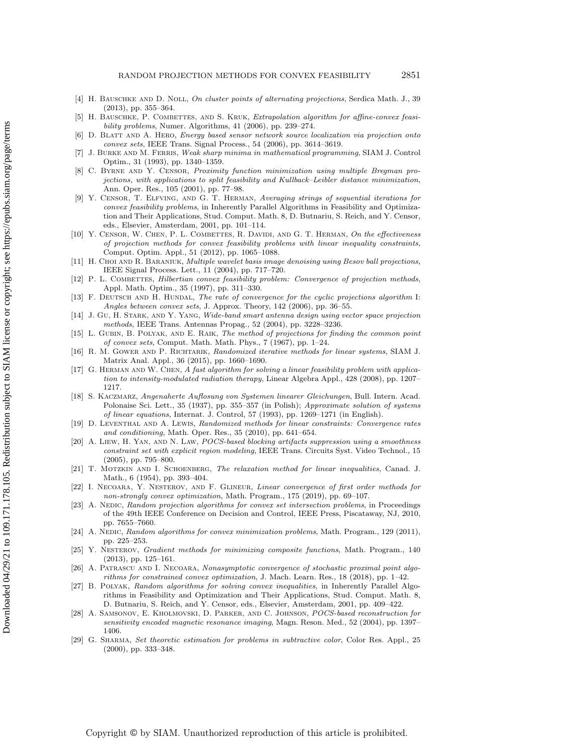[4] H. Bauschke and D. Noll, *On cluster points of alternating projections*, Serdica Math. J., 39 (2013), pp. 355–364.

[5] H. Bauschke, P. Combettes, and S. Kruk, *Extrapolation algorithm for affine-convex feasibility problems*, Numer. Algorithms, 41 (2006), pp. 239–274.

[6] D. Blatt and A. Hero, *Energy based sensor network source localization via projection onto convex sets*, IEEE Trans. Signal Process., 54 (2006), pp. 3614–3619.

[7] J. Burke and M. Ferris, *Weak sharp minima in mathematical programming*, SIAM J. Control Optim., 31 (1993), pp. 1340–1359.

[8] C. Byrne and Y. Censor, *Proximity function minimization using multiple Bregman projections, with applications to split feasibility and Kullback–Leibler distance minimization*, Ann. Oper. Res., 105 (2001), pp. 77–98.

[9] Y. Censor, T. Elfving, and G. T. Herman, *Averaging strings of sequential iterations for convex feasibility problems*, in Inherently Parallel Algorithms in Feasibility and Optimization and Their Applications, Stud. Comput. Math. 8, D. Butnariu, S. Reich, and Y. Censor, eds., Elsevier, Amsterdam, 2001, pp. 101–114.

[10] Y. Censor, W. Chen, P. L. Combettes, R. Davidi, and G. T. Herman, *On the effectiveness of projection methods for convex feasibility problems with linear inequality constraints*, Comput. Optim. Appl., 51 (2012), pp. 1065–1088.

[11] H. Choi and R. Baraniuk, *Multiple wavelet basis image denoising using Besov ball projections*, IEEE Signal Process. Lett., 11 (2004), pp. 717–720.

[12] P. L. Combettes, *Hilbertian convex feasibility problem: Convergence of projection methods*, Appl. Math. Optim., 35 (1997), pp. 311–330.

[13] F. Deutsch and H. Hundal, *The rate of convergence for the cyclic projections algorithm* I: *Angles between convex sets*, J. Approx. Theory, 142 (2006), pp. 36–55.

[14] J. Gu, H. Stark, and Y. Yang, *Wide-band smart antenna design using vector space projection methods*, IEEE Trans. Antennas Propag., 52 (2004), pp. 3228–3236.

[15] L. Gubin, B. Polyak, and E. Raik, *The method of projections for finding the common point of convex sets*, Comput. Math. Math. Phys., 7 (1967), pp. 1–24.

[16] R. M. Gower and P. Richtarik, *Randomized iterative methods for linear systems*, SIAM J. Matrix Anal. Appl., 36 (2015), pp. 1660–1690.

[17] G. Herman and W. Chen, *A fast algorithm for solving a linear feasibility problem with application to intensity-modulated radiation therapy*, Linear Algebra Appl., 428 (2008), pp. 1207–1217.

[18] S. Kaczmarz, *Angenaherte Auflosung von Systemen linearer Gleichungen*, Bull. Intern. Acad. Polonaise Sci. Lett., 35 (1937), pp. 355–357 (in Polish); *Approximate solution of systems of linear equations*, Internat. J. Control, 57 (1993), pp. 1269–1271 (in English).

[19] D. Leventhal and A. Lewis, *Randomized methods for linear constraints: Convergence rates and conditioning*, Math. Oper. Res., 35 (2010), pp. 641–654.

[20] A. Liew, H. Yan, and N. Law, *POCS-based blocking artifacts suppression using a smoothness constraint set with explicit region modeling*, IEEE Trans. Circuits Syst. Video Technol., 15 (2005), pp. 795–800.

[21] T. Motzkin and I. Schoenberg, *The relaxation method for linear inequalities*, Canad. J. Math., 6 (1954), pp. 393–404.

[22] I. Necoara, Y. Nesterov, and F. Glineur, *Linear convergence of first order methods for non-strongly convex optimization*, Math. Program., 175 (2019), pp. 69–107.

[23] A. Nedic, *Random projection algorithms for convex set intersection problems*, in Proceedings of the 49th IEEE Conference on Decision and Control, IEEE Press, Piscataway, NJ, 2010, pp. 7655–7660.

[24] A. Nedic, *Random algorithms for convex minimization problems*, Math. Program., 129 (2011), pp. 225–253.

[25] Y. Nesterov, *Gradient methods for minimizing composite functions*, Math. Program., 140 (2013), pp. 125–161.

[26] A. Patrascu and I. Necoara, *Nonasymptotic convergence of stochastic proximal point algorithms for constrained convex optimization*, J. Mach. Learn. Res., 18 (2018), pp. 1–42.

[27] B. Polyak, *Random algorithms for solving convex inequalities*, in Inherently Parallel Algorithms in Feasibility and Optimization and Their Applications, Stud. Comput. Math. 8, D. Butnariu, S. Reich, and Y. Censor, eds., Elsevier, Amsterdam, 2001, pp. 409–422.

[28] A. Samsonov, E. Kholmovski, D. Parker, and C. Johnson, *POCS-based reconstruction for sensitivity encoded magnetic resonance imaging*, Magn. Reson. Med., 52 (2004), pp. 1397–1406.

[29] G. Sharma, *Set theoretic estimation for problems in subtractive color*, Color Res. Appl., 25 (2000), pp. 333–348.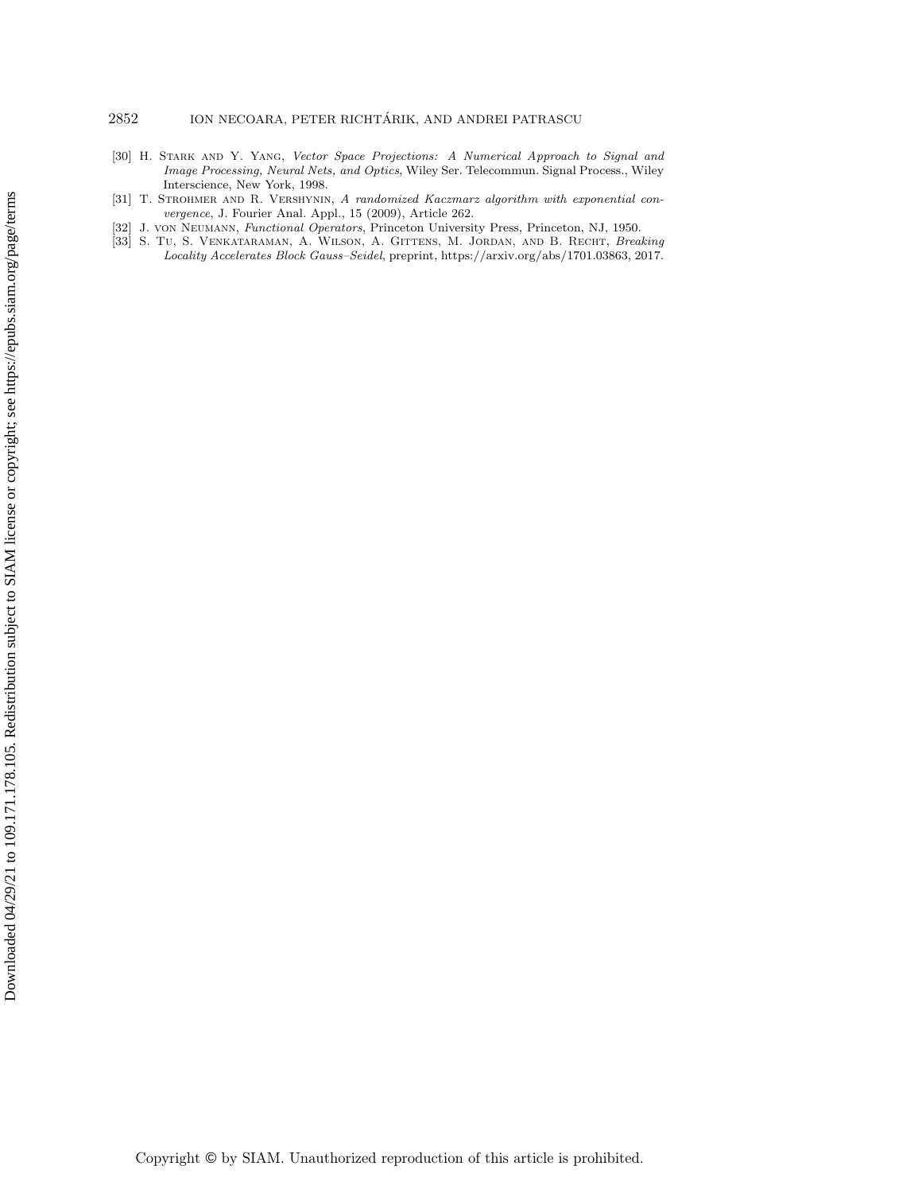[30] H. Stark and Y. Yang, *Vector Space Projections: A Numerical Approach to Signal and Image Processing, Neural Nets, and Optics*, Wiley Ser. Telecommun. Signal Process., Wiley Interscience, New York, 1998.

[31] T. Strohmer and R. Vershynin, *A randomized Kaczmarz algorithm with exponential convergence*, J. Fourier Anal. Appl., 15 (2009), Article 262.

[32] J. von Neumann, *Functional Operators*, Princeton University Press, Princeton, NJ, 1950.

[33] S. Tu, S. Venkataraman, A. Wilson, A. Gittens, M. Jordan, and B. Recht, *Breaking Locality Accelerates Block Gauss–Seidel*, preprint, https://arxiv.org/abs/1701.03863, 2017.